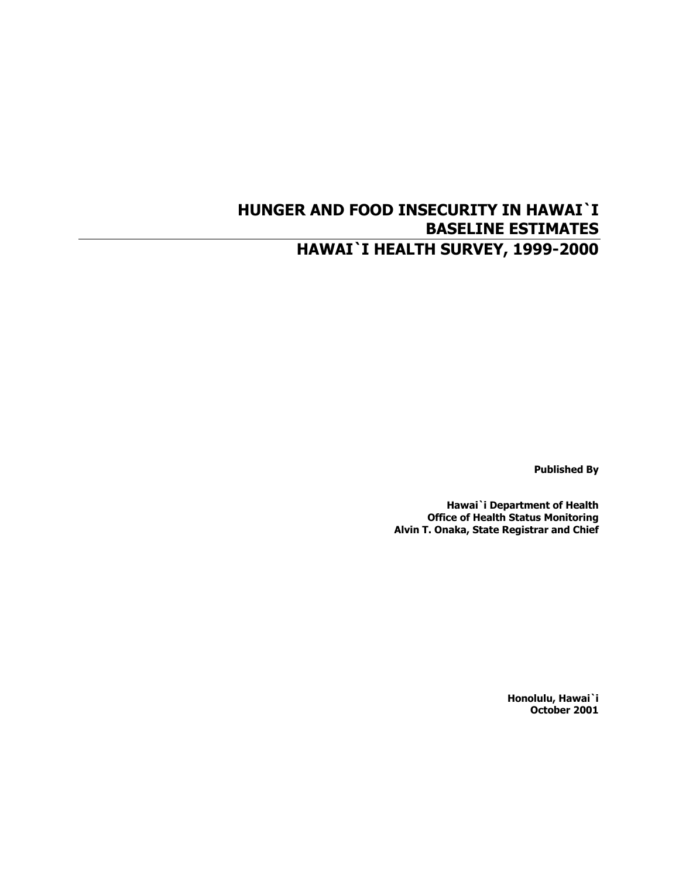# HUNGER AND FOOD INSECURITY IN HAWAI`I BASELINE ESTIMATES

## HAWAI`I HEALTH SURVEY, 1999-2000

**Published By**

**Hawai`i Department of Health**
**Office of Health Status Monitoring**
**Alvin T. Onaka, State Registrar and Chief**

**Honolulu, Hawai`i**
**October 2001**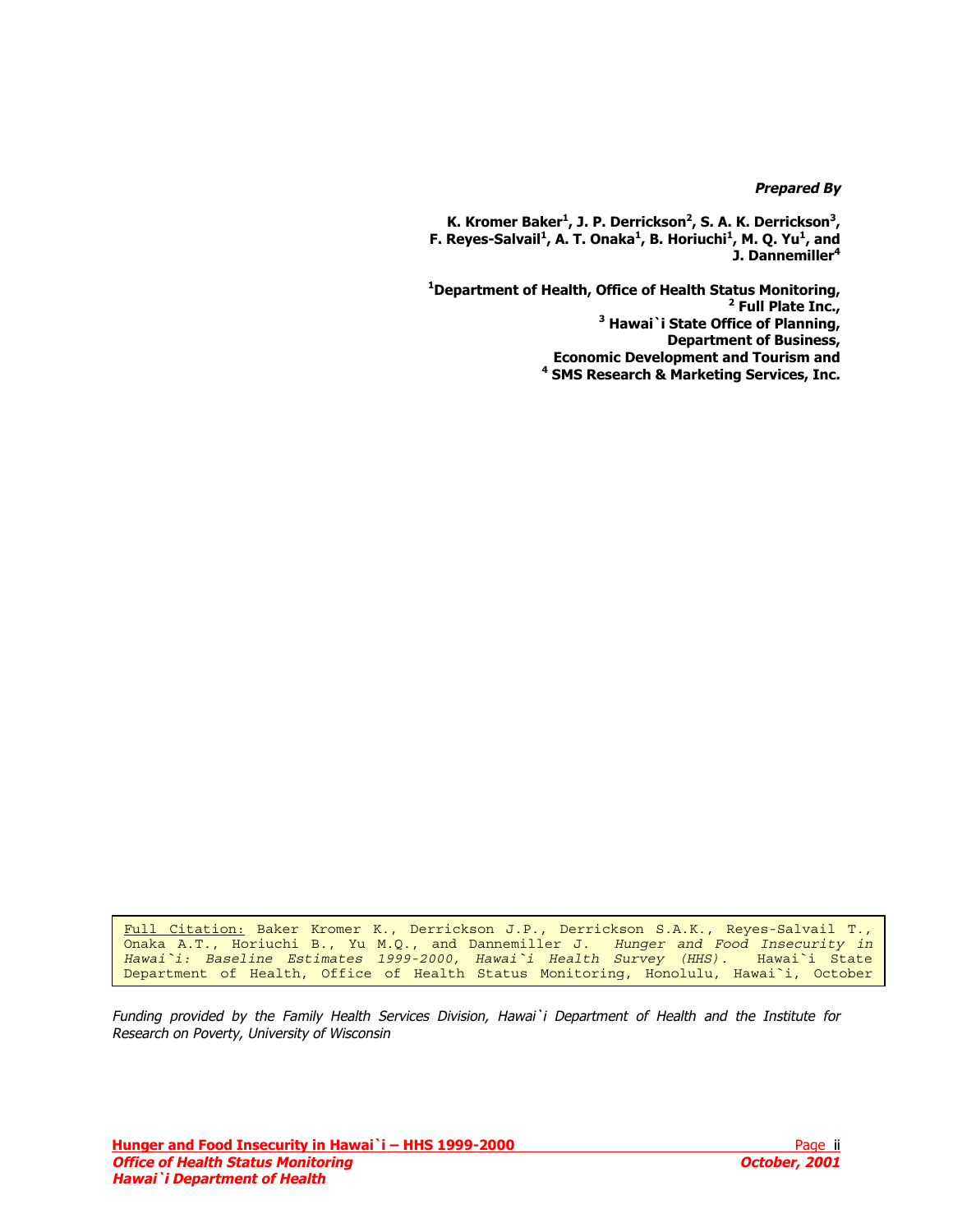***Prepared By***

**K. Kromer Baker[1], J. P. Derrickson[2], S. A. K. Derrickson[3], F. Reyes-Salvail[1], A. T. Onaka[1], B. Horiuchi[1], M. Q. Yu[1], and J. Dannemiller[4]**

**[1]Department of Health, Office of Health Status Monitoring,**
**[2] Full Plate Inc.,**
**[3] Hawai`i State Office of Planning, Department of Business, Economic Development and Tourism and**
**[4] SMS Research & Marketing Services, Inc.**

Full Citation: Baker Kromer K., Derrickson J.P., Derrickson S.A.K., Reyes-Salvail T., Onaka A.T., Horiuchi B., Yu M.Q., and Dannemiller J. *Hunger and Food Insecurity in Hawai`i: Baseline Estimates 1999-2000, Hawai`i Health Survey (HHS).* Hawai`i State Department of Health, Office of Health Status Monitoring, Honolulu, Hawai`i, October

*Funding provided by the Family Health Services Division, Hawai`i Department of Health and the Institute for Research on Poverty, University of Wisconsin*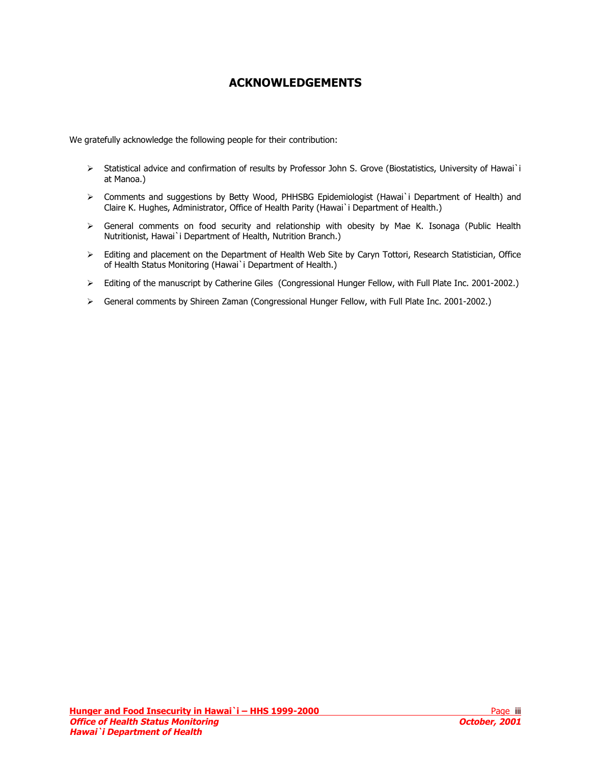# ACKNOWLEDGEMENTS

We gratefully acknowledge the following people for their contribution:

- Statistical advice and confirmation of results by Professor John S. Grove (Biostatistics, University of Hawai`i at Manoa.)
- Comments and suggestions by Betty Wood, PHHSBG Epidemiologist (Hawai`i Department of Health) and Claire K. Hughes, Administrator, Office of Health Parity (Hawai`i Department of Health.)
- General comments on food security and relationship with obesity by Mae K. Isonaga (Public Health Nutritionist, Hawai`i Department of Health, Nutrition Branch.)
- Editing and placement on the Department of Health Web Site by Caryn Tottori, Research Statistician, Office of Health Status Monitoring (Hawai`i Department of Health.)
- Editing of the manuscript by Catherine Giles (Congressional Hunger Fellow, with Full Plate Inc. 2001-2002.)
- General comments by Shireen Zaman (Congressional Hunger Fellow, with Full Plate Inc. 2001-2002.)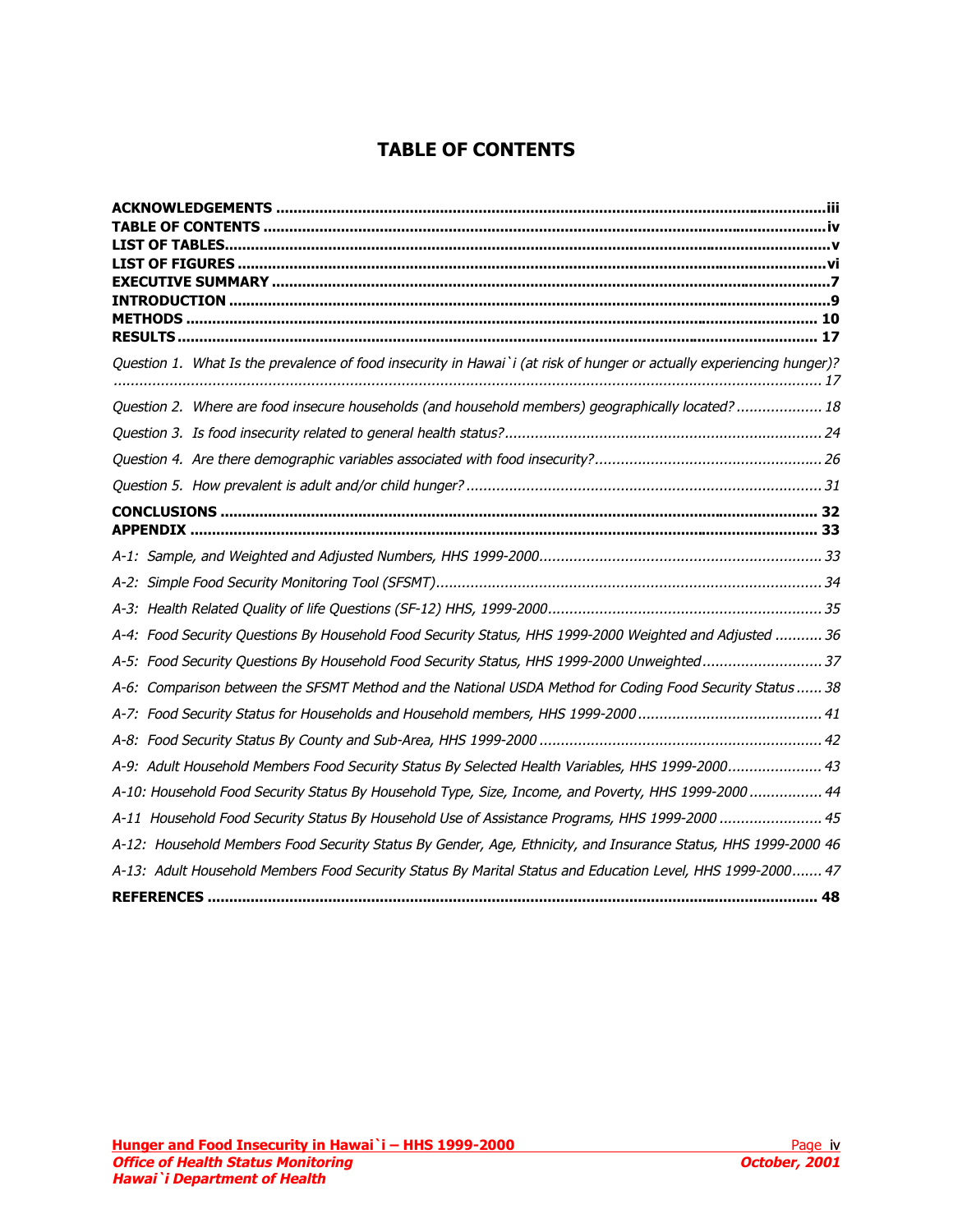# TABLE OF CONTENTS

**ACKNOWLEDGEMENTS** .......... iii
**TABLE OF CONTENTS** .......... iv
**LIST OF TABLES** .......... v
**LIST OF FIGURES** .......... vi
**EXECUTIVE SUMMARY** .......... 7
**INTRODUCTION** .......... 9
**METHODS** .......... 10
**RESULTS** .......... 17

*Question 1. What Is the prevalence of food insecurity in Hawai`i (at risk of hunger or actually experiencing hunger)?* .......... *17*

*Question 2. Where are food insecure households (and household members) geographically located?* .......... *18*

*Question 3. Is food insecurity related to general health status?* .......... *24*

*Question 4. Are there demographic variables associated with food insecurity?* .......... *26*

*Question 5. How prevalent is adult and/or child hunger?* .......... *31*

**CONCLUSIONS** .......... 32
**APPENDIX** .......... 33

*A-1: Sample, and Weighted and Adjusted Numbers, HHS 1999-2000* .......... *33*

*A-2: Simple Food Security Monitoring Tool (SFSMT)* .......... *34*

*A-3: Health Related Quality of life Questions (SF-12) HHS, 1999-2000* .......... *35*

*A-4: Food Security Questions By Household Food Security Status, HHS 1999-2000 Weighted and Adjusted* .......... *36*

*A-5: Food Security Questions By Household Food Security Status, HHS 1999-2000 Unweighted* .......... *37*

*A-6: Comparison between the SFSMT Method and the National USDA Method for Coding Food Security Status* .......... *38*

*A-7: Food Security Status for Households and Household members, HHS 1999-2000* .......... *41*

*A-8: Food Security Status By County and Sub-Area, HHS 1999-2000* .......... *42*

*A-9: Adult Household Members Food Security Status By Selected Health Variables, HHS 1999-2000* .......... *43*

*A-10: Household Food Security Status By Household Type, Size, Income, and Poverty, HHS 1999-2000* .......... *44*

*A-11 Household Food Security Status By Household Use of Assistance Programs, HHS 1999-2000* .......... *45*

*A-12: Household Members Food Security Status By Gender, Age, Ethnicity, and Insurance Status, HHS 1999-2000* *46*

*A-13: Adult Household Members Food Security Status By Marital Status and Education Level, HHS 1999-2000* .......... *47*

**REFERENCES** .......... 48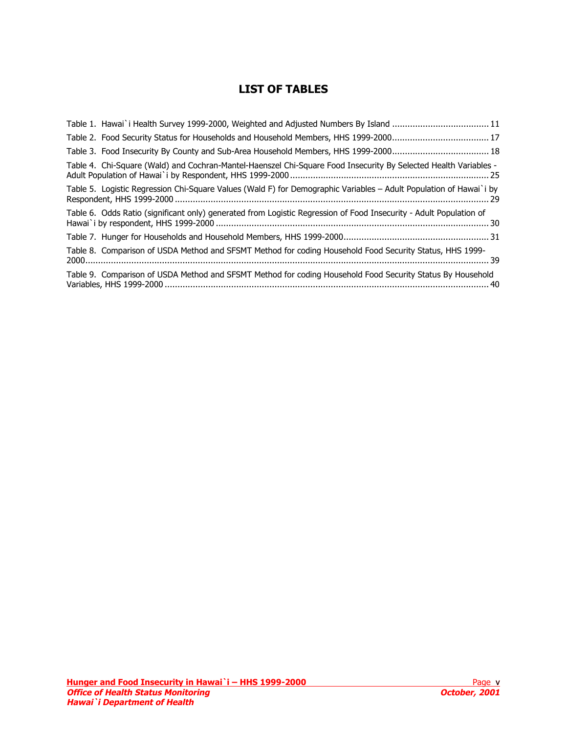# LIST OF TABLES

Table 1. Hawai`i Health Survey 1999-2000, Weighted and Adjusted Numbers By Island ...................................... 11

Table 2. Food Security Status for Households and Household Members, HHS 1999-2000...................................... 17

Table 3. Food Insecurity By County and Sub-Area Household Members, HHS 1999-2000...................................... 18

Table 4. Chi-Square (Wald) and Cochran-Mantel-Haenszel Chi-Square Food Insecurity By Selected Health Variables - Adult Population of Hawai`i by Respondent, HHS 1999-2000 .............................................................................. 25

Table 5. Logistic Regression Chi-Square Values (Wald F) for Demographic Variables – Adult Population of Hawai`i by Respondent, HHS 1999-2000 .......................................................................................................................... 29

Table 6. Odds Ratio (significant only) generated from Logistic Regression of Food Insecurity - Adult Population of Hawai`i by respondent, HHS 1999-2000 ........................................................................................................... 30

Table 7. Hunger for Households and Household Members, HHS 1999-2000......................................................... 31

Table 8. Comparison of USDA Method and SFSMT Method for coding Household Food Security Status, HHS 1999-2000............................................................................................................................................................ 39

Table 9. Comparison of USDA Method and SFSMT Method for coding Household Food Security Status By Household Variables, HHS 1999-2000 .............................................................................................................................. 40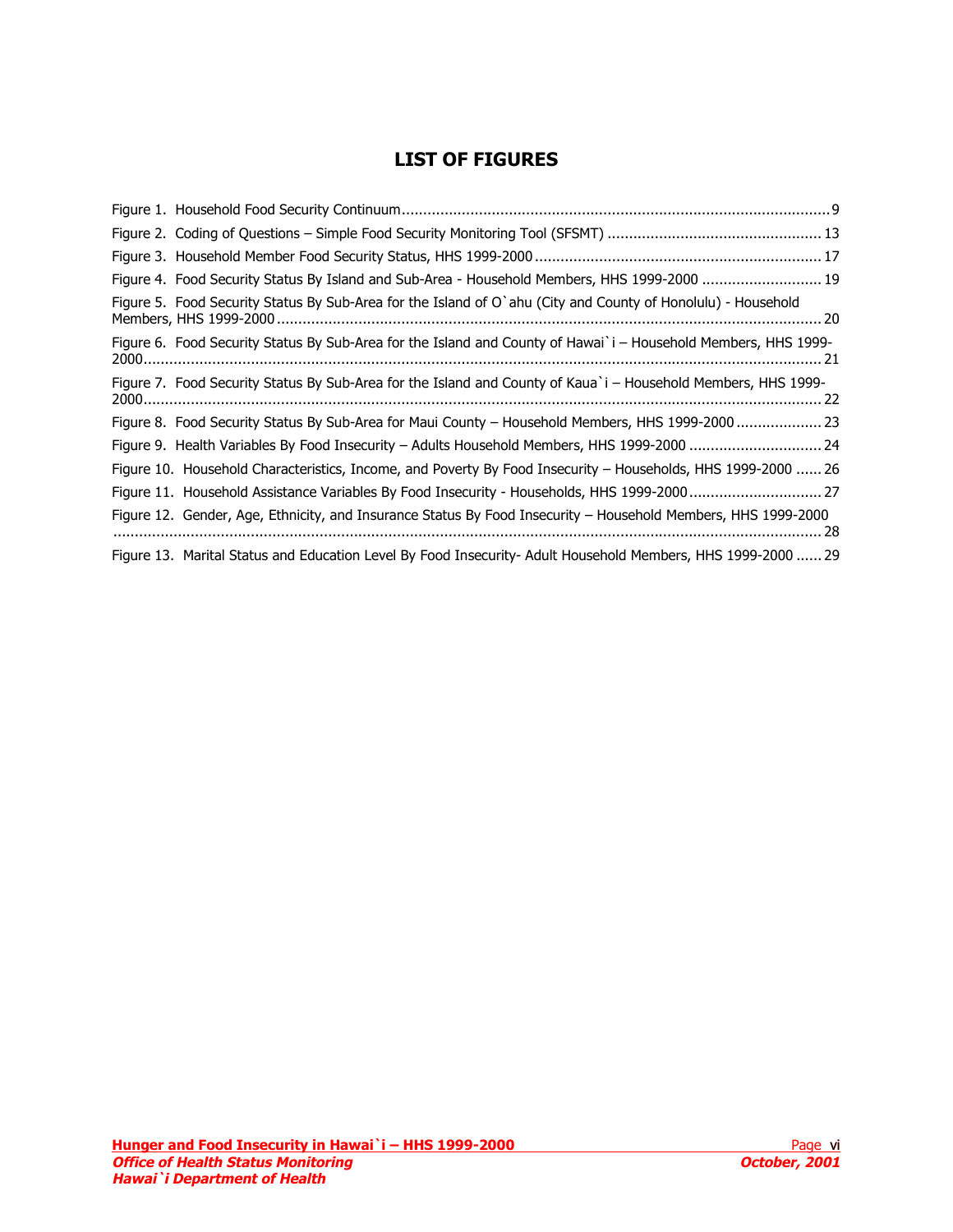# LIST OF FIGURES

Figure 1. Household Food Security Continuum .......... 9

Figure 2. Coding of Questions – Simple Food Security Monitoring Tool (SFSMT) .......... 13

Figure 3. Household Member Food Security Status, HHS 1999-2000 .......... 17

Figure 4. Food Security Status By Island and Sub-Area - Household Members, HHS 1999-2000 .......... 19

Figure 5. Food Security Status By Sub-Area for the Island of O`ahu (City and County of Honolulu) - Household Members, HHS 1999-2000 .......... 20

Figure 6. Food Security Status By Sub-Area for the Island and County of Hawai`i – Household Members, HHS 1999-2000 .......... 21

Figure 7. Food Security Status By Sub-Area for the Island and County of Kaua`i – Household Members, HHS 1999-2000 .......... 22

Figure 8. Food Security Status By Sub-Area for Maui County – Household Members, HHS 1999-2000 .......... 23

Figure 9. Health Variables By Food Insecurity – Adults Household Members, HHS 1999-2000 .......... 24

Figure 10. Household Characteristics, Income, and Poverty By Food Insecurity – Households, HHS 1999-2000 .......... 26

Figure 11. Household Assistance Variables By Food Insecurity - Households, HHS 1999-2000 .......... 27

Figure 12. Gender, Age, Ethnicity, and Insurance Status By Food Insecurity – Household Members, HHS 1999-2000 .......... 28

Figure 13. Marital Status and Education Level By Food Insecurity- Adult Household Members, HHS 1999-2000 .......... 29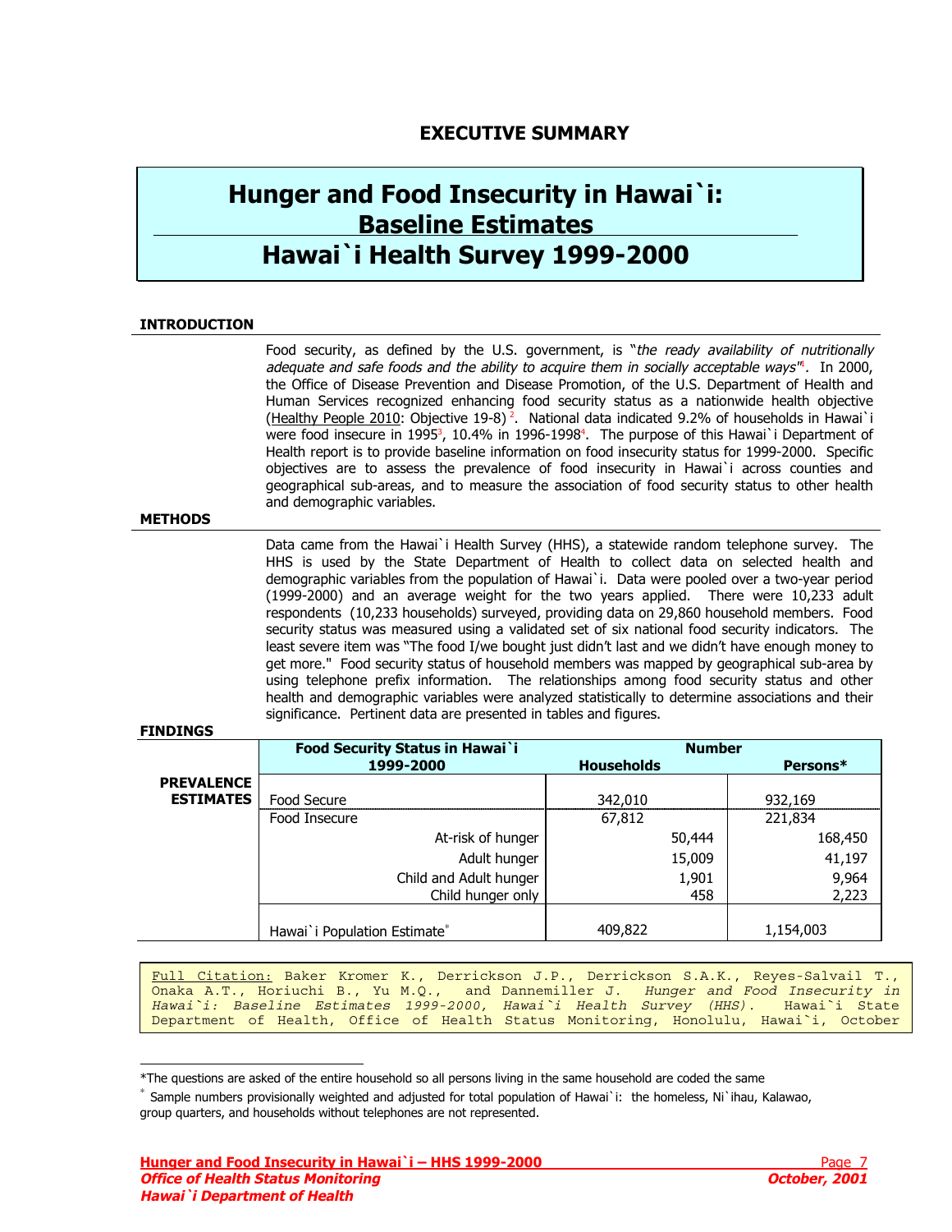## EXECUTIVE SUMMARY

# Hunger and Food Insecurity in Hawai`i: Baseline Estimates Hawai`i Health Survey 1999-2000

### INTRODUCTION

Food security, as defined by the U.S. government, is "*the ready availability of nutritionally adequate and safe foods and the ability to acquire them in socially acceptable ways*"[1]. In 2000, the Office of Disease Prevention and Disease Promotion, of the U.S. Department of Health and Human Services recognized enhancing food security status as a nationwide health objective (Healthy People 2010: Objective 19-8)[2]. National data indicated 9.2% of households in Hawai`i were food insecure in 1995[3], 10.4% in 1996-1998[4]. The purpose of this Hawai`i Department of Health report is to provide baseline information on food insecurity status for 1999-2000. Specific objectives are to assess the prevalence of food insecurity in Hawai`i across counties and geographical sub-areas, and to measure the association of food security status to other health and demographic variables.

### METHODS

Data came from the Hawai`i Health Survey (HHS), a statewide random telephone survey. The HHS is used by the State Department of Health to collect data on selected health and demographic variables from the population of Hawai`i. Data were pooled over a two-year period (1999-2000) and an average weight for the two years applied. There were 10,233 adult respondents (10,233 households) surveyed, providing data on 29,860 household members. Food security status was measured using a validated set of six national food security indicators. The least severe item was "The food I/we bought just didn't last and we didn't have enough money to get more." Food security status of household members was mapped by geographical sub-area by using telephone prefix information. The relationships among food security status and other health and demographic variables were analyzed statistically to determine associations and their significance. Pertinent data are presented in tables and figures.

### FINDINGS

**PREVALENCE ESTIMATES**

| Food Security Status in Hawai`i 1999-2000 | Number: Households | Persons* |
|---|---|---|
| Food Secure | 342,010 | 932,169 |
| Food Insecure | 67,812 | 221,834 |
| At-risk of hunger | 50,444 | 168,450 |
| Adult hunger | 15,009 | 41,197 |
| Child and Adult hunger | 1,901 | 9,964 |
| Child hunger only | 458 | 2,223 |
| Hawai`i Population Estimate* | 409,822 | 1,154,003 |

> Full Citation: Baker Kromer K., Derrickson J.P., Derrickson S.A.K., Reyes-Salvail T., Onaka A.T., Horiuchi B., Yu M.Q., and Dannemiller J. *Hunger and Food Insecurity in Hawai`i: Baseline Estimates 1999-2000, Hawai`i Health Survey (HHS).* Hawai`i State Department of Health, Office of Health Status Monitoring, Honolulu, Hawai`i, October

*The questions are asked of the entire household so all persons living in the same household are coded the same

* Sample numbers provisionally weighted and adjusted for total population of Hawai`i: the homeless, Ni`ihau, Kalawao, group quarters, and households without telephones are not represented.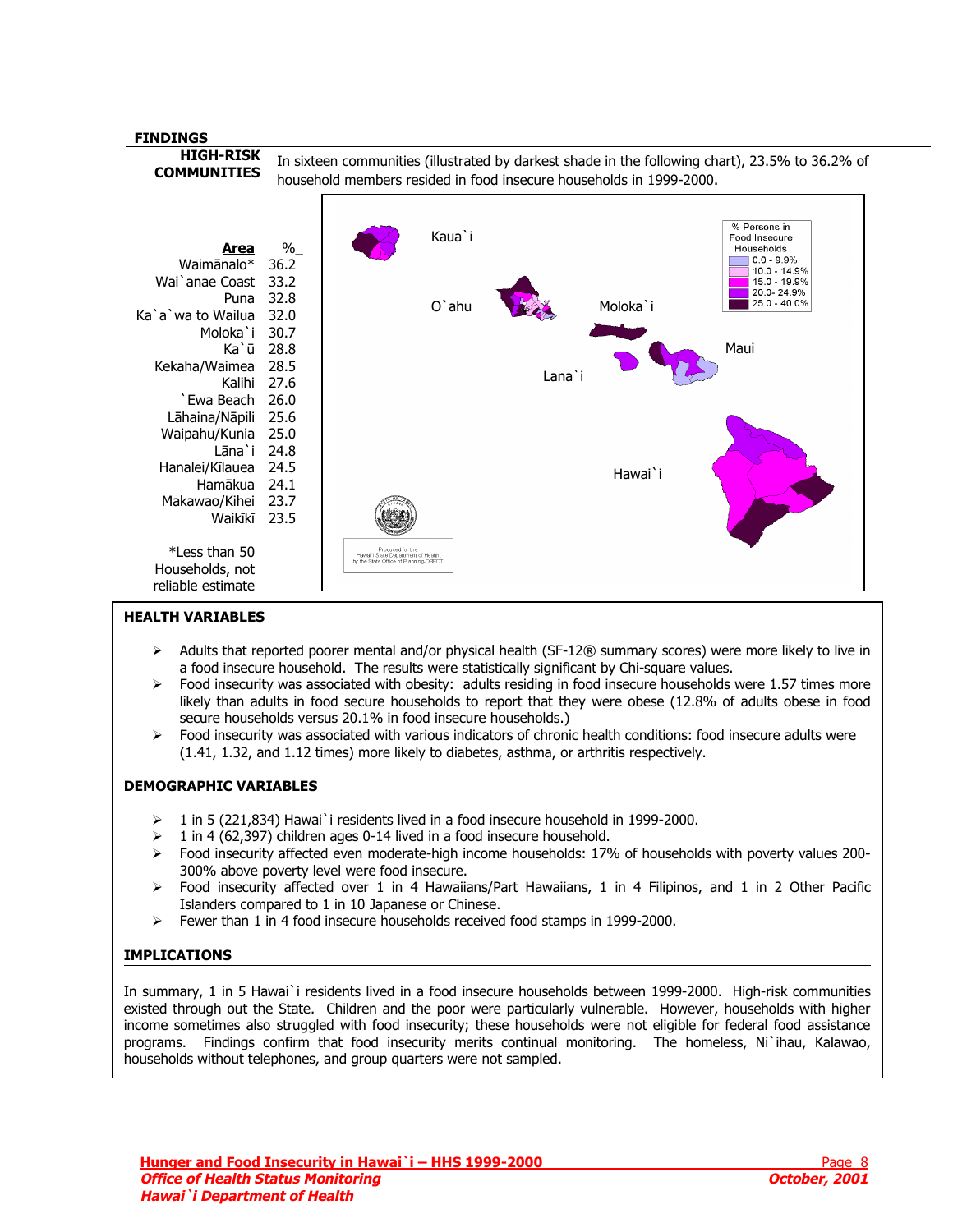## FINDINGS

**HIGH-RISK COMMUNITIES**

In sixteen communities (illustrated by darkest shade in the following chart), 23.5% to 36.2% of household members resided in food insecure households in 1999-2000.

| Area | % |
|---|---|
| Waimānalo* | 36.2 |
| Wai`anae Coast | 33.2 |
| Puna | 32.8 |
| Ka`a`wa to Wailua | 32.0 |
| Moloka`i | 30.7 |
| Ka`ū | 28.8 |
| Kekaha/Waimea | 28.5 |
| Kalihi | 27.6 |
| `Ewa Beach | 26.0 |
| Lāhaina/Nāpili | 25.6 |
| Waipahu/Kunia | 25.0 |
| Lāna`i | 24.8 |
| Hanalei/Kīlauea | 24.5 |
| Hamākua | 24.1 |
| Makawao/Kihei | 23.7 |
| Waikīkī | 23.5 |

*Less than 50 Households, not reliable estimate

Kaua`i, O`ahu, Moloka`i, Maui, Lana`i, Hawai`i

% Persons in Food Insecure Households

- 0.0 - 9.9%
- 10.0 - 14.9%
- 15.0 - 19.9%
- 20.0- 24.9%
- 25.0 - 40.0%

Produced for the Hawai`i State Department of Health by the State Office of Planning-DBEDT

### HEALTH VARIABLES

- Adults that reported poorer mental and/or physical health (SF-12® summary scores) were more likely to live in a food insecure household. The results were statistically significant by Chi-square values.
- Food insecurity was associated with obesity: adults residing in food insecure households were 1.57 times more likely than adults in food secure households to report that they were obese (12.8% of adults obese in food secure households versus 20.1% in food insecure households.)
- Food insecurity was associated with various indicators of chronic health conditions: food insecure adults were (1.41, 1.32, and 1.12 times) more likely to diabetes, asthma, or arthritis respectively.

### DEMOGRAPHIC VARIABLES

- 1 in 5 (221,834) Hawai`i residents lived in a food insecure household in 1999-2000.
- 1 in 4 (62,397) children ages 0-14 lived in a food insecure household.
- Food insecurity affected even moderate-high income households: 17% of households with poverty values 200-300% above poverty level were food insecure.
- Food insecurity affected over 1 in 4 Hawaiians/Part Hawaiians, 1 in 4 Filipinos, and 1 in 2 Other Pacific Islanders compared to 1 in 10 Japanese or Chinese.
- Fewer than 1 in 4 food insecure households received food stamps in 1999-2000.

### IMPLICATIONS

In summary, 1 in 5 Hawai`i residents lived in a food insecure households between 1999-2000. High-risk communities existed through out the State. Children and the poor were particularly vulnerable. However, households with higher income sometimes also struggled with food insecurity; these households were not eligible for federal food assistance programs. Findings confirm that food insecurity merits continual monitoring. The homeless, Ni`ihau, Kalawao, households without telephones, and group quarters were not sampled.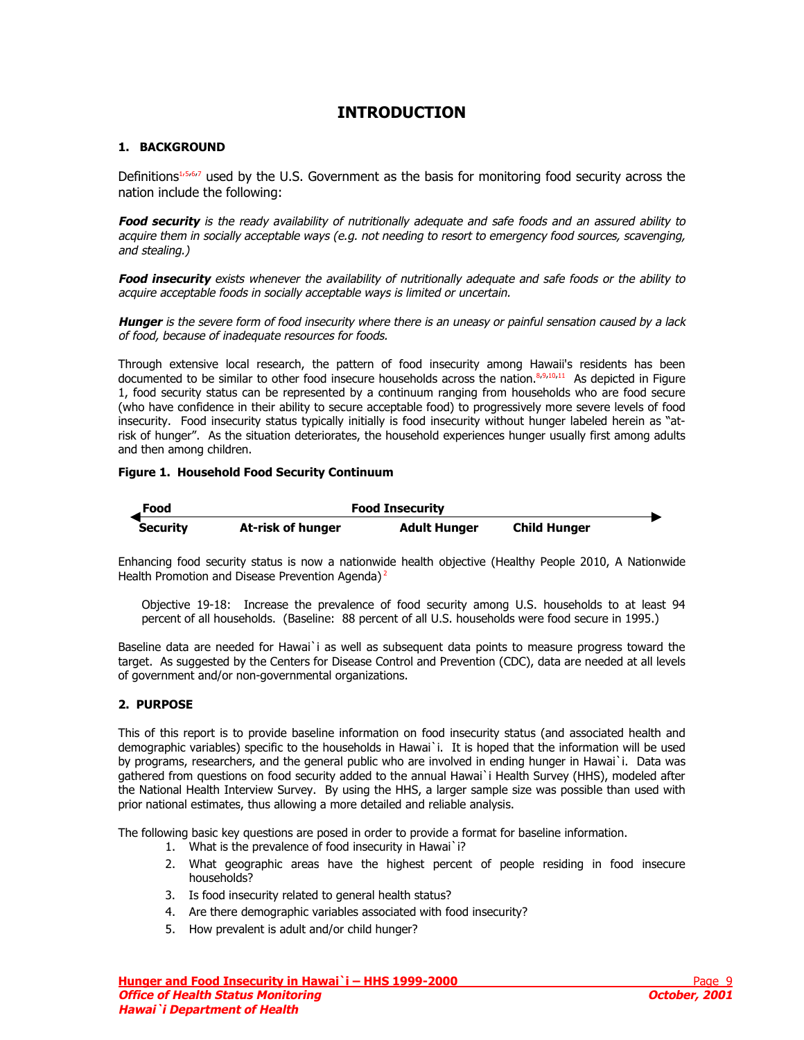# INTRODUCTION

## 1. BACKGROUND

Definitions[1,5,6,7] used by the U.S. Government as the basis for monitoring food security across the nation include the following:

***Food security*** *is the ready availability of nutritionally adequate and safe foods and an assured ability to acquire them in socially acceptable ways (e.g. not needing to resort to emergency food sources, scavenging, and stealing.)*

***Food insecurity*** *exists whenever the availability of nutritionally adequate and safe foods or the ability to acquire acceptable foods in socially acceptable ways is limited or uncertain.*

***Hunger*** *is the severe form of food insecurity where there is an uneasy or painful sensation caused by a lack of food, because of inadequate resources for foods.*

Through extensive local research, the pattern of food insecurity among Hawaii's residents has been documented to be similar to other food insecure households across the nation.[8,9,10,11] As depicted in Figure 1, food security status can be represented by a continuum ranging from households who are food secure (who have confidence in their ability to secure acceptable food) to progressively more severe levels of food insecurity. Food insecurity status typically initially is food insecurity without hunger labeled herein as "at-risk of hunger". As the situation deteriorates, the household experiences hunger usually first among adults and then among children.

**Figure 1. Household Food Security Continuum**

| Food Security | Food Insecurity | | |
|---|---|---|---|
| | At-risk of hunger | Adult Hunger | Child Hunger |

Enhancing food security status is now a nationwide health objective (Healthy People 2010, A Nationwide Health Promotion and Disease Prevention Agenda)[2]

> Objective 19-18: Increase the prevalence of food security among U.S. households to at least 94 percent of all households. (Baseline: 88 percent of all U.S. households were food secure in 1995.)

Baseline data are needed for Hawai`i as well as subsequent data points to measure progress toward the target. As suggested by the Centers for Disease Control and Prevention (CDC), data are needed at all levels of government and/or non-governmental organizations.

## 2. PURPOSE

This of this report is to provide baseline information on food insecurity status (and associated health and demographic variables) specific to the households in Hawai`i. It is hoped that the information will be used by programs, researchers, and the general public who are involved in ending hunger in Hawai`i. Data was gathered from questions on food security added to the annual Hawai`i Health Survey (HHS), modeled after the National Health Interview Survey. By using the HHS, a larger sample size was possible than used with prior national estimates, thus allowing a more detailed and reliable analysis.

The following basic key questions are posed in order to provide a format for baseline information.

1. What is the prevalence of food insecurity in Hawai`i?
2. What geographic areas have the highest percent of people residing in food insecure households?
3. Is food insecurity related to general health status?
4. Are there demographic variables associated with food insecurity?
5. How prevalent is adult and/or child hunger?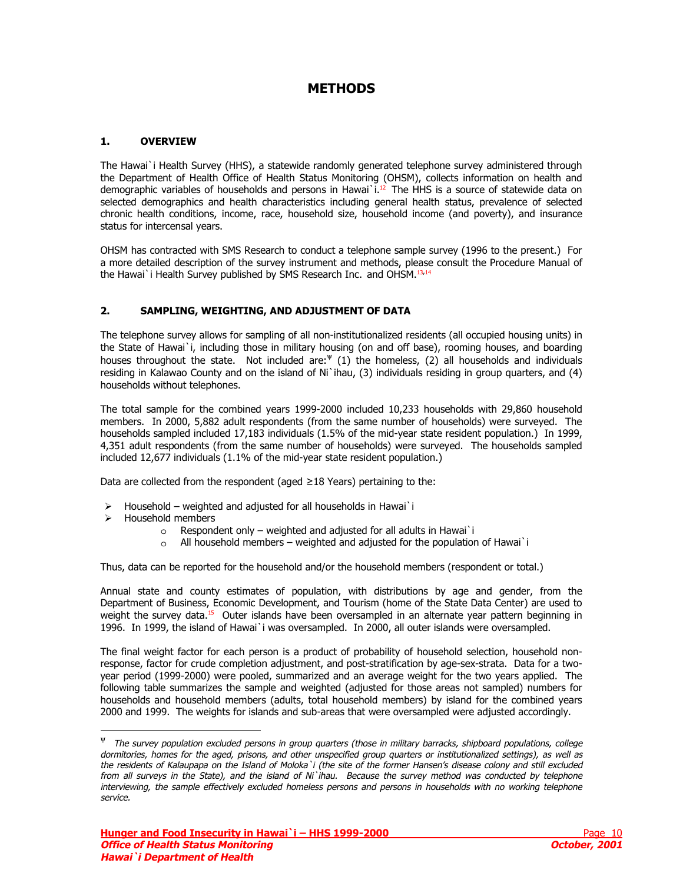# METHODS

## 1. OVERVIEW

The Hawai`i Health Survey (HHS), a statewide randomly generated telephone survey administered through the Department of Health Office of Health Status Monitoring (OHSM), collects information on health and demographic variables of households and persons in Hawai`i.[12] The HHS is a source of statewide data on selected demographics and health characteristics including general health status, prevalence of selected chronic health conditions, income, race, household size, household income (and poverty), and insurance status for intercensal years.

OHSM has contracted with SMS Research to conduct a telephone sample survey (1996 to the present.) For a more detailed description of the survey instrument and methods, please consult the Procedure Manual of the Hawai`i Health Survey published by SMS Research Inc. and OHSM.[13,14]

## 2. SAMPLING, WEIGHTING, AND ADJUSTMENT OF DATA

The telephone survey allows for sampling of all non-institutionalized residents (all occupied housing units) in the State of Hawai`i, including those in military housing (on and off base), rooming houses, and boarding houses throughout the state. Not included are:[Ψ] (1) the homeless, (2) all households and individuals residing in Kalawao County and on the island of Ni`ihau, (3) individuals residing in group quarters, and (4) households without telephones.

The total sample for the combined years 1999-2000 included 10,233 households with 29,860 household members. In 2000, 5,882 adult respondents (from the same number of households) were surveyed. The households sampled included 17,183 individuals (1.5% of the mid-year state resident population.) In 1999, 4,351 adult respondents (from the same number of households) were surveyed. The households sampled included 12,677 individuals (1.1% of the mid-year state resident population.)

Data are collected from the respondent (aged ≥18 Years) pertaining to the:

- Household – weighted and adjusted for all households in Hawai`i
- Household members
  - Respondent only – weighted and adjusted for all adults in Hawai`i
  - All household members – weighted and adjusted for the population of Hawai`i

Thus, data can be reported for the household and/or the household members (respondent or total.)

Annual state and county estimates of population, with distributions by age and gender, from the Department of Business, Economic Development, and Tourism (home of the State Data Center) are used to weight the survey data.[15] Outer islands have been oversampled in an alternate year pattern beginning in 1996. In 1999, the island of Hawai`i was oversampled. In 2000, all outer islands were oversampled.

The final weight factor for each person is a product of probability of household selection, household non-response, factor for crude completion adjustment, and post-stratification by age-sex-strata. Data for a two-year period (1999-2000) were pooled, summarized and an average weight for the two years applied. The following table summarizes the sample and weighted (adjusted for those areas not sampled) numbers for households and household members (adults, total household members) by island for the combined years 2000 and 1999. The weights for islands and sub-areas that were oversampled were adjusted accordingly.

---

[Ψ] *The survey population excluded persons in group quarters (those in military barracks, shipboard populations, college dormitories, homes for the aged, prisons, and other unspecified group quarters or institutionalized settings), as well as the residents of Kalaupapa on the Island of Moloka`i (the site of the former Hansen's disease colony and still excluded from all surveys in the State), and the island of Ni`ihau. Because the survey method was conducted by telephone interviewing, the sample effectively excluded homeless persons and persons in households with no working telephone service.*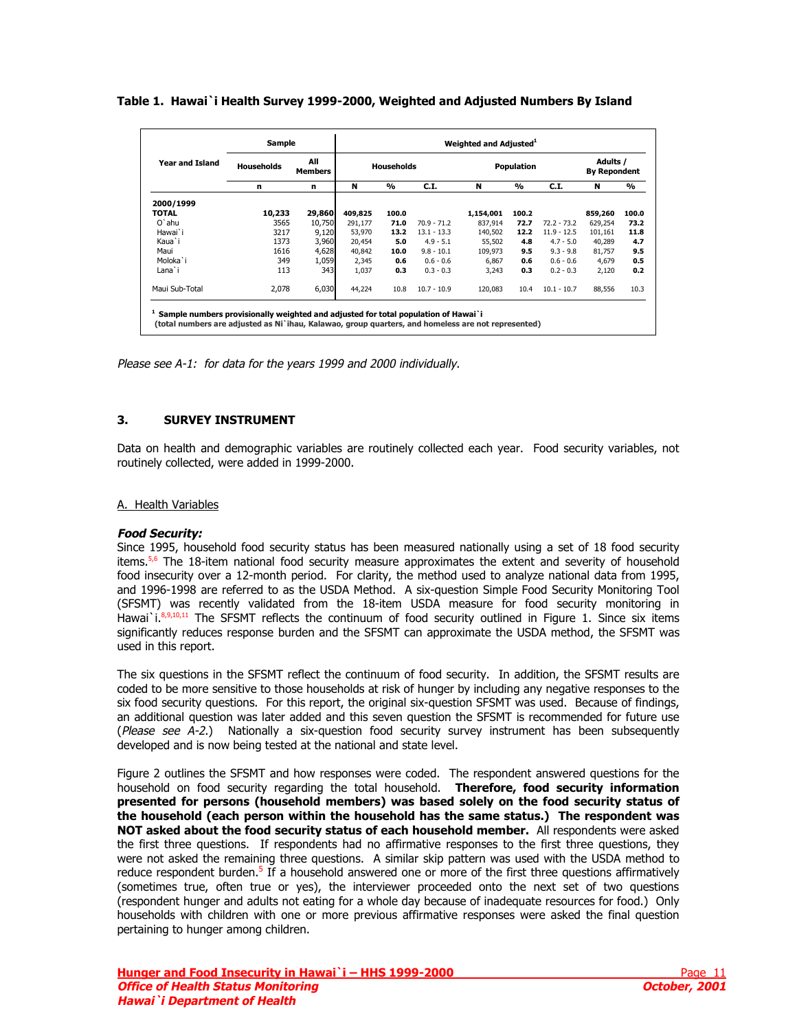**Table 1. Hawai`i Health Survey 1999-2000, Weighted and Adjusted Numbers By Island**

| Year and Island | Sample | | Weighted and Adjusted[1] | | | | | | | |
|---|---|---|---|---|---|---|---|---|---|---|
| | Households | All Members | Households | | | Population | | | Adults / By Repondent | |
| | n | n | N | % | C.I. | N | % | C.I. | N | % |
| **2000/1999** | | | | | | | | | | |
| **TOTAL** | **10,233** | **29,860** | **409,825** | **100.0** | | **1,154,001** | **100.2** | | **859,260** | **100.0** |
| O`ahu | 3565 | 10,750 | 291,177 | **71.0** | 70.9 - 71.2 | 837,914 | **72.7** | 72.2 - 73.2 | 629,254 | **73.2** |
| Hawai`i | 3217 | 9,120 | 53,970 | **13.2** | 13.1 - 13.3 | 140,502 | **12.2** | 11.9 - 12.5 | 101,161 | **11.8** |
| Kaua`i | 1373 | 3,960 | 20,454 | **5.0** | 4.9 - 5.1 | 55,502 | **4.8** | 4.7 - 5.0 | 40,289 | **4.7** |
| Maui | 1616 | 4,628 | 40,842 | **10.0** | 9.8 - 10.1 | 109,973 | **9.5** | 9.3 - 9.8 | 81,757 | **9.5** |
| Moloka`i | 349 | 1,059 | 2,345 | **0.6** | 0.6 - 0.6 | 6,867 | **0.6** | 0.6 - 0.6 | 4,679 | **0.5** |
| Lana`i | 113 | 343 | 1,037 | **0.3** | 0.3 - 0.3 | 3,243 | **0.3** | 0.2 - 0.3 | 2,120 | **0.2** |
| Maui Sub-Total | 2,078 | 6,030 | 44,224 | 10.8 | 10.7 - 10.9 | 120,083 | 10.4 | 10.1 - 10.7 | 88,556 | 10.3 |

[1] **Sample numbers provisionally weighted and adjusted for total population of Hawai`i (total numbers are adjusted as Ni`ihau, Kalawao, group quarters, and homeless are not represented)**

*Please see A-1: for data for the years 1999 and 2000 individually.*

## 3. SURVEY INSTRUMENT

Data on health and demographic variables are routinely collected each year. Food security variables, not routinely collected, were added in 1999-2000.

### A. Health Variables

***Food Security:***

Since 1995, household food security status has been measured nationally using a set of 18 food security items.[5,6] The 18-item national food security measure approximates the extent and severity of household food insecurity over a 12-month period. For clarity, the method used to analyze national data from 1995, and 1996-1998 are referred to as the USDA Method. A six-question Simple Food Security Monitoring Tool (SFSMT) was recently validated from the 18-item USDA measure for food security monitoring in Hawai`i.[8,9,10,11] The SFSMT reflects the continuum of food security outlined in Figure 1. Since six items significantly reduces response burden and the SFSMT can approximate the USDA method, the SFSMT was used in this report.

The six questions in the SFSMT reflect the continuum of food security. In addition, the SFSMT results are coded to be more sensitive to those households at risk of hunger by including any negative responses to the six food security questions. For this report, the original six-question SFSMT was used. Because of findings, an additional question was later added and this seven question the SFSMT is recommended for future use (*Please see A-2*.) Nationally a six-question food security survey instrument has been subsequently developed and is now being tested at the national and state level.

Figure 2 outlines the SFSMT and how responses were coded. The respondent answered questions for the household on food security regarding the total household. **Therefore, food security information presented for persons (household members) was based solely on the food security status of the household (each person within the household has the same status.) The respondent was NOT asked about the food security status of each household member.** All respondents were asked the first three questions. If respondents had no affirmative responses to the first three questions, they were not asked the remaining three questions. A similar skip pattern was used with the USDA method to reduce respondent burden.[5] If a household answered one or more of the first three questions affirmatively (sometimes true, often true or yes), the interviewer proceeded onto the next set of two questions (respondent hunger and adults not eating for a whole day because of inadequate resources for food.) Only households with children with one or more previous affirmative responses were asked the final question pertaining to hunger among children.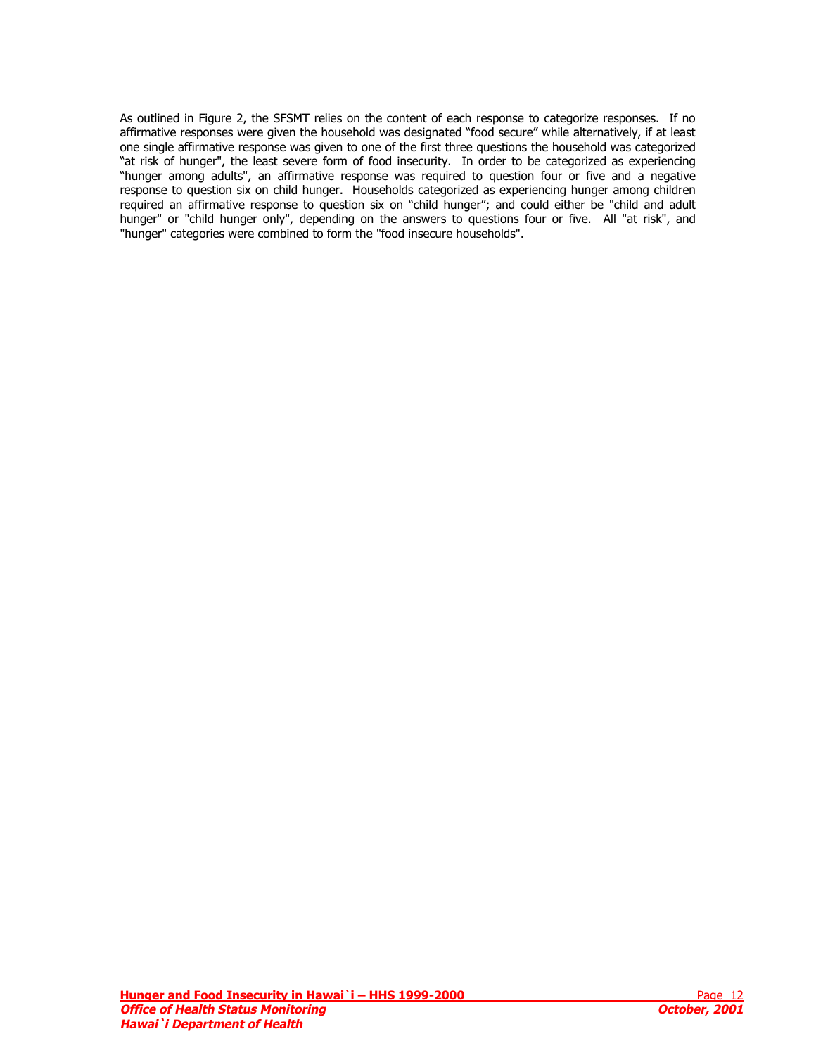As outlined in Figure 2, the SFSMT relies on the content of each response to categorize responses. If no affirmative responses were given the household was designated "food secure" while alternatively, if at least one single affirmative response was given to one of the first three questions the household was categorized "at risk of hunger", the least severe form of food insecurity. In order to be categorized as experiencing "hunger among adults", an affirmative response was required to question four or five and a negative response to question six on child hunger. Households categorized as experiencing hunger among children required an affirmative response to question six on "child hunger"; and could either be "child and adult hunger" or "child hunger only", depending on the answers to questions four or five. All "at risk", and "hunger" categories were combined to form the "food insecure households".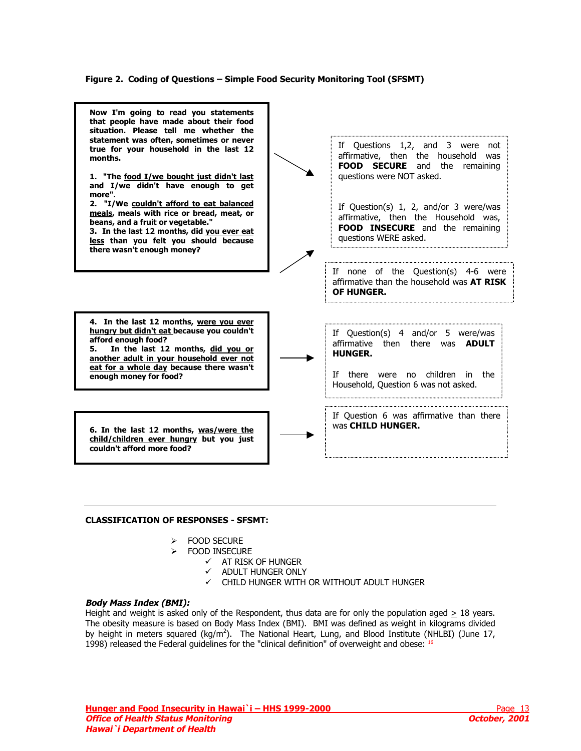**Figure 2. Coding of Questions – Simple Food Security Monitoring Tool (SFSMT)**

**Now I'm going to read you statements that people have made about their food situation. Please tell me whether the statement was often, sometimes or never true for your household in the last 12 months.**

**1. "The <u>food I/we bought just didn't last</u> and I/we didn't have enough to get more".**
**2. "I/We <u>couldn't afford to eat balanced meals</u>, meals with rice or bread, meat, or beans, and a fruit or vegetable."**
**3. In the last 12 months, did <u>you ever eat less</u> than you felt you should because there wasn't enough money?**

→ If Questions 1,2, and 3 were not affirmative, then the household was **FOOD SECURE** and the remaining questions were NOT asked.

→ If Question(s) 1, 2, and/or 3 were/was affirmative, then the Household was, **FOOD INSECURE** and the remaining questions WERE asked.

If none of the Question(s) 4-6 were affirmative than the household was **AT RISK OF HUNGER.**

**4. In the last 12 months, <u>were you ever hungry but didn't eat</u> because you couldn't afford enough food?**
**5. In the last 12 months, <u>did you or another adult in your household ever not eat for a whole day</u> because there wasn't enough money for food?**

→ If Question(s) 4 and/or 5 were/was affirmative then there was **ADULT HUNGER.**

If there were no children in the Household, Question 6 was not asked.

**6. In the last 12 months, <u>was/were the child/children ever hungry</u> but you just couldn't afford more food?**

→ If Question 6 was affirmative than there was **CHILD HUNGER.**

---

**CLASSIFICATION OF RESPONSES - SFSMT:**

- FOOD SECURE
- FOOD INSECURE
  - AT RISK OF HUNGER
  - ADULT HUNGER ONLY
  - CHILD HUNGER WITH OR WITHOUT ADULT HUNGER

***Body Mass Index (BMI):***
Height and weight is asked only of the Respondent, thus data are for only the population aged $\geq$ 18 years. The obesity measure is based on Body Mass Index (BMI). BMI was defined as weight in kilograms divided by height in meters squared (kg/m$^2$). The National Heart, Lung, and Blood Institute (NHLBI) (June 17, 1998) released the Federal guidelines for the "clinical definition" of overweight and obese: [16]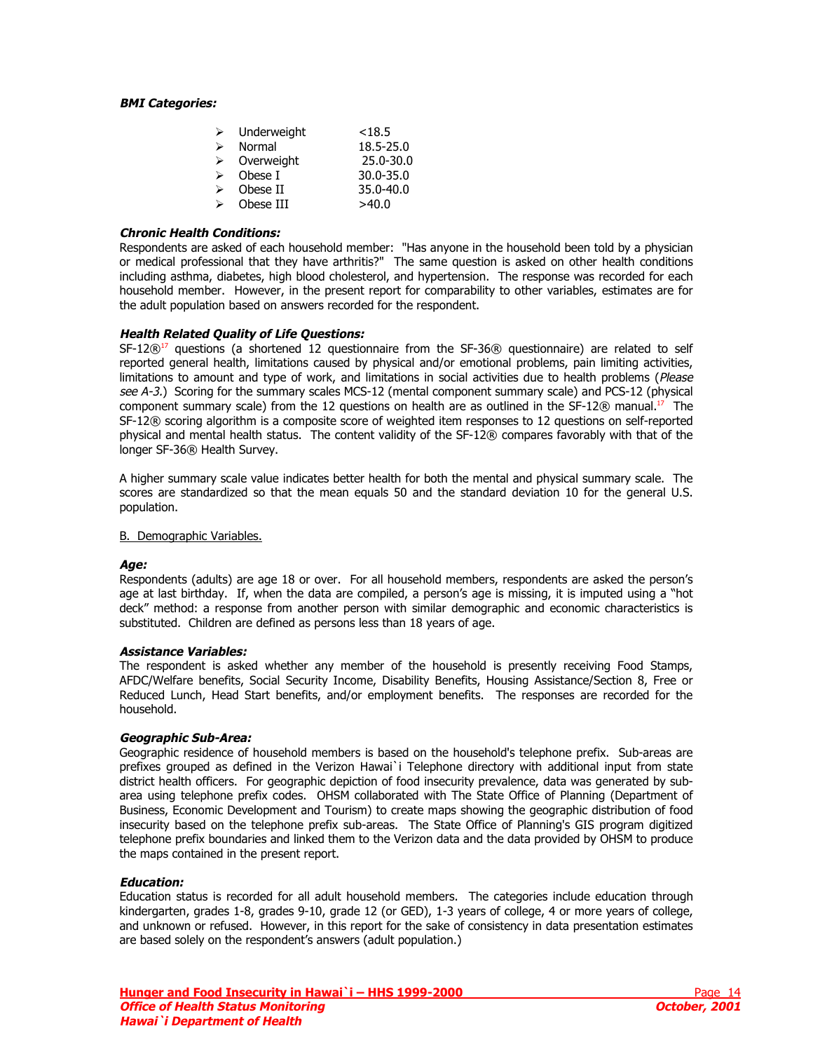***BMI Categories:***

- Underweight <18.5
- Normal 18.5-25.0
- Overweight 25.0-30.0
- Obese I 30.0-35.0
- Obese II 35.0-40.0
- Obese III >40.0

***Chronic Health Conditions:***

Respondents are asked of each household member: "Has anyone in the household been told by a physician or medical professional that they have arthritis?" The same question is asked on other health conditions including asthma, diabetes, high blood cholesterol, and hypertension. The response was recorded for each household member. However, in the present report for comparability to other variables, estimates are for the adult population based on answers recorded for the respondent.

***Health Related Quality of Life Questions:***

SF-12®[17] questions (a shortened 12 questionnaire from the SF-36® questionnaire) are related to self reported general health, limitations caused by physical and/or emotional problems, pain limiting activities, limitations to amount and type of work, and limitations in social activities due to health problems (*Please see A-3.*) Scoring for the summary scales MCS-12 (mental component summary scale) and PCS-12 (physical component summary scale) from the 12 questions on health are as outlined in the SF-12® manual.[17] The SF-12® scoring algorithm is a composite score of weighted item responses to 12 questions on self-reported physical and mental health status. The content validity of the SF-12® compares favorably with that of the longer SF-36® Health Survey.

A higher summary scale value indicates better health for both the mental and physical summary scale. The scores are standardized so that the mean equals 50 and the standard deviation 10 for the general U.S. population.

B. Demographic Variables.

***Age:***

Respondents (adults) are age 18 or over. For all household members, respondents are asked the person's age at last birthday. If, when the data are compiled, a person's age is missing, it is imputed using a "hot deck" method: a response from another person with similar demographic and economic characteristics is substituted. Children are defined as persons less than 18 years of age.

***Assistance Variables:***

The respondent is asked whether any member of the household is presently receiving Food Stamps, AFDC/Welfare benefits, Social Security Income, Disability Benefits, Housing Assistance/Section 8, Free or Reduced Lunch, Head Start benefits, and/or employment benefits. The responses are recorded for the household.

***Geographic Sub-Area:***

Geographic residence of household members is based on the household's telephone prefix. Sub-areas are prefixes grouped as defined in the Verizon Hawai`i Telephone directory with additional input from state district health officers. For geographic depiction of food insecurity prevalence, data was generated by sub-area using telephone prefix codes. OHSM collaborated with The State Office of Planning (Department of Business, Economic Development and Tourism) to create maps showing the geographic distribution of food insecurity based on the telephone prefix sub-areas. The State Office of Planning's GIS program digitized telephone prefix boundaries and linked them to the Verizon data and the data provided by OHSM to produce the maps contained in the present report.

***Education:***

Education status is recorded for all adult household members. The categories include education through kindergarten, grades 1-8, grades 9-10, grade 12 (or GED), 1-3 years of college, 4 or more years of college, and unknown or refused. However, in this report for the sake of consistency in data presentation estimates are based solely on the respondent's answers (adult population.)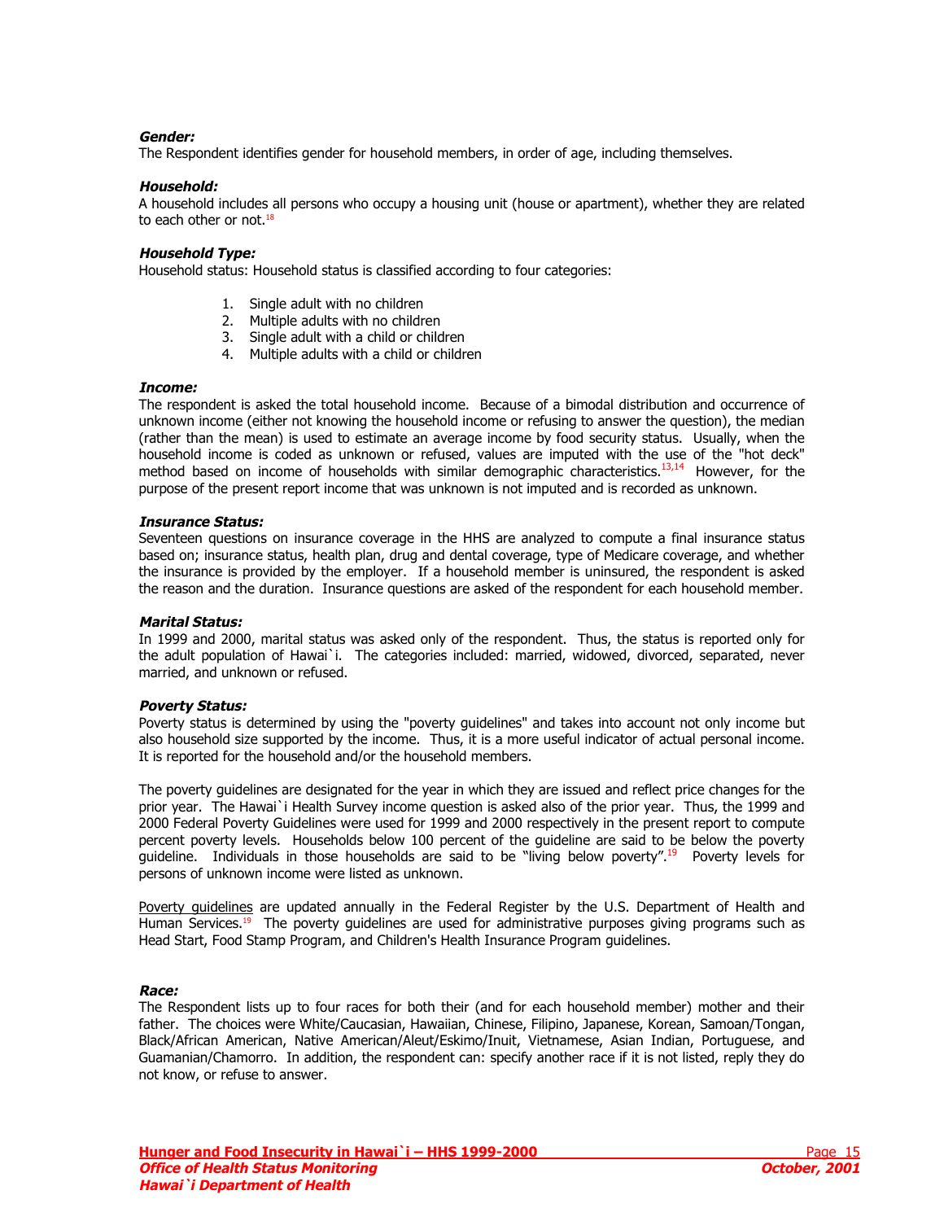***Gender:***
The Respondent identifies gender for household members, in order of age, including themselves.

***Household:***
A household includes all persons who occupy a housing unit (house or apartment), whether they are related to each other or not.[18]

***Household Type:***
Household status: Household status is classified according to four categories:

1. Single adult with no children
2. Multiple adults with no children
3. Single adult with a child or children
4. Multiple adults with a child or children

***Income:***
The respondent is asked the total household income. Because of a bimodal distribution and occurrence of unknown income (either not knowing the household income or refusing to answer the question), the median (rather than the mean) is used to estimate an average income by food security status. Usually, when the household income is coded as unknown or refused, values are imputed with the use of the "hot deck" method based on income of households with similar demographic characteristics.[13,14] However, for the purpose of the present report income that was unknown is not imputed and is recorded as unknown.

***Insurance Status:***
Seventeen questions on insurance coverage in the HHS are analyzed to compute a final insurance status based on; insurance status, health plan, drug and dental coverage, type of Medicare coverage, and whether the insurance is provided by the employer. If a household member is uninsured, the respondent is asked the reason and the duration. Insurance questions are asked of the respondent for each household member.

***Marital Status:***
In 1999 and 2000, marital status was asked only of the respondent. Thus, the status is reported only for the adult population of Hawai`i. The categories included: married, widowed, divorced, separated, never married, and unknown or refused.

***Poverty Status:***
Poverty status is determined by using the "poverty guidelines" and takes into account not only income but also household size supported by the income. Thus, it is a more useful indicator of actual personal income. It is reported for the household and/or the household members.

The poverty guidelines are designated for the year in which they are issued and reflect price changes for the prior year. The Hawai`i Health Survey income question is asked also of the prior year. Thus, the 1999 and 2000 Federal Poverty Guidelines were used for 1999 and 2000 respectively in the present report to compute percent poverty levels. Households below 100 percent of the guideline are said to be below the poverty guideline. Individuals in those households are said to be "living below poverty".[19] Poverty levels for persons of unknown income were listed as unknown.

Poverty guidelines are updated annually in the Federal Register by the U.S. Department of Health and Human Services.[19] The poverty guidelines are used for administrative purposes giving programs such as Head Start, Food Stamp Program, and Children's Health Insurance Program guidelines.

***Race:***
The Respondent lists up to four races for both their (and for each household member) mother and their father. The choices were White/Caucasian, Hawaiian, Chinese, Filipino, Japanese, Korean, Samoan/Tongan, Black/African American, Native American/Aleut/Eskimo/Inuit, Vietnamese, Asian Indian, Portuguese, and Guamanian/Chamorro. In addition, the respondent can: specify another race if it is not listed, reply they do not know, or refuse to answer.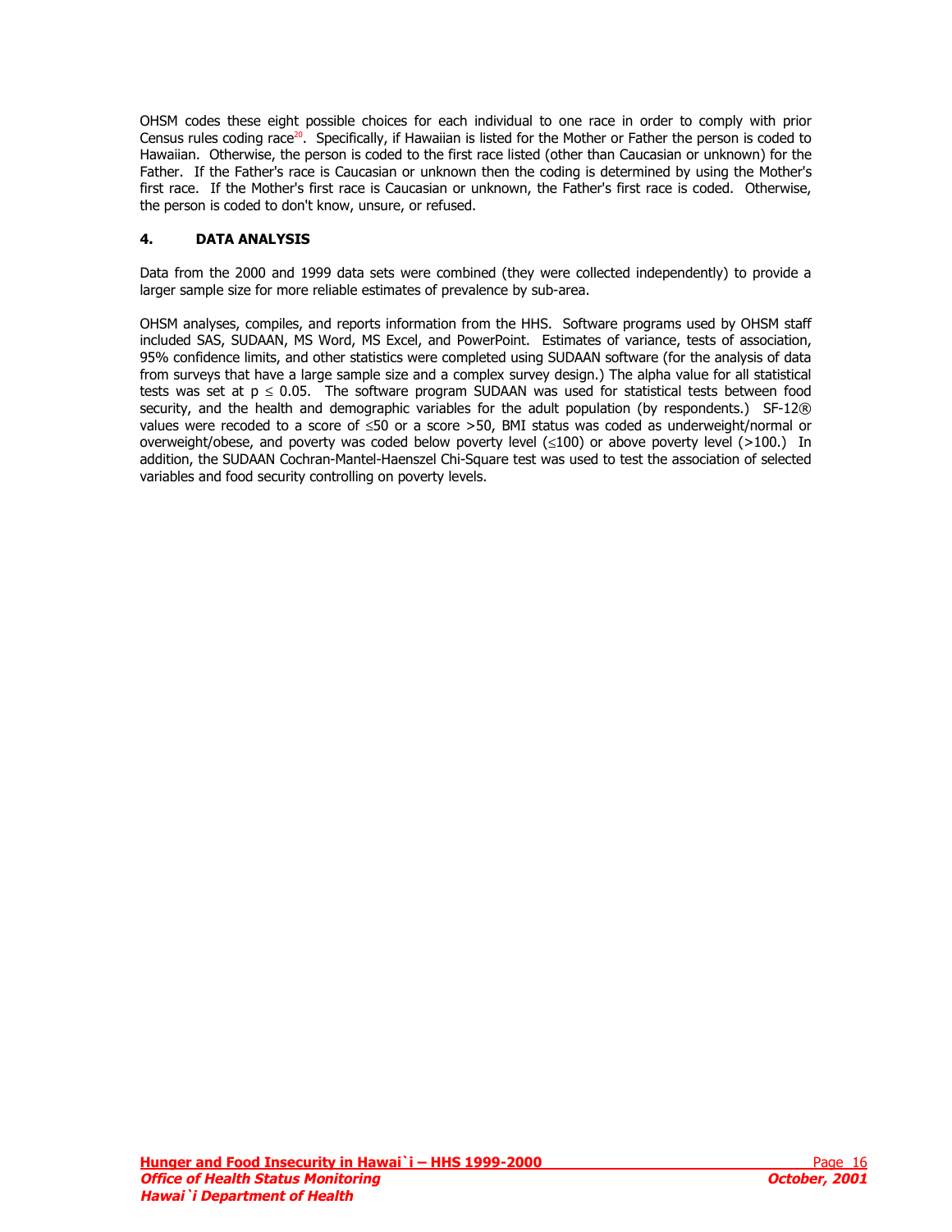OHSM codes these eight possible choices for each individual to one race in order to comply with prior Census rules coding race[20]. Specifically, if Hawaiian is listed for the Mother or Father the person is coded to Hawaiian. Otherwise, the person is coded to the first race listed (other than Caucasian or unknown) for the Father. If the Father's race is Caucasian or unknown then the coding is determined by using the Mother's first race. If the Mother's first race is Caucasian or unknown, the Father's first race is coded. Otherwise, the person is coded to don't know, unsure, or refused.

## 4. DATA ANALYSIS

Data from the 2000 and 1999 data sets were combined (they were collected independently) to provide a larger sample size for more reliable estimates of prevalence by sub-area.

OHSM analyses, compiles, and reports information from the HHS. Software programs used by OHSM staff included SAS, SUDAAN, MS Word, MS Excel, and PowerPoint. Estimates of variance, tests of association, 95% confidence limits, and other statistics were completed using SUDAAN software (for the analysis of data from surveys that have a large sample size and a complex survey design.) The alpha value for all statistical tests was set at $p \leq 0.05$. The software program SUDAAN was used for statistical tests between food security, and the health and demographic variables for the adult population (by respondents.) SF-12® values were recoded to a score of ≤50 or a score >50, BMI status was coded as underweight/normal or overweight/obese, and poverty was coded below poverty level (≤100) or above poverty level (>100.) In addition, the SUDAAN Cochran-Mantel-Haenszel Chi-Square test was used to test the association of selected variables and food security controlling on poverty levels.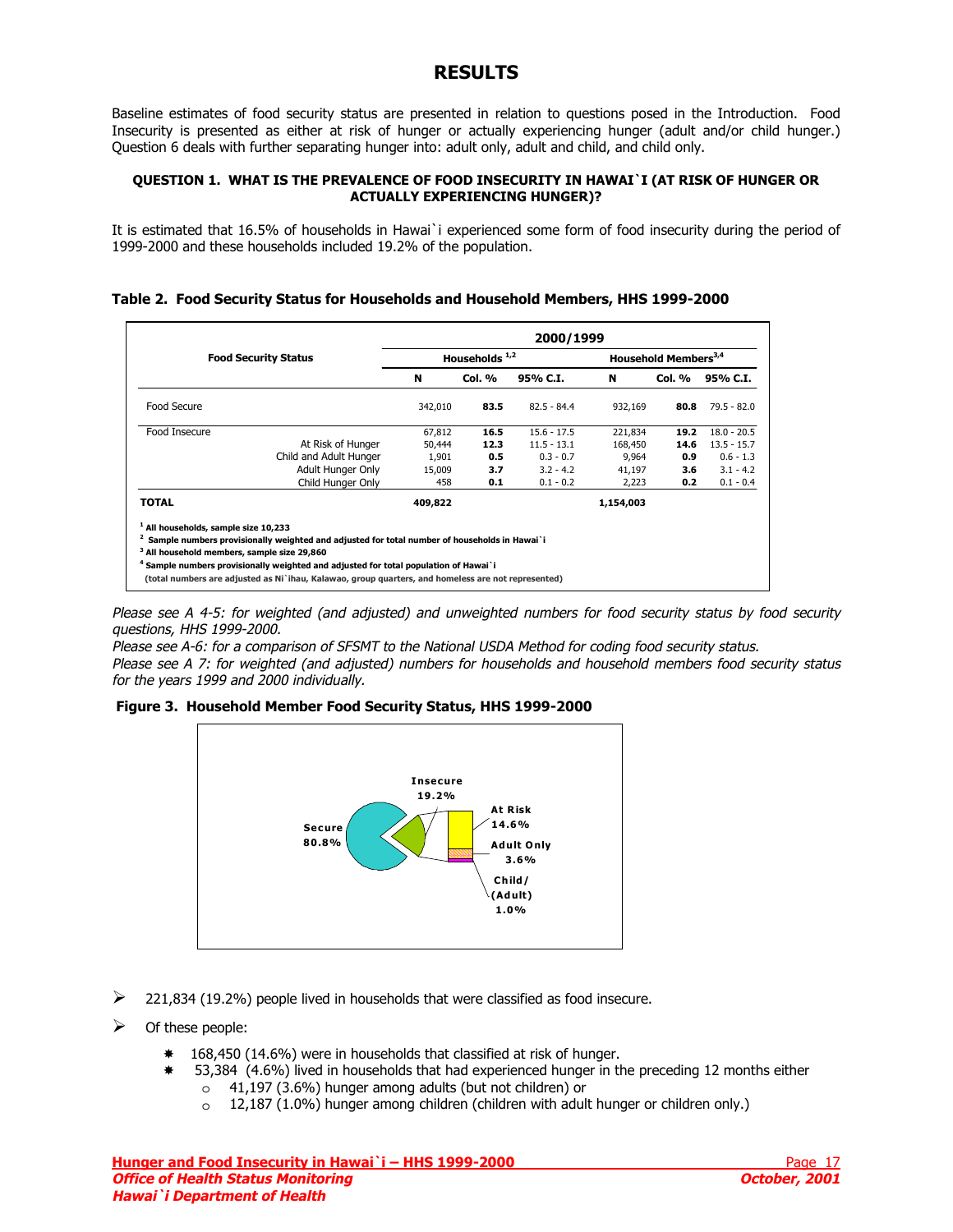# RESULTS

Baseline estimates of food security status are presented in relation to questions posed in the Introduction. Food Insecurity is presented as either at risk of hunger or actually experiencing hunger (adult and/or child hunger.) Question 6 deals with further separating hunger into: adult only, adult and child, and child only.

#### QUESTION 1. WHAT IS THE PREVALENCE OF FOOD INSECURITY IN HAWAI`I (AT RISK OF HUNGER OR ACTUALLY EXPERIENCING HUNGER)?

It is estimated that 16.5% of households in Hawai`i experienced some form of food insecurity during the period of 1999-2000 and these households included 19.2% of the population.

**Table 2. Food Security Status for Households and Household Members, HHS 1999-2000**

| Food Security Status | | 2000/1999 | | | | | |
|---|---|---|---|---|---|---|---|
| | | Households [1,2] | | | Household Members[3,4] | | |
| | | N | Col. % | 95% C.I. | N | Col. % | 95% C.I. |
| Food Secure | | 342,010 | **83.5** | 82.5 - 84.4 | 932,169 | **80.8** | 79.5 - 82.0 |
| Food Insecure | | 67,812 | **16.5** | 15.6 - 17.5 | 221,834 | **19.2** | 18.0 - 20.5 |
| | At Risk of Hunger | 50,444 | **12.3** | 11.5 - 13.1 | 168,450 | **14.6** | 13.5 - 15.7 |
| | Child and Adult Hunger | 1,901 | **0.5** | 0.3 - 0.7 | 9,964 | **0.9** | 0.6 - 1.3 |
| | Adult Hunger Only | 15,009 | **3.7** | 3.2 - 4.2 | 41,197 | **3.6** | 3.1 - 4.2 |
| | Child Hunger Only | 458 | **0.1** | 0.1 - 0.2 | 2,223 | **0.2** | 0.1 - 0.4 |
| **TOTAL** | | **409,822** | | | **1,154,003** | | |

[1] All households, sample size 10,233
[2] Sample numbers provisionally weighted and adjusted for total number of households in Hawai`i
[3] All household members, sample size 29,860
[4] Sample numbers provisionally weighted and adjusted for total population of Hawai`i
(total numbers are adjusted as Ni`ihau, Kalawao, group quarters, and homeless are not represented)

*Please see A 4-5: for weighted (and adjusted) and unweighted numbers for food security status by food security questions, HHS 1999-2000.*
*Please see A-6: for a comparison of SFSMT to the National USDA Method for coding food security status.*
*Please see A 7: for weighted (and adjusted) numbers for households and household members food security status for the years 1999 and 2000 individually.*

**Figure 3. Household Member Food Security Status, HHS 1999-2000**

Secure 80.8%
Insecure 19.2%
At Risk 14.6%
Adult Only 3.6%
Child/(Adult) 1.0%

- 221,834 (19.2%) people lived in households that were classified as food insecure.
- Of these people:
  - 168,450 (14.6%) were in households that classified at risk of hunger.
  - 53,384 (4.6%) lived in households that had experienced hunger in the preceding 12 months either
    - 41,197 (3.6%) hunger among adults (but not children) or
    - 12,187 (1.0%) hunger among children (children with adult hunger or children only.)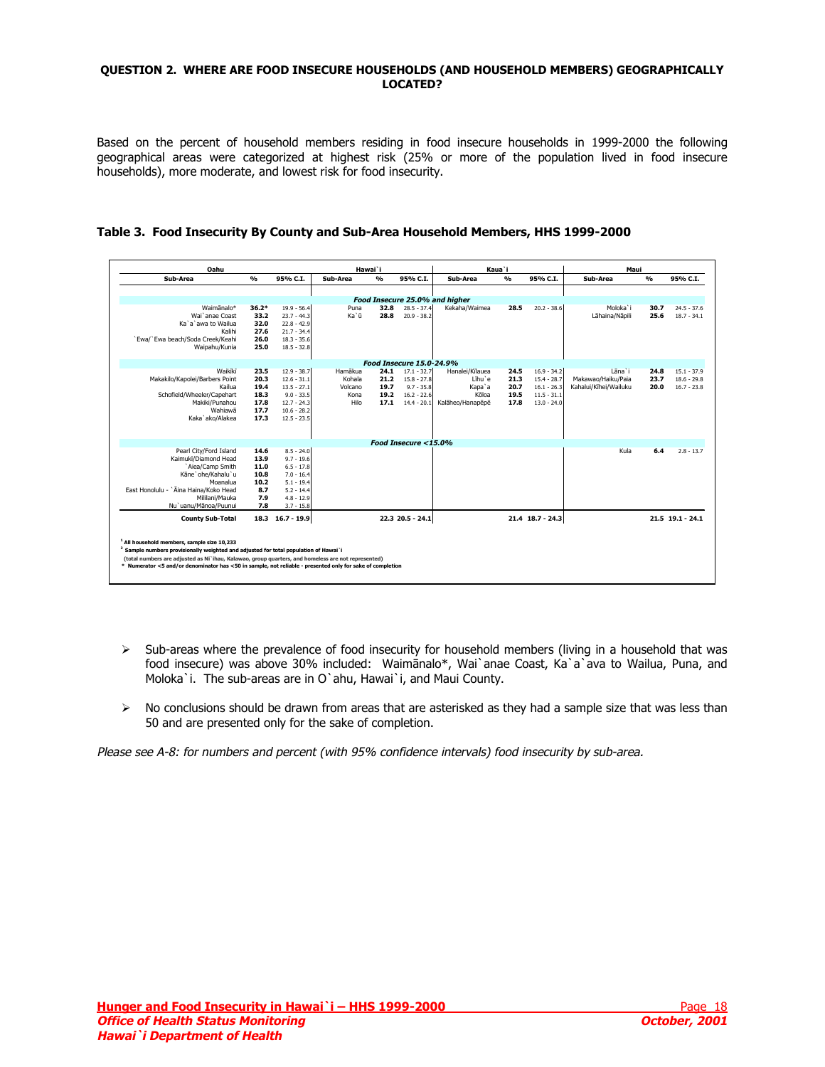## QUESTION 2. WHERE ARE FOOD INSECURE HOUSEHOLDS (AND HOUSEHOLD MEMBERS) GEOGRAPHICALLY LOCATED?

Based on the percent of household members residing in food insecure households in 1999-2000 the following geographical areas were categorized at highest risk (25% or more of the population lived in food insecure households), more moderate, and lowest risk for food insecurity.

### Table 3. Food Insecurity By County and Sub-Area Household Members, HHS 1999-2000

| Oahu | | | Hawai`i | | | Kaua`i | | | Maui | | |
|---|---|---|---|---|---|---|---|---|---|---|---|
| **Sub-Area** | **%** | **95% C.I.** | **Sub-Area** | **%** | **95% C.I.** | **Sub-Area** | **%** | **95% C.I.** | **Sub-Area** | **%** | **95% C.I.** |
| ***Food Insecure 25.0% and higher*** | | | | | | | | | | | |
| Waimānalo* | **36.2*** | 19.9 - 56.4 | Puna | **32.8** | 28.5 - 37.4 | Kekaha/Waimea | **28.5** | 20.2 - 38.6 | Moloka`i | **30.7** | 24.5 - 37.6 |
| Wai`anae Coast | **33.2** | 23.7 - 44.3 | Ka`ū | **28.8** | 20.9 - 38.2 | | | | Lāhaina/Nāpili | **25.6** | 18.7 - 34.1 |
| Ka`a`awa to Wailua | **32.0** | 22.8 - 42.9 | | | | | | | | | |
| Kalihi | **27.6** | 21.7 - 34.4 | | | | | | | | | |
| `Ewa/`Ewa beach/Soda Creek/Keahi | **26.0** | 18.3 - 35.6 | | | | | | | | | |
| Waipahu/Kunia | **25.0** | 18.5 - 32.8 | | | | | | | | | |
| ***Food Insecure 15.0-24.9%*** | | | | | | | | | | | |
| Waikīkī | **23.5** | 12.9 - 38.7 | Hamākua | **24.1** | 17.1 - 32.7 | Hanalei/Kīlauea | **24.5** | 16.9 - 34.2 | Lāna`i | **24.8** | 15.1 - 37.9 |
| Makakilo/Kapolei/Barbers Point | **20.3** | 12.6 - 31.1 | Kohala | **21.2** | 15.8 - 27.8 | Lihu`e | **21.3** | 15.4 - 28.7 | Makawao/Haiku/Paia | **23.7** | 18.6 - 29.8 |
| Kailua | **19.4** | 13.5 - 27.1 | Volcano | **19.7** | 9.7 - 35.8 | Kapa`a | **20.7** | 16.1 - 26.3 | Kahalui/Kihei/Wailuku | **20.0** | 16.7 - 23.8 |
| Schofield/Wheeler/Capehart | **18.3** | 9.0 - 33.5 | Kona | **19.2** | 16.2 - 22.6 | Kōloa | **19.5** | 11.5 - 31.1 | | | |
| Makiki/Punahou | **17.8** | 12.7 - 24.3 | Hilo | **17.1** | 14.4 - 20.1 | Kalāheo/Hanapēpē | **17.8** | 13.0 - 24.0 | | | |
| Wahiawā | **17.7** | 10.6 - 28.2 | | | | | | | | | |
| Kaka`ako/Alakea | **17.3** | 12.5 - 23.5 | | | | | | | | | |
| ***Food Insecure <15.0%*** | | | | | | | | | | | |
| Pearl City/Ford Island | **14.6** | 8.5 - 24.0 | | | | | | | Kula | **6.4** | 2.8 - 13.7 |
| Kaimukī/Diamond Head | **13.9** | 9.7 - 19.6 | | | | | | | | | |
| `Aiea/Camp Smith | **11.0** | 6.5 - 17.8 | | | | | | | | | |
| Kāne`ohe/Kahalu`u | **10.8** | 7.0 - 16.4 | | | | | | | | | |
| Moanalua | **10.2** | 5.1 - 19.4 | | | | | | | | | |
| East Honolulu - `Āina Haina/Koko Head | **8.7** | 5.2 - 14.4 | | | | | | | | | |
| Mililani/Mauka | **7.9** | 4.8 - 12.9 | | | | | | | | | |
| Nu`uanu/Mānoa/Puunui | **7.8** | 3.7 - 15.8 | | | | | | | | | |
| **County Sub-Total** | **18.3** | **16.7 - 19.9** | | **22.3** | **20.5 - 24.1** | | **21.4** | **18.7 - 24.3** | | **21.5** | **19.1 - 24.1** |

[1] **All household members, sample size 10,233**
[2] **Sample numbers provisionally weighted and adjusted for total population of Hawai`i**
**(total numbers are adjusted as Ni`ihau, Kalawao, group quarters, and homeless are not represented)**
\* **Numerator <5 and/or denominator has <50 in sample, not reliable - presented only for sake of completion**

- Sub-areas where the prevalence of food insecurity for household members (living in a household that was food insecure) was above 30% included: Waimānalo*, Wai`anae Coast, Ka`a`ava to Wailua, Puna, and Moloka`i. The sub-areas are in O`ahu, Hawai`i, and Maui County.
- No conclusions should be drawn from areas that are asterisked as they had a sample size that was less than 50 and are presented only for the sake of completion.

*Please see A-8: for numbers and percent (with 95% confidence intervals) food insecurity by sub-area.*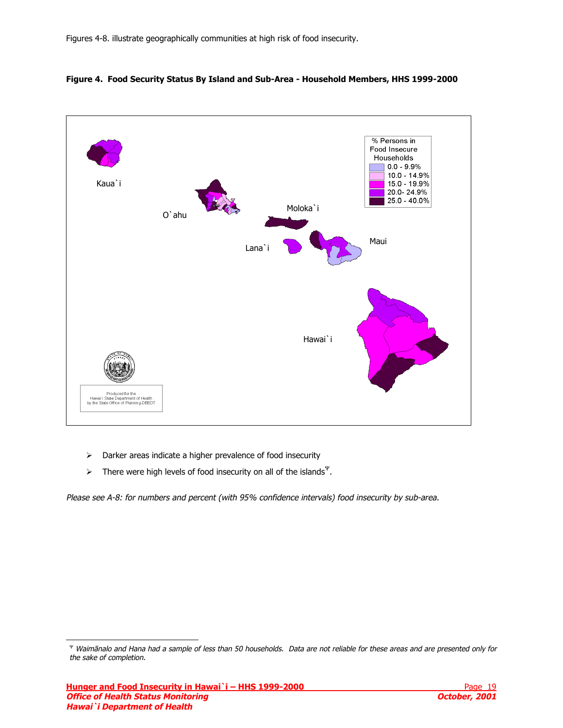Figures 4-8. illustrate geographically communities at high risk of food insecurity.

**Figure 4. Food Security Status By Island and Sub-Area - Household Members, HHS 1999-2000**

% Persons in Food Insecure Households

- 0.0 - 9.9%
- 10.0 - 14.9%
- 15.0 - 19.9%
- 20.0- 24.9%
- 25.0 - 40.0%

Kaua`i

O`ahu

Moloka`i

Lana`i

Maui

Hawai`i

Produced for the Hawai`i State Department of Health by the State Office of Planning-DBEDT

- Darker areas indicate a higher prevalence of food insecurity
- There were high levels of food insecurity on all of the islands[Ψ].

*Please see A-8: for numbers and percent (with 95% confidence intervals) food insecurity by sub-area.*

---

[Ψ] *Waimānalo and Hana had a sample of less than 50 households. Data are not reliable for these areas and are presented only for the sake of completion.*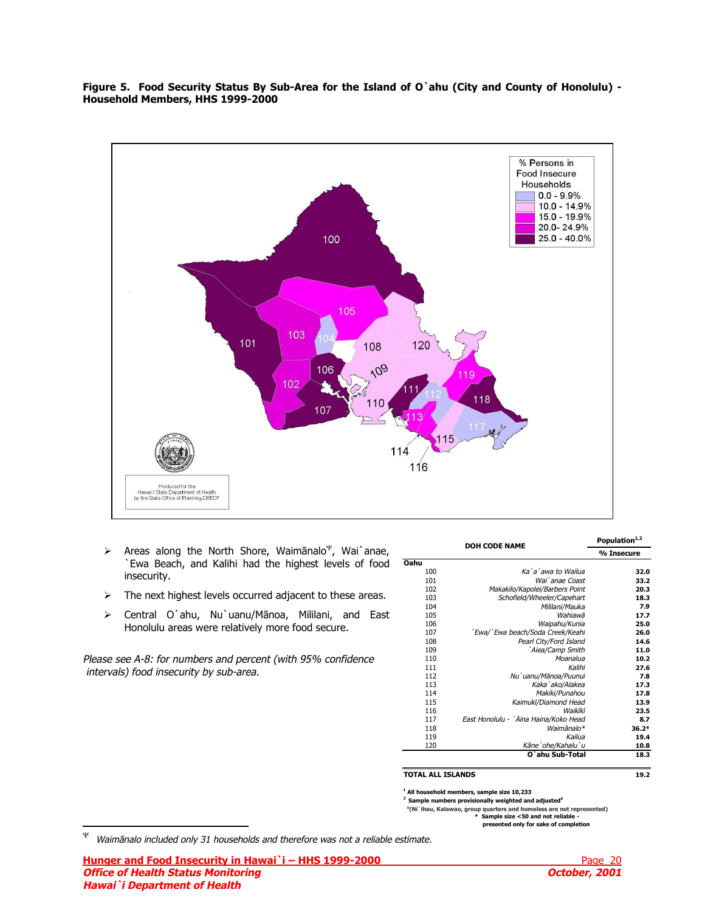**Figure 5. Food Security Status By Sub-Area for the Island of O`ahu (City and County of Honolulu) - Household Members, HHS 1999-2000**

- Areas along the North Shore, Waimānalo[Ψ], Wai`anae, `Ewa Beach, and Kalihi had the highest levels of food insecurity.
- The next highest levels occurred adjacent to these areas.
- Central O`ahu, Nu`uanu/Mānoa, Mililani, and East Honolulu areas were relatively more food secure.

*Please see A-8: for numbers and percent (with 95% confidence intervals) food insecurity by sub-area.*

| | DOH CODE NAME | Population[1,2] |
|---|---|---|
| | | % Insecure |
| **Oahu** | | |
| 100 | *Ka`a`awa to Wailua* | **32.0** |
| 101 | *Wai`anae Coast* | **33.2** |
| 102 | *Makakilo/Kapolei/Barbers Point* | **20.3** |
| 103 | *Schofield/Wheeler/Capehart* | **18.3** |
| 104 | *Mililani/Mauka* | **7.9** |
| 105 | *Wahiawā* | **17.7** |
| 106 | *Waipahu/Kunia* | **25.0** |
| 107 | *`Ewa/`Ewa beach/Soda Creek/Keahi* | **26.0** |
| 108 | *Pearl City/Ford Island* | **14.6** |
| 109 | *`Aiea/Camp Smith* | **11.0** |
| 110 | *Moanalua* | **10.2** |
| 111 | *Kalihi* | **27.6** |
| 112 | *Nu`uanu/Mānoa/Puunui* | **7.8** |
| 113 | *Kaka`ako/Alakea* | **17.3** |
| 114 | *Makiki/Punahou* | **17.8** |
| 115 | *Kaimukī/Diamond Head* | **13.9** |
| 116 | *Waikīkī* | **23.5** |
| 117 | *East Honolulu - `Āina Haina/Koko Head* | **8.7** |
| 118 | *Waimānalo** | **36.2*** |
| 119 | *Kailua* | **19.4** |
| 120 | *Kāne`ohe/Kahalu`u* | **10.8** |
| | **O`ahu Sub-Total** | **18.3** |
| **TOTAL ALL ISLANDS** | | **19.2** |

[1] All household members, sample size 10,233
[2] Sample numbers provisionally weighted and adjusted[a]
[a](Ni`ihau, Kalawao, group quarters and homeless are not represented)
\* Sample size <50 and not reliable - presented only for sake of completion

[Ψ] *Waimānalo included only 31 households and therefore was not a reliable estimate.*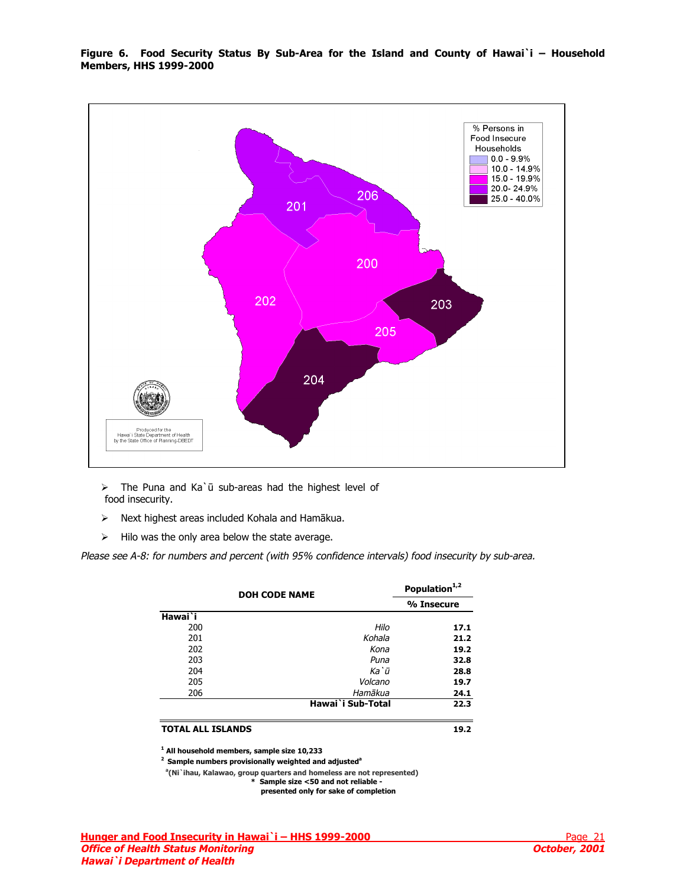**Figure 6. Food Security Status By Sub-Area for the Island and County of Hawai`i – Household Members, HHS 1999-2000**

% Persons in Food Insecure Households

- 0.0 - 9.9%
- 10.0 - 14.9%
- 15.0 - 19.9%
- 20.0- 24.9%
- 25.0 - 40.0%

Produced for the Hawai`i State Department of Health by the State Office of Planning-DBEDT

- The Puna and Ka`ū sub-areas had the highest level of food insecurity.
- Next highest areas included Kohala and Hamākua.
- Hilo was the only area below the state average.

*Please see A-8: for numbers and percent (with 95% confidence intervals) food insecurity by sub-area.*

| DOH CODE | NAME | Population[1,2] % Insecure |
|---|---|---|
| **Hawai`i** | | |
| 200 | *Hilo* | **17.1** |
| 201 | *Kohala* | **21.2** |
| 202 | *Kona* | **19.2** |
| 203 | *Puna* | **32.8** |
| 204 | *Ka`ū* | **28.8** |
| 205 | *Volcano* | **19.7** |
| 206 | *Hamākua* | **24.1** |
| | **Hawai`i Sub-Total** | **22.3** |
| **TOTAL ALL ISLANDS** | | **19.2** |

[1] **All household members, sample size 10,233**

[2] **Sample numbers provisionally weighted and adjusted[a]**

[a] **(Ni`ihau, Kalawao, group quarters and homeless are not represented)**

**\* Sample size <50 and not reliable - presented only for sake of completion**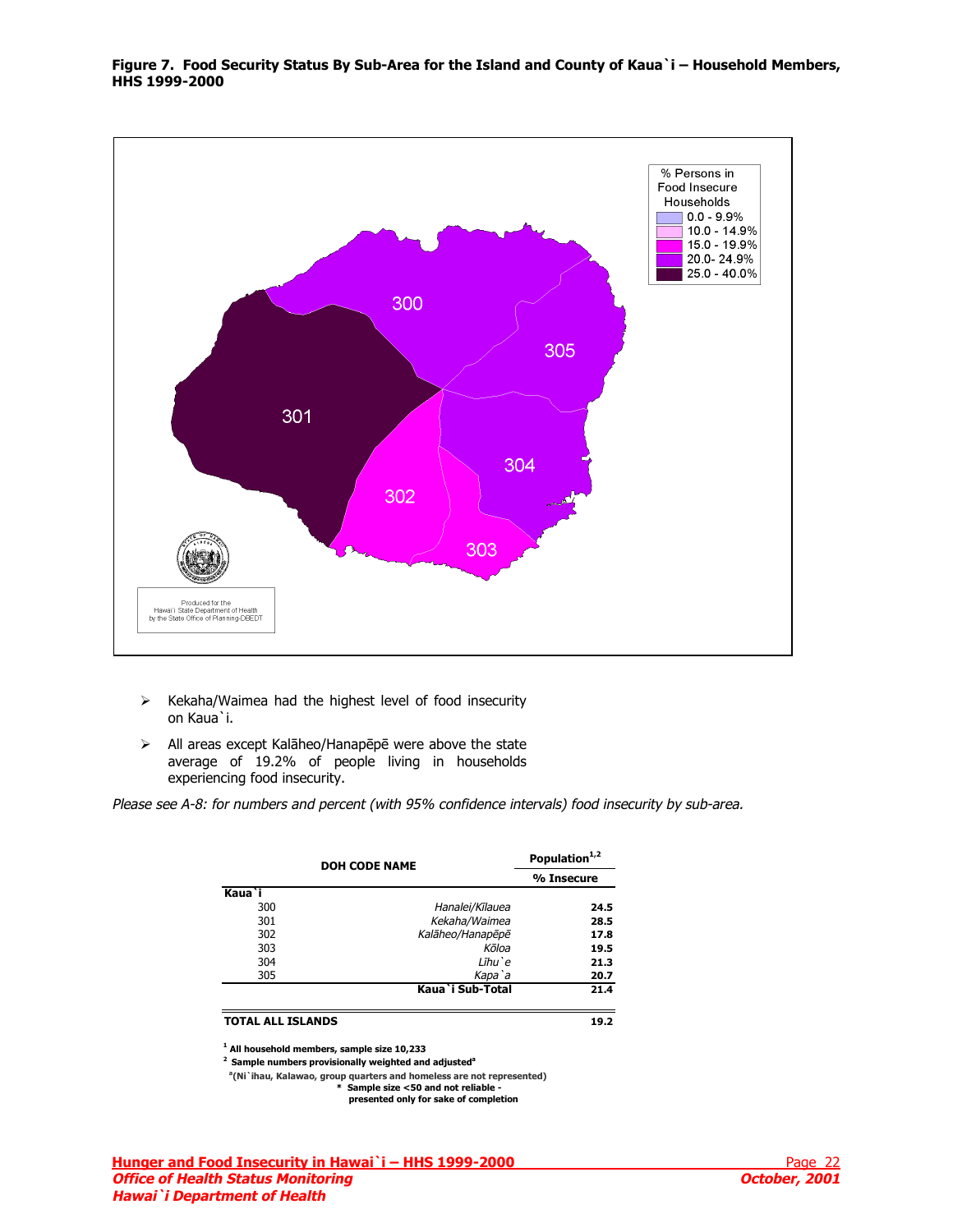**Figure 7. Food Security Status By Sub-Area for the Island and County of Kaua`i – Household Members, HHS 1999-2000**

% Persons in Food Insecure Households

- 0.0 - 9.9%
- 10.0 - 14.9%
- 15.0 - 19.9%
- 20.0- 24.9%
- 25.0 - 40.0%

300, 301, 302, 303, 304, 305

Produced for the Hawai`i State Department of Health by the State Office of Planning-DBEDT

- Kekaha/Waimea had the highest level of food insecurity on Kaua`i.
- All areas except Kalāheo/Hanapēpē were above the state average of 19.2% of people living in households experiencing food insecurity.

*Please see A-8: for numbers and percent (with 95% confidence intervals) food insecurity by sub-area.*

| DOH CODE | NAME | Population[1,2] % Insecure |
|---|---|---|
| **Kaua`i** | | |
| 300 | *Hanalei/Kīlauea* | **24.5** |
| 301 | *Kekaha/Waimea* | **28.5** |
| 302 | *Kalāheo/Hanapēpē* | **17.8** |
| 303 | *Kōloa* | **19.5** |
| 304 | *Līhu`e* | **21.3** |
| 305 | *Kapa`a* | **20.7** |
| | **Kaua`i Sub-Total** | **21.4** |
| **TOTAL ALL ISLANDS** | | **19.2** |

[1] All household members, sample size 10,233

[2] Sample numbers provisionally weighted and adjusted[a]

[a](Ni`ihau, Kalawao, group quarters and homeless are not represented)

\* Sample size <50 and not reliable - presented only for sake of completion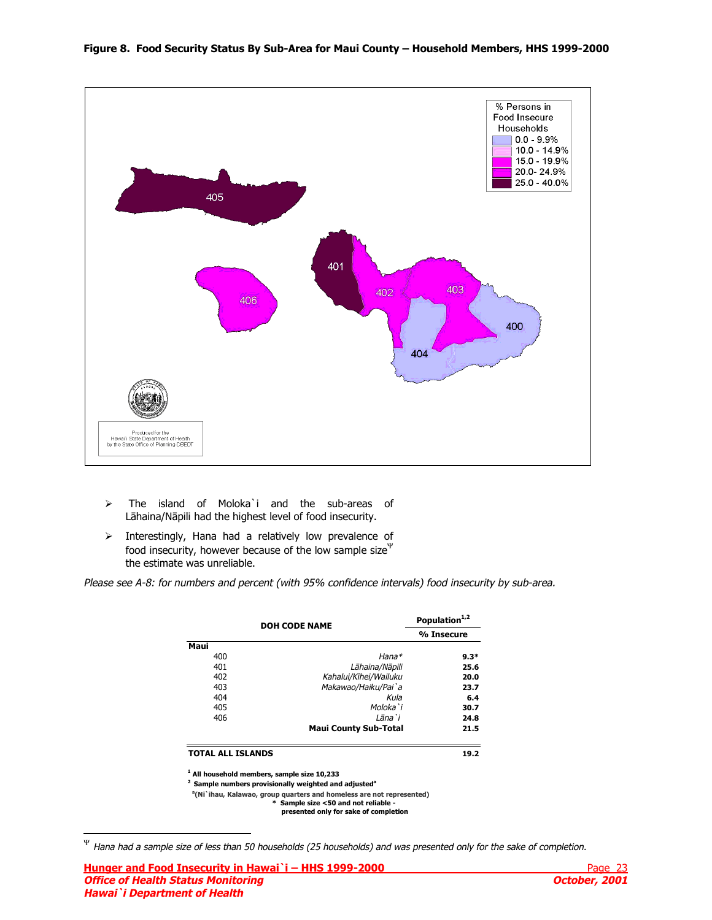**Figure 8. Food Security Status By Sub-Area for Maui County – Household Members, HHS 1999-2000**

- The island of Moloka`i and the sub-areas of Lāhaina/Nāpili had the highest level of food insecurity.
- Interestingly, Hana had a relatively low prevalence of food insecurity, however because of the low sample size[Ψ] the estimate was unreliable.

*Please see A-8: for numbers and percent (with 95% confidence intervals) food insecurity by sub-area.*

| | DOH CODE NAME | Population[1,2] % Insecure |
|---|---|---|
| **Maui** | | |
| 400 | *Hana\** | **9.3\*** |
| 401 | *Lāhaina/Nāpili* | **25.6** |
| 402 | *Kahalui/Kīhei/Wailuku* | **20.0** |
| 403 | *Makawao/Haiku/Pai`a* | **23.7** |
| 404 | *Kula* | **6.4** |
| 405 | *Moloka`i* | **30.7** |
| 406 | *Lāna`i* | **24.8** |
| | **Maui County Sub-Total** | **21.5** |
| **TOTAL ALL ISLANDS** | | **19.2** |

[1] All household members, sample size 10,233
[2] Sample numbers provisionally weighted and adjusted[a]
[a](Ni`ihau, Kalawao, group quarters and homeless are not represented)
\* Sample size <50 and not reliable - presented only for sake of completion

[Ψ] *Hana had a sample size of less than 50 households (25 households) and was presented only for the sake of completion.*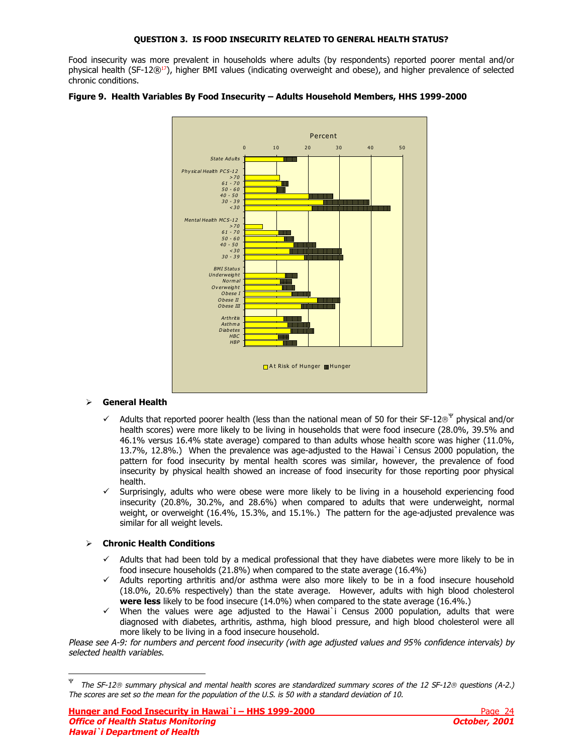**QUESTION 3. IS FOOD INSECURITY RELATED TO GENERAL HEALTH STATUS?**

Food insecurity was more prevalent in households where adults (by respondents) reported poorer mental and/or physical health (SF-12®[17]), higher BMI values (indicating overweight and obese), and higher prevalence of selected chronic conditions.

**Figure 9. Health Variables By Food Insecurity – Adults Household Members, HHS 1999-2000**

- **General Health**
  - ✓ Adults that reported poorer health (less than the national mean of 50 for their SF-12®[Ψ] physical and/or health scores) were more likely to be living in households that were food insecure (28.0%, 39.5% and 46.1% versus 16.4% state average) compared to than adults whose health score was higher (11.0%, 13.7%, 12.8%.) When the prevalence was age-adjusted to the Hawai`i Census 2000 population, the pattern for food insecurity by mental health scores was similar, however, the prevalence of food insecurity by physical health showed an increase of food insecurity for those reporting poor physical health.
  - ✓ Surprisingly, adults who were obese were more likely to be living in a household experiencing food insecurity (20.8%, 30.2%, and 28.6%) when compared to adults that were underweight, normal weight, or overweight (16.4%, 15.3%, and 15.1%.) The pattern for the age-adjusted prevalence was similar for all weight levels.

- **Chronic Health Conditions**
  - ✓ Adults that had been told by a medical professional that they have diabetes were more likely to be in food insecure households (21.8%) when compared to the state average (16.4%)
  - ✓ Adults reporting arthritis and/or asthma were also more likely to be in a food insecure household (18.0%, 20.6% respectively) than the state average. However, adults with high blood cholesterol **were less** likely to be food insecure (14.0%) when compared to the state average (16.4%.)
  - ✓ When the values were age adjusted to the Hawai`i Census 2000 population, adults that were diagnosed with diabetes, arthritis, asthma, high blood pressure, and high blood cholesterol were all more likely to be living in a food insecure household.

*Please see A-9: for numbers and percent food insecurity (with age adjusted values and 95% confidence intervals) by selected health variables.*

---

[Ψ] *The SF-12® summary physical and mental health scores are standardized summary scores of the 12 SF-12® questions (A-2.) The scores are set so the mean for the population of the U.S. is 50 with a standard deviation of 10.*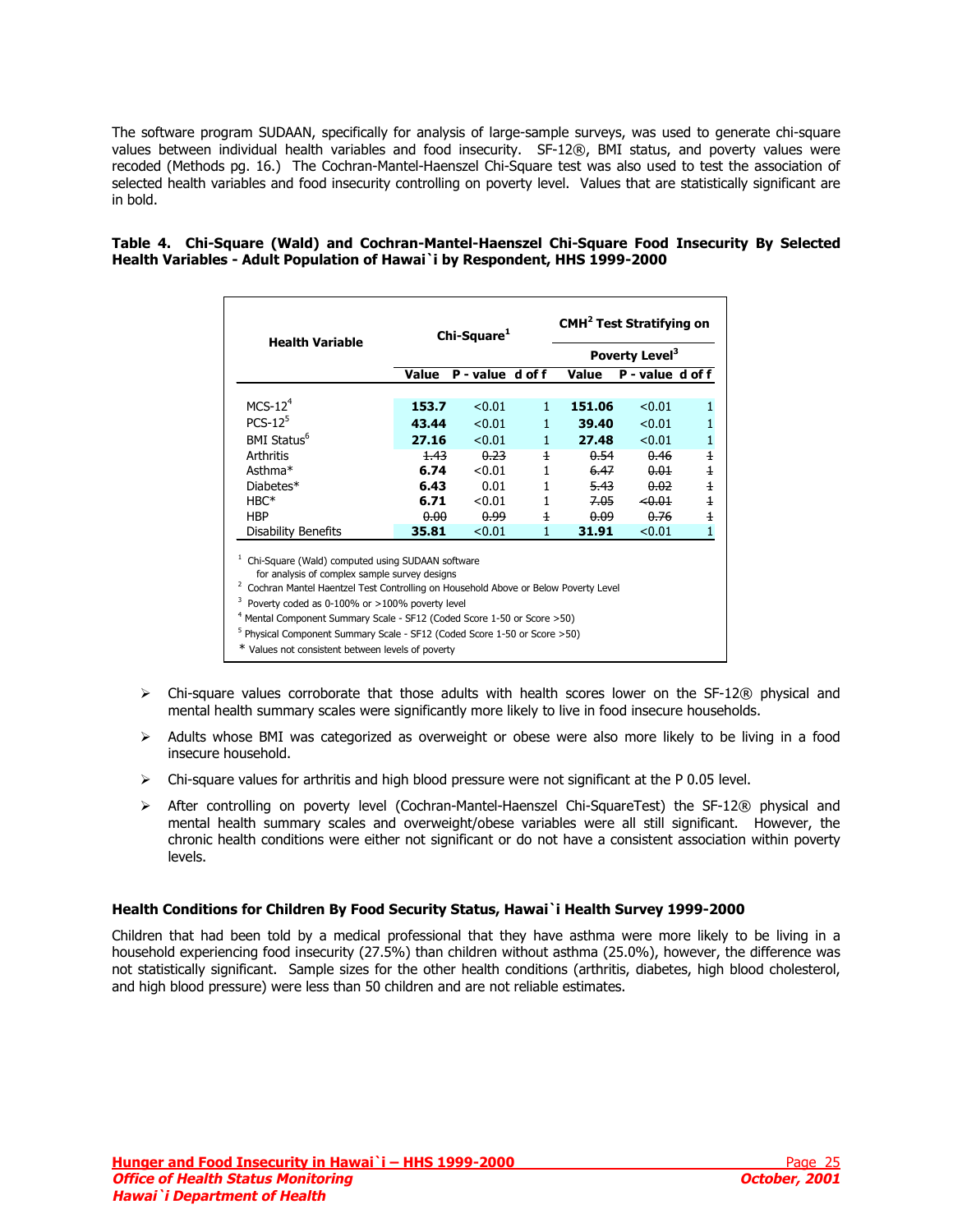The software program SUDAAN, specifically for analysis of large-sample surveys, was used to generate chi-square values between individual health variables and food insecurity. SF-12®, BMI status, and poverty values were recoded (Methods pg. 16.) The Cochran-Mantel-Haenszel Chi-Square test was also used to test the association of selected health variables and food insecurity controlling on poverty level. Values that are statistically significant are in bold.

**Table 4. Chi-Square (Wald) and Cochran-Mantel-Haenszel Chi-Square Food Insecurity By Selected Health Variables - Adult Population of Hawai`i by Respondent, HHS 1999-2000**

| Health Variable | Chi-Square[1] | | | CMH[2] Test Stratifying on Poverty Level[3] | | |
|---|---|---|---|---|---|---|
| | Value | P - value | d of f | Value | P - value | d of f |
| MCS-12[4] | **153.7** | <0.01 | 1 | **151.06** | <0.01 | 1 |
| PCS-12[5] | **43.44** | <0.01 | 1 | **39.40** | <0.01 | 1 |
| BMI Status[6] | **27.16** | <0.01 | 1 | **27.48** | <0.01 | 1 |
| Arthritis | ~~1.43~~ | ~~0.23~~ | ~~1~~ | ~~0.54~~ | ~~0.46~~ | ~~1~~ |
| Asthma* | **6.74** | <0.01 | 1 | ~~6.47~~ | ~~0.01~~ | ~~1~~ |
| Diabetes* | **6.43** | 0.01 | 1 | ~~5.43~~ | ~~0.02~~ | ~~1~~ |
| HBC* | **6.71** | <0.01 | 1 | ~~7.05~~ | ~~<0.01~~ | ~~1~~ |
| HBP | ~~0.00~~ | ~~0.99~~ | ~~1~~ | ~~0.09~~ | ~~0.76~~ | ~~1~~ |
| Disability Benefits | **35.81** | <0.01 | 1 | **31.91** | <0.01 | 1 |

[1] Chi-Square (Wald) computed using SUDAAN software for analysis of complex sample survey designs
[2] Cochran Mantel Haentzel Test Controlling on Household Above or Below Poverty Level
[3] Poverty coded as 0-100% or >100% poverty level
[4] Mental Component Summary Scale - SF12 (Coded Score 1-50 or Score >50)
[5] Physical Component Summary Scale - SF12 (Coded Score 1-50 or Score >50)
\* Values not consistent between levels of poverty

- Chi-square values corroborate that those adults with health scores lower on the SF-12® physical and mental health summary scales were significantly more likely to live in food insecure households.
- Adults whose BMI was categorized as overweight or obese were also more likely to be living in a food insecure household.
- Chi-square values for arthritis and high blood pressure were not significant at the P 0.05 level.
- After controlling on poverty level (Cochran-Mantel-Haenszel Chi-SquareTest) the SF-12® physical and mental health summary scales and overweight/obese variables were all still significant. However, the chronic health conditions were either not significant or do not have a consistent association within poverty levels.

**Health Conditions for Children By Food Security Status, Hawai`i Health Survey 1999-2000**

Children that had been told by a medical professional that they have asthma were more likely to be living in a household experiencing food insecurity (27.5%) than children without asthma (25.0%), however, the difference was not statistically significant. Sample sizes for the other health conditions (arthritis, diabetes, high blood cholesterol, and high blood pressure) were less than 50 children and are not reliable estimates.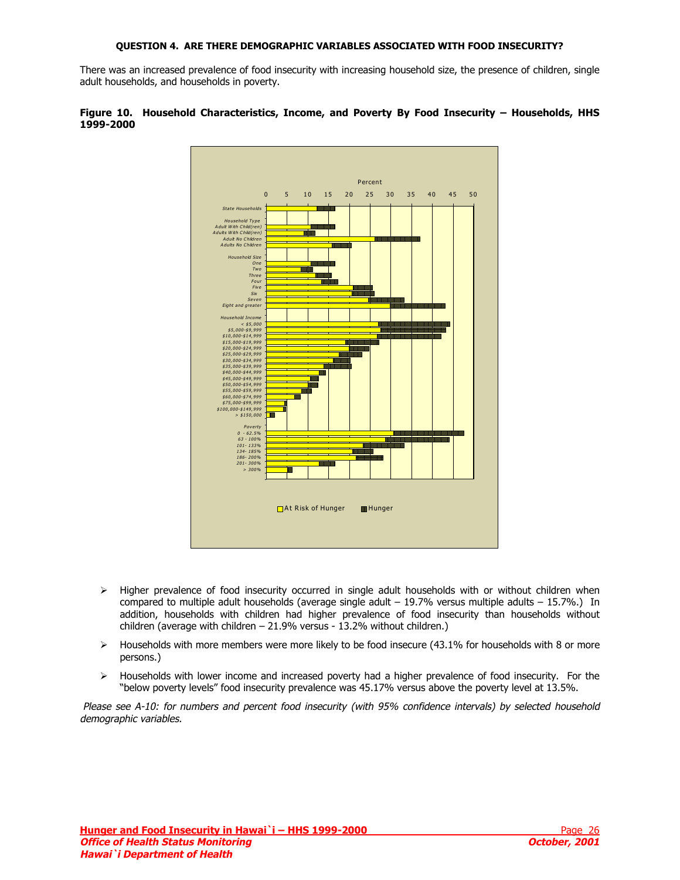#### QUESTION 4. ARE THERE DEMOGRAPHIC VARIABLES ASSOCIATED WITH FOOD INSECURITY?

There was an increased prevalence of food insecurity with increasing household size, the presence of children, single adult households, and households in poverty.

**Figure 10. Household Characteristics, Income, and Poverty By Food Insecurity – Households, HHS 1999-2000**

- Higher prevalence of food insecurity occurred in single adult households with or without children when compared to multiple adult households (average single adult – 19.7% versus multiple adults – 15.7%.) In addition, households with children had higher prevalence of food insecurity than households without children (average with children – 21.9% versus - 13.2% without children.)
- Households with more members were more likely to be food insecure (43.1% for households with 8 or more persons.)
- Households with lower income and increased poverty had a higher prevalence of food insecurity. For the "below poverty levels" food insecurity prevalence was 45.17% versus above the poverty level at 13.5%.

*Please see A-10: for numbers and percent food insecurity (with 95% confidence intervals) by selected household demographic variables.*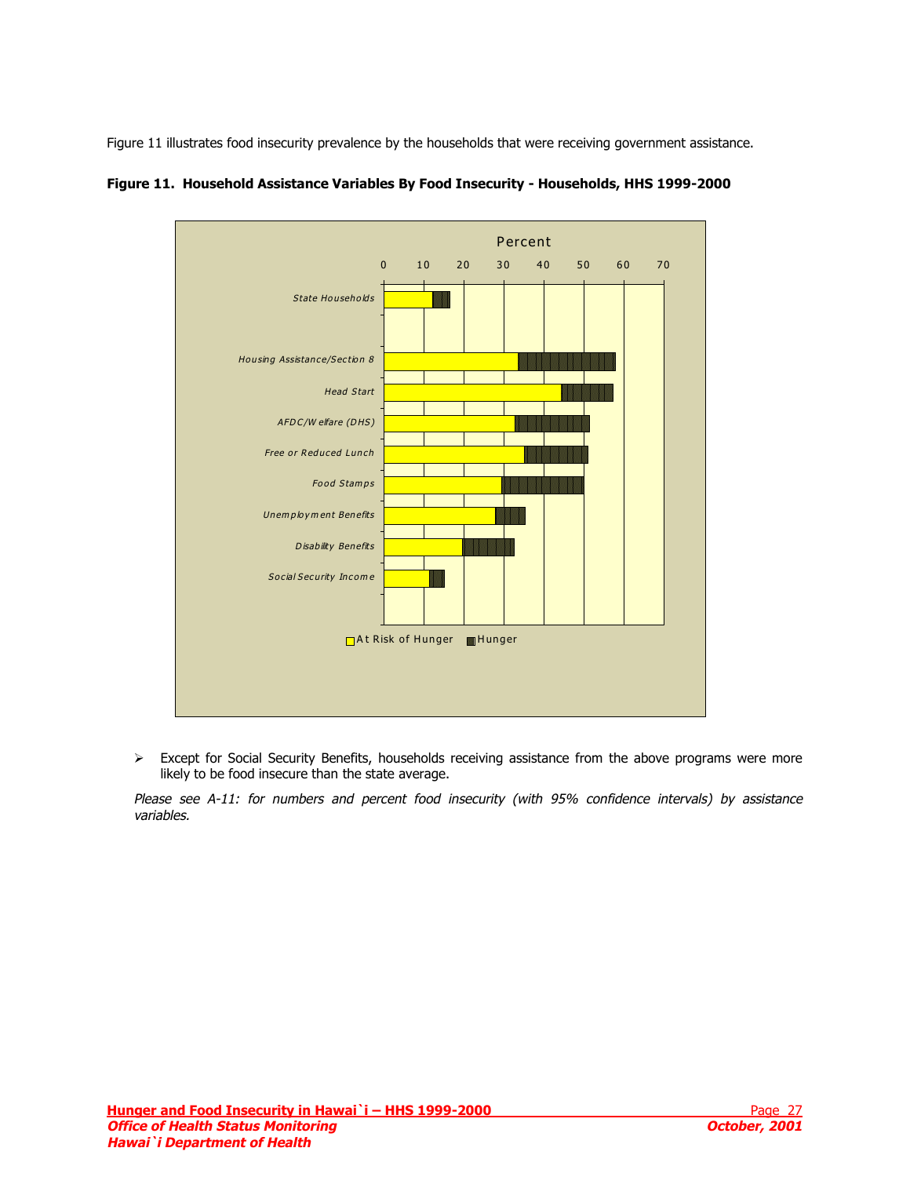Figure 11 illustrates food insecurity prevalence by the households that were receiving government assistance.

**Figure 11. Household Assistance Variables By Food Insecurity - Households, HHS 1999-2000**

- Except for Social Security Benefits, households receiving assistance from the above programs were more likely to be food insecure than the state average.

*Please see A-11: for numbers and percent food insecurity (with 95% confidence intervals) by assistance variables.*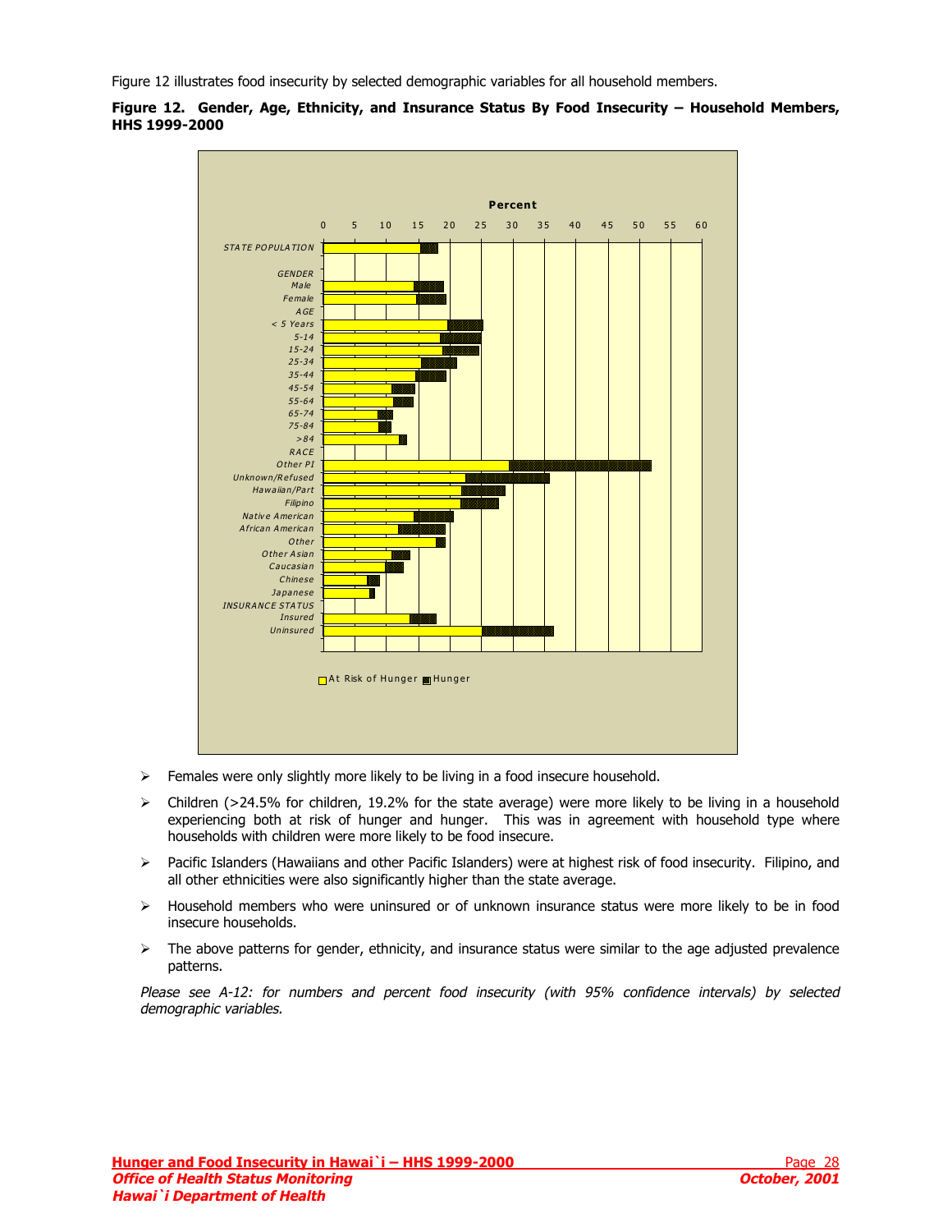Figure 12 illustrates food insecurity by selected demographic variables for all household members.

**Figure 12. Gender, Age, Ethnicity, and Insurance Status By Food Insecurity – Household Members, HHS 1999-2000**

- Females were only slightly more likely to be living in a food insecure household.
- Children (>24.5% for children, 19.2% for the state average) were more likely to be living in a household experiencing both at risk of hunger and hunger. This was in agreement with household type where households with children were more likely to be food insecure.
- Pacific Islanders (Hawaiians and other Pacific Islanders) were at highest risk of food insecurity. Filipino, and all other ethnicities were also significantly higher than the state average.
- Household members who were uninsured or of unknown insurance status were more likely to be in food insecure households.
- The above patterns for gender, ethnicity, and insurance status were similar to the age adjusted prevalence patterns.

*Please see A-12: for numbers and percent food insecurity (with 95% confidence intervals) by selected demographic variables.*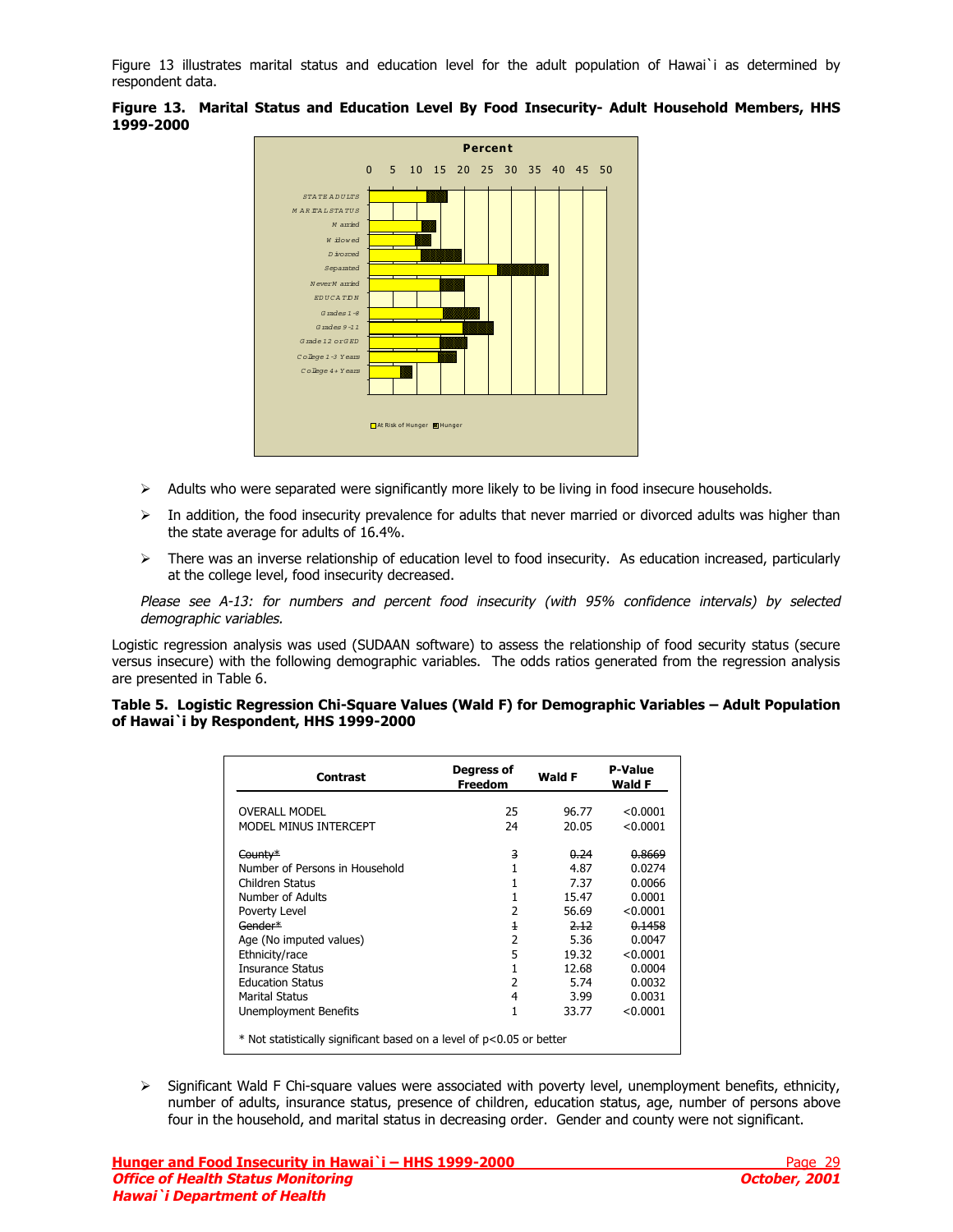Figure 13 illustrates marital status and education level for the adult population of Hawai`i as determined by respondent data.

**Figure 13. Marital Status and Education Level By Food Insecurity- Adult Household Members, HHS 1999-2000**

- Adults who were separated were significantly more likely to be living in food insecure households.
- In addition, the food insecurity prevalence for adults that never married or divorced adults was higher than the state average for adults of 16.4%.
- There was an inverse relationship of education level to food insecurity. As education increased, particularly at the college level, food insecurity decreased.

*Please see A-13: for numbers and percent food insecurity (with 95% confidence intervals) by selected demographic variables.*

Logistic regression analysis was used (SUDAAN software) to assess the relationship of food security status (secure versus insecure) with the following demographic variables. The odds ratios generated from the regression analysis are presented in Table 6.

**Table 5. Logistic Regression Chi-Square Values (Wald F) for Demographic Variables – Adult Population of Hawai`i by Respondent, HHS 1999-2000**

| Contrast | Degress of Freedom | Wald F | P-Value Wald F |
|---|---|---|---|
| OVERALL MODEL | 25 | 96.77 | <0.0001 |
| MODEL MINUS INTERCEPT | 24 | 20.05 | <0.0001 |
| ~~County*~~ | ~~3~~ | ~~0.24~~ | ~~0.8669~~ |
| Number of Persons in Household | 1 | 4.87 | 0.0274 |
| Children Status | 1 | 7.37 | 0.0066 |
| Number of Adults | 1 | 15.47 | 0.0001 |
| Poverty Level | 2 | 56.69 | <0.0001 |
| ~~Gender*~~ | ~~1~~ | ~~2.12~~ | ~~0.1458~~ |
| Age (No imputed values) | 2 | 5.36 | 0.0047 |
| Ethnicity/race | 5 | 19.32 | <0.0001 |
| Insurance Status | 1 | 12.68 | 0.0004 |
| Education Status | 2 | 5.74 | 0.0032 |
| Marital Status | 4 | 3.99 | 0.0031 |
| Unemployment Benefits | 1 | 33.77 | <0.0001 |

\* Not statistically significant based on a level of p<0.05 or better

- Significant Wald F Chi-square values were associated with poverty level, unemployment benefits, ethnicity, number of adults, insurance status, presence of children, education status, age, number of persons above four in the household, and marital status in decreasing order. Gender and county were not significant.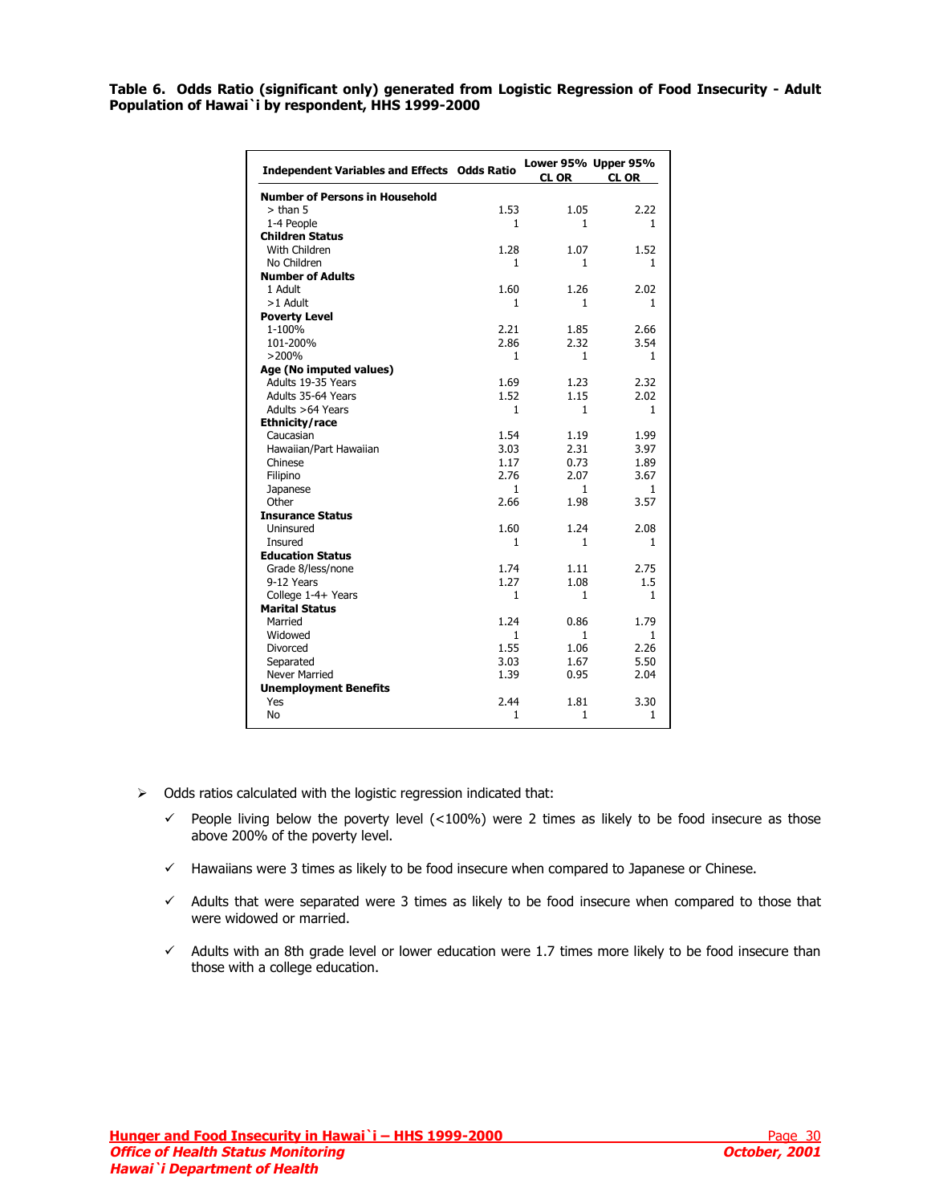**Table 6. Odds Ratio (significant only) generated from Logistic Regression of Food Insecurity - Adult Population of Hawai`i by respondent, HHS 1999-2000**

| Independent Variables and Effects | Odds Ratio | Lower 95% CL OR | Upper 95% CL OR |
|---|---|---|---|
| **Number of Persons in Household** | | | |
| > than 5 | 1.53 | 1.05 | 2.22 |
| 1-4 People | 1 | 1 | 1 |
| **Children Status** | | | |
| With Children | 1.28 | 1.07 | 1.52 |
| No Children | 1 | 1 | 1 |
| **Number of Adults** | | | |
| 1 Adult | 1.60 | 1.26 | 2.02 |
| >1 Adult | 1 | 1 | 1 |
| **Poverty Level** | | | |
| 1-100% | 2.21 | 1.85 | 2.66 |
| 101-200% | 2.86 | 2.32 | 3.54 |
| >200% | 1 | 1 | 1 |
| **Age (No imputed values)** | | | |
| Adults 19-35 Years | 1.69 | 1.23 | 2.32 |
| Adults 35-64 Years | 1.52 | 1.15 | 2.02 |
| Adults >64 Years | 1 | 1 | 1 |
| **Ethnicity/race** | | | |
| Caucasian | 1.54 | 1.19 | 1.99 |
| Hawaiian/Part Hawaiian | 3.03 | 2.31 | 3.97 |
| Chinese | 1.17 | 0.73 | 1.89 |
| Filipino | 2.76 | 2.07 | 3.67 |
| Japanese | 1 | 1 | 1 |
| Other | 2.66 | 1.98 | 3.57 |
| **Insurance Status** | | | |
| Uninsured | 1.60 | 1.24 | 2.08 |
| Insured | 1 | 1 | 1 |
| **Education Status** | | | |
| Grade 8/less/none | 1.74 | 1.11 | 2.75 |
| 9-12 Years | 1.27 | 1.08 | 1.5 |
| College 1-4+ Years | 1 | 1 | 1 |
| **Marital Status** | | | |
| Married | 1.24 | 0.86 | 1.79 |
| Widowed | 1 | 1 | 1 |
| Divorced | 1.55 | 1.06 | 2.26 |
| Separated | 3.03 | 1.67 | 5.50 |
| Never Married | 1.39 | 0.95 | 2.04 |
| **Unemployment Benefits** | | | |
| Yes | 2.44 | 1.81 | 3.30 |
| No | 1 | 1 | 1 |

- Odds ratios calculated with the logistic regression indicated that:
  - ✓ People living below the poverty level (<100%) were 2 times as likely to be food insecure as those above 200% of the poverty level.
  - ✓ Hawaiians were 3 times as likely to be food insecure when compared to Japanese or Chinese.
  - ✓ Adults that were separated were 3 times as likely to be food insecure when compared to those that were widowed or married.
  - ✓ Adults with an 8th grade level or lower education were 1.7 times more likely to be food insecure than those with a college education.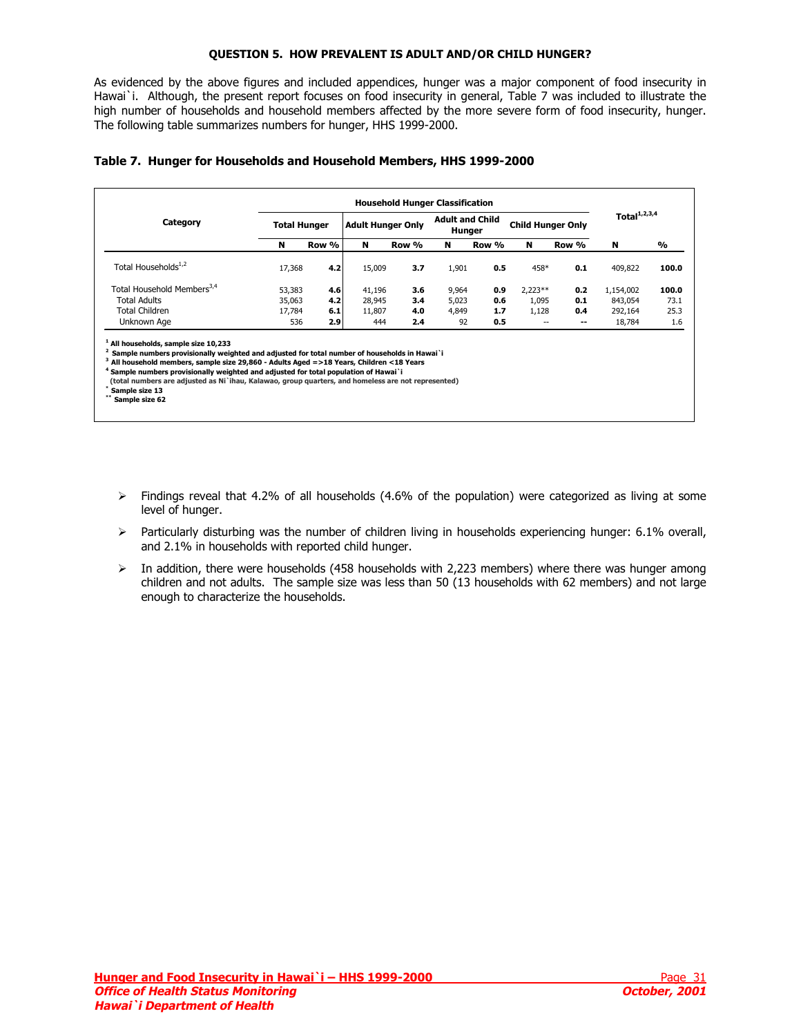**QUESTION 5. HOW PREVALENT IS ADULT AND/OR CHILD HUNGER?**

As evidenced by the above figures and included appendices, hunger was a major component of food insecurity in Hawai`i. Although, the present report focuses on food insecurity in general, Table 7 was included to illustrate the high number of households and household members affected by the more severe form of food insecurity, hunger. The following table summarizes numbers for hunger, HHS 1999-2000.

**Table 7. Hunger for Households and Household Members, HHS 1999-2000**

| Category | Household Hunger Classification | | | | | | | | Total[1,2,3,4] | |
|---|---|---|---|---|---|---|---|---|---|---|
| | Total Hunger | | Adult Hunger Only | | Adult and Child Hunger | | Child Hunger Only | | | |
| | N | Row % | N | Row % | N | Row % | N | Row % | N | % |
| Total Households[1,2] | 17,368 | 4.2 | 15,009 | 3.7 | 1,901 | 0.5 | 458* | 0.1 | 409,822 | 100.0 |
| Total Household Members[3,4] | 53,383 | 4.6 | 41,196 | 3.6 | 9,964 | 0.9 | 2,223** | 0.2 | 1,154,002 | 100.0 |
| Total Adults | 35,063 | 4.2 | 28,945 | 3.4 | 5,023 | 0.6 | 1,095 | 0.1 | 843,054 | 73.1 |
| Total Children | 17,784 | 6.1 | 11,807 | 4.0 | 4,849 | 1.7 | 1,128 | 0.4 | 292,164 | 25.3 |
| Unknown Age | 536 | 2.9 | 444 | 2.4 | 92 | 0.5 | -- | -- | 18,784 | 1.6 |

[1] All households, sample size 10,233
[2] Sample numbers provisionally weighted and adjusted for total number of households in Hawai`i
[3] All household members, sample size 29,860 - Adults Aged =>18 Years, Children <18 Years
[4] Sample numbers provisionally weighted and adjusted for total population of Hawai`i
(total numbers are adjusted as Ni`ihau, Kalawao, group quarters, and homeless are not represented)
* Sample size 13
** Sample size 62

- Findings reveal that 4.2% of all households (4.6% of the population) were categorized as living at some level of hunger.
- Particularly disturbing was the number of children living in households experiencing hunger: 6.1% overall, and 2.1% in households with reported child hunger.
- In addition, there were households (458 households with 2,223 members) where there was hunger among children and not adults. The sample size was less than 50 (13 households with 62 members) and not large enough to characterize the households.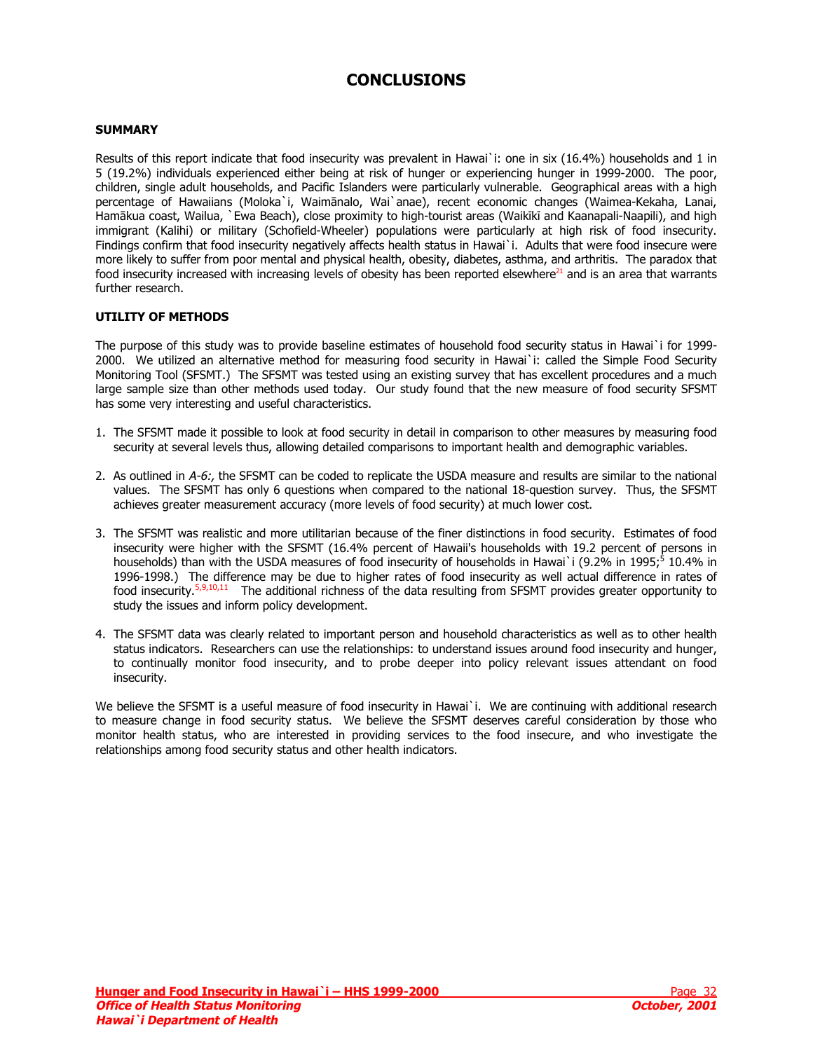# CONCLUSIONS

## SUMMARY

Results of this report indicate that food insecurity was prevalent in Hawai`i: one in six (16.4%) households and 1 in 5 (19.2%) individuals experienced either being at risk of hunger or experiencing hunger in 1999-2000. The poor, children, single adult households, and Pacific Islanders were particularly vulnerable. Geographical areas with a high percentage of Hawaiians (Moloka`i, Waimānalo, Wai`anae), recent economic changes (Waimea-Kekaha, Lanai, Hamākua coast, Wailua, `Ewa Beach), close proximity to high-tourist areas (Waikīkī and Kaanapali-Naapili), and high immigrant (Kalihi) or military (Schofield-Wheeler) populations were particularly at high risk of food insecurity. Findings confirm that food insecurity negatively affects health status in Hawai`i. Adults that were food insecure were more likely to suffer from poor mental and physical health, obesity, diabetes, asthma, and arthritis. The paradox that food insecurity increased with increasing levels of obesity has been reported elsewhere[21] and is an area that warrants further research.

## UTILITY OF METHODS

The purpose of this study was to provide baseline estimates of household food security status in Hawai`i for 1999-2000. We utilized an alternative method for measuring food security in Hawai`i: called the Simple Food Security Monitoring Tool (SFSMT.) The SFSMT was tested using an existing survey that has excellent procedures and a much large sample size than other methods used today. Our study found that the new measure of food security SFSMT has some very interesting and useful characteristics.

1. The SFSMT made it possible to look at food security in detail in comparison to other measures by measuring food security at several levels thus, allowing detailed comparisons to important health and demographic variables.

2. As outlined in *A-6:,* the SFSMT can be coded to replicate the USDA measure and results are similar to the national values. The SFSMT has only 6 questions when compared to the national 18-question survey. Thus, the SFSMT achieves greater measurement accuracy (more levels of food security) at much lower cost.

3. The SFSMT was realistic and more utilitarian because of the finer distinctions in food security. Estimates of food insecurity were higher with the SFSMT (16.4% percent of Hawaii's households with 19.2 percent of persons in households) than with the USDA measures of food insecurity of households in Hawai`i (9.2% in 1995;[5] 10.4% in 1996-1998.) The difference may be due to higher rates of food insecurity as well actual difference in rates of food insecurity.[5,9,10,11] The additional richness of the data resulting from SFSMT provides greater opportunity to study the issues and inform policy development.

4. The SFSMT data was clearly related to important person and household characteristics as well as to other health status indicators. Researchers can use the relationships: to understand issues around food insecurity and hunger, to continually monitor food insecurity, and to probe deeper into policy relevant issues attendant on food insecurity.

We believe the SFSMT is a useful measure of food insecurity in Hawai`i. We are continuing with additional research to measure change in food security status. We believe the SFSMT deserves careful consideration by those who monitor health status, who are interested in providing services to the food insecure, and who investigate the relationships among food security status and other health indicators.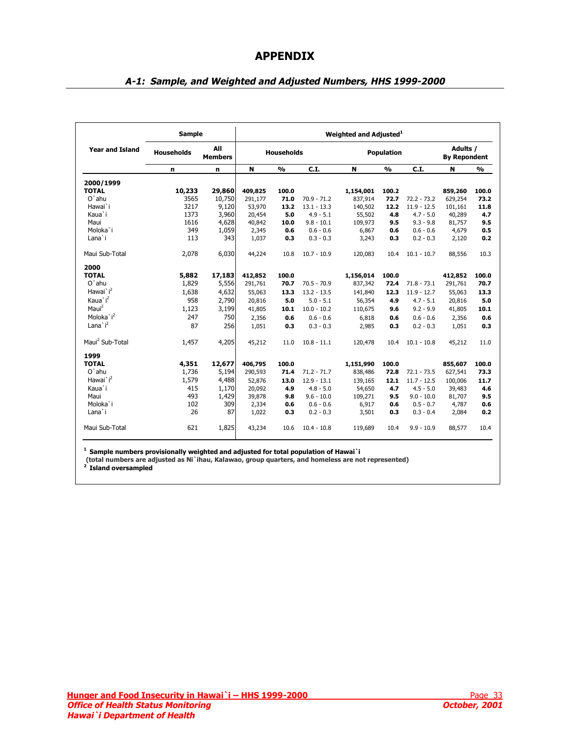# APPENDIX

## *A-1: Sample, and Weighted and Adjusted Numbers, HHS 1999-2000*

| Year and Island | Sample | | Weighted and Adjusted[1] | | | | | | | |
|---|---|---|---|---|---|---|---|---|---|---|
| | Households | All Members | Households | | | Population | | | Adults / By Repondent | |
| | n | n | N | % | C.I. | N | % | C.I. | N | % |
| **2000/1999** | | | | | | | | | | |
| **TOTAL** | **10,233** | **29,860** | **409,825** | **100.0** | | **1,154,001** | **100.2** | | **859,260** | **100.0** |
| O`ahu | 3565 | 10,750 | 291,177 | **71.0** | 70.9 - 71.2 | 837,914 | **72.7** | 72.2 - 73.2 | 629,254 | **73.2** |
| Hawai`i | 3217 | 9,120 | 53,970 | **13.2** | 13.1 - 13.3 | 140,502 | **12.2** | 11.9 - 12.5 | 101,161 | **11.8** |
| Kaua`i | 1373 | 3,960 | 20,454 | **5.0** | 4.9 - 5.1 | 55,502 | **4.8** | 4.7 - 5.0 | 40,289 | **4.7** |
| Maui | 1616 | 4,628 | 40,842 | **10.0** | 9.8 - 10.1 | 109,973 | **9.5** | 9.3 - 9.8 | 81,757 | **9.5** |
| Moloka`i | 349 | 1,059 | 2,345 | **0.6** | 0.6 - 0.6 | 6,867 | **0.6** | 0.6 - 0.6 | 4,679 | **0.5** |
| Lana`i | 113 | 343 | 1,037 | **0.3** | 0.3 - 0.3 | 3,243 | **0.3** | 0.2 - 0.3 | 2,120 | **0.2** |
| Maui Sub-Total | 2,078 | 6,030 | 44,224 | 10.8 | 10.7 - 10.9 | 120,083 | 10.4 | 10.1 - 10.7 | 88,556 | 10.3 |
| **2000** | | | | | | | | | | |
| **TOTAL** | **5,882** | **17,183** | **412,852** | **100.0** | | **1,156,014** | **100.0** | | **412,852** | **100.0** |
| O`ahu | 1,829 | 5,556 | 291,761 | **70.7** | 70.5 - 70.9 | 837,342 | **72.4** | 71.8 - 73.1 | 291,761 | **70.7** |
| Hawai`i[2] | 1,638 | 4,632 | 55,063 | **13.3** | 13.2 - 13.5 | 141,840 | **12.3** | 11.9 - 12.7 | 55,063 | **13.3** |
| Kaua`i[2] | 958 | 2,790 | 20,816 | **5.0** | 5.0 - 5.1 | 56,354 | **4.9** | 4.7 - 5.1 | 20,816 | **5.0** |
| Maui[2] | 1,123 | 3,199 | 41,805 | **10.1** | 10.0 - 10.2 | 110,675 | **9.6** | 9.2 - 9.9 | 41,805 | **10.1** |
| Moloka`i[2] | 247 | 750 | 2,356 | **0.6** | 0.6 - 0.6 | 6,818 | **0.6** | 0.6 - 0.6 | 2,356 | **0.6** |
| Lana`i[2] | 87 | 256 | 1,051 | **0.3** | 0.3 - 0.3 | 2,985 | **0.3** | 0.2 - 0.3 | 1,051 | **0.3** |
| Maui[2] Sub-Total | 1,457 | 4,205 | 45,212 | 11.0 | 10.8 - 11.1 | 120,478 | 10.4 | 10.1 - 10.8 | 45,212 | 11.0 |
| **1999** | | | | | | | | | | |
| **TOTAL** | **4,351** | **12,677** | **406,795** | **100.0** | | **1,151,990** | **100.0** | | **855,607** | **100.0** |
| O`ahu | 1,736 | 5,194 | 290,593 | **71.4** | 71.2 - 71.7 | 838,486 | **72.8** | 72.1 - 73.5 | 627,541 | **73.3** |
| Hawai`i[2] | 1,579 | 4,488 | 52,876 | **13.0** | 12.9 - 13.1 | 139,165 | **12.1** | 11.7 - 12.5 | 100,006 | **11.7** |
| Kaua`i | 415 | 1,170 | 20,092 | **4.9** | 4.8 - 5.0 | 54,650 | **4.7** | 4.5 - 5.0 | 39,483 | **4.6** |
| Maui | 493 | 1,429 | 39,878 | **9.8** | 9.6 - 10.0 | 109,271 | **9.5** | 9.0 - 10.0 | 81,707 | **9.5** |
| Moloka`i | 102 | 309 | 2,334 | **0.6** | 0.6 - 0.6 | 6,917 | **0.6** | 0.5 - 0.7 | 4,787 | **0.6** |
| Lana`i | 26 | 87 | 1,022 | **0.3** | 0.2 - 0.3 | 3,501 | **0.3** | 0.3 - 0.4 | 2,084 | **0.2** |
| Maui Sub-Total | 621 | 1,825 | 43,234 | 10.6 | 10.4 - 10.8 | 119,689 | 10.4 | 9.9 - 10.9 | 88,577 | 10.4 |

**[1] Sample numbers provisionally weighted and adjusted for total population of Hawai`i**
**(total numbers are adjusted as Ni`ihau, Kalawao, group quarters, and homeless are not represented)**
**[2] Island oversampled**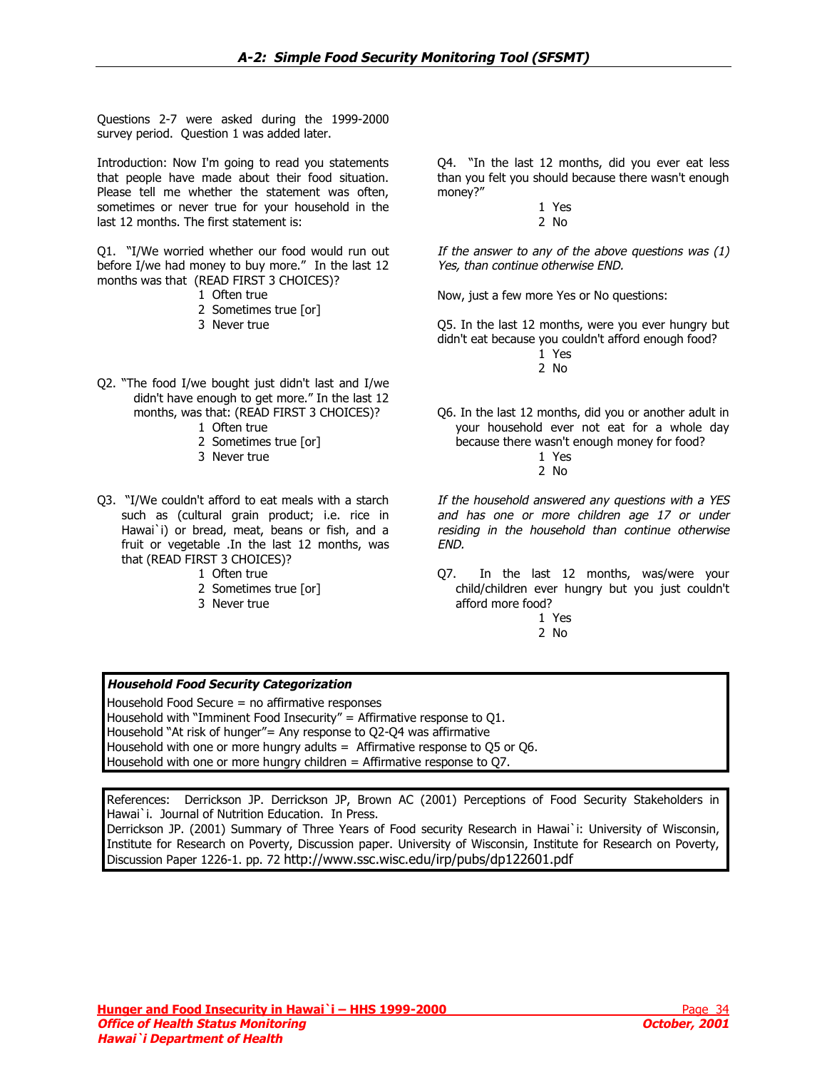## A-2: Simple Food Security Monitoring Tool (SFSMT)

Questions 2-7 were asked during the 1999-2000 survey period. Question 1 was added later.

Introduction: Now I'm going to read you statements that people have made about their food situation. Please tell me whether the statement was often, sometimes or never true for your household in the last 12 months. The first statement is:

Q1. "I/We worried whether our food would run out before I/we had money to buy more." In the last 12 months was that (READ FIRST 3 CHOICES)?

1 Often true
2 Sometimes true [or]
3 Never true

Q2. "The food I/we bought just didn't last and I/we didn't have enough to get more." In the last 12 months, was that: (READ FIRST 3 CHOICES)?

1 Often true
2 Sometimes true [or]
3 Never true

Q3. "I/We couldn't afford to eat meals with a starch such as (cultural grain product; i.e. rice in Hawai`i) or bread, meat, beans or fish, and a fruit or vegetable .In the last 12 months, was that (READ FIRST 3 CHOICES)?

1 Often true
2 Sometimes true [or]
3 Never true

Q4. "In the last 12 months, did you ever eat less than you felt you should because there wasn't enough money?"

1 Yes
2 No

*If the answer to any of the above questions was (1) Yes, than continue otherwise END.*

Now, just a few more Yes or No questions:

Q5. In the last 12 months, were you ever hungry but didn't eat because you couldn't afford enough food?

1 Yes
2 No

Q6. In the last 12 months, did you or another adult in your household ever not eat for a whole day because there wasn't enough money for food?

1 Yes
2 No

*If the household answered any questions with a YES and has one or more children age 17 or under residing in the household than continue otherwise END.*

Q7. In the last 12 months, was/were your child/children ever hungry but you just couldn't afford more food?

1 Yes
2 No

***Household Food Security Categorization***

Household Food Secure = no affirmative responses
Household with "Imminent Food Insecurity" = Affirmative response to Q1.
Household "At risk of hunger"= Any response to Q2-Q4 was affirmative
Household with one or more hungry adults = Affirmative response to Q5 or Q6.
Household with one or more hungry children = Affirmative response to Q7.

References: Derrickson JP. Derrickson JP, Brown AC (2001) Perceptions of Food Security Stakeholders in Hawai`i. Journal of Nutrition Education. In Press.
Derrickson JP. (2001) Summary of Three Years of Food security Research in Hawai`i: University of Wisconsin, Institute for Research on Poverty, Discussion paper. University of Wisconsin, Institute for Research on Poverty, Discussion Paper 1226-1. pp. 72 http://www.ssc.wisc.edu/irp/pubs/dp122601.pdf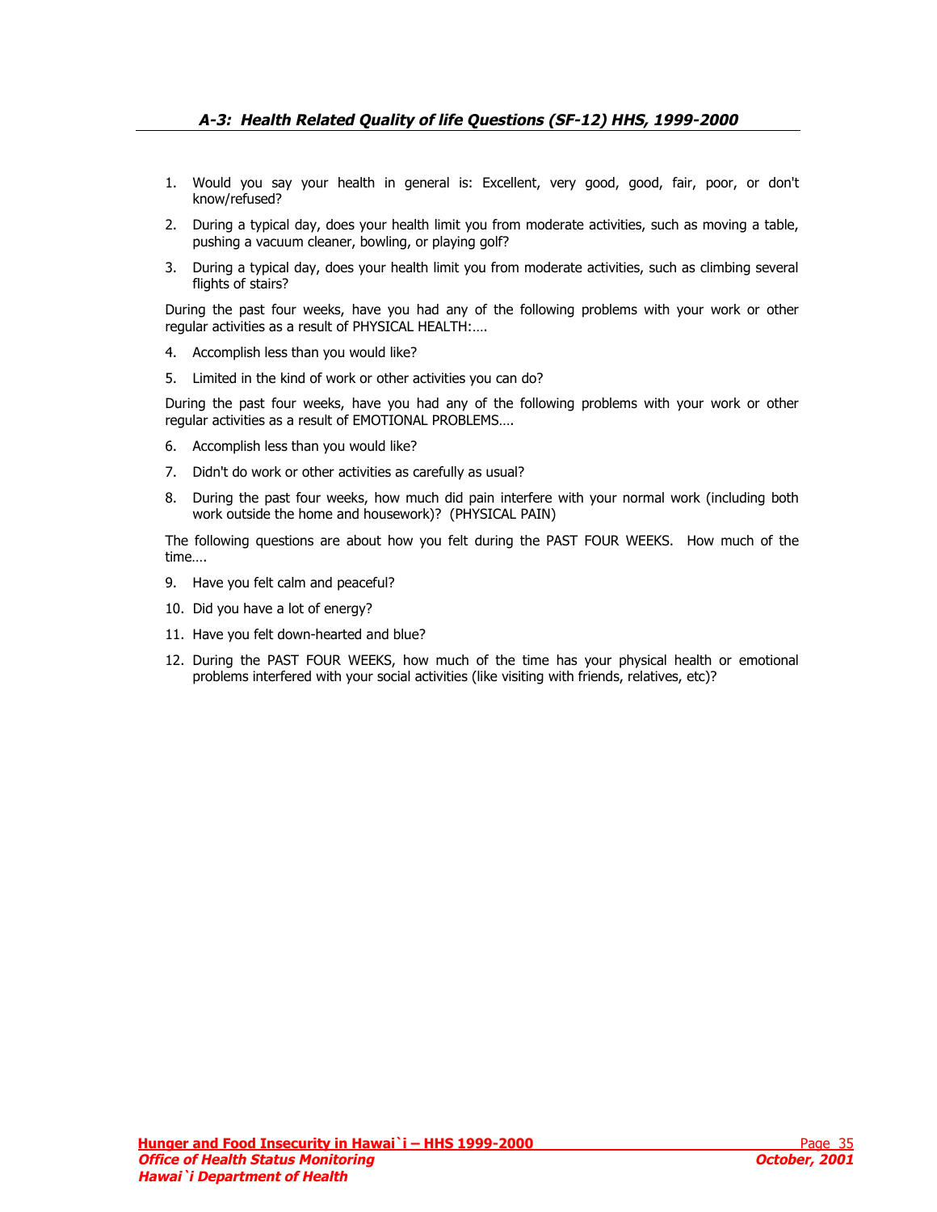### *A-3: Health Related Quality of life Questions (SF-12) HHS, 1999-2000*

1. Would you say your health in general is: Excellent, very good, good, fair, poor, or don't know/refused?
2. During a typical day, does your health limit you from moderate activities, such as moving a table, pushing a vacuum cleaner, bowling, or playing golf?
3. During a typical day, does your health limit you from moderate activities, such as climbing several flights of stairs?

During the past four weeks, have you had any of the following problems with your work or other regular activities as a result of PHYSICAL HEALTH:….

4. Accomplish less than you would like?
5. Limited in the kind of work or other activities you can do?

During the past four weeks, have you had any of the following problems with your work or other regular activities as a result of EMOTIONAL PROBLEMS….

6. Accomplish less than you would like?
7. Didn't do work or other activities as carefully as usual?
8. During the past four weeks, how much did pain interfere with your normal work (including both work outside the home and housework)? (PHYSICAL PAIN)

The following questions are about how you felt during the PAST FOUR WEEKS. How much of the time….

9. Have you felt calm and peaceful?
10. Did you have a lot of energy?
11. Have you felt down-hearted and blue?
12. During the PAST FOUR WEEKS, how much of the time has your physical health or emotional problems interfered with your social activities (like visiting with friends, relatives, etc)?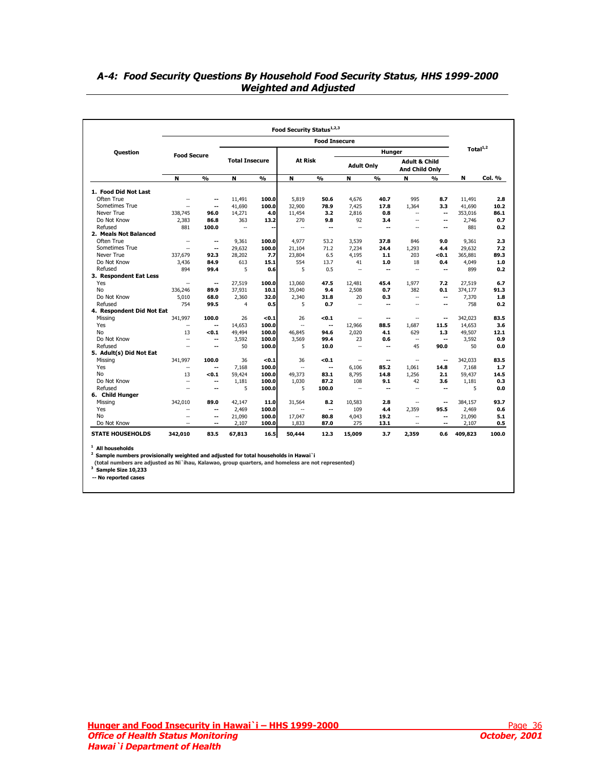## A-4: Food Security Questions By Household Food Security Status, HHS 1999-2000 Weighted and Adjusted

| Question | Food Security Status[1,2,3] | | | | | | | | | | Total[1,2] | |
|---|---|---|---|---|---|---|---|---|---|---|---|---|
| | | | Food Insecure | | | | | | | | | |
| | Food Secure | | Total Insecure | | At Risk | | Hunger | | | | | |
| | | | | | | | Adult Only | | Adult & Child And Child Only | | | |
| | N | % | N | % | N | % | N | % | N | % | N | Col. % |
| **1. Food Did Not Last** | | | | | | | | | | | | |
| Often True | -- | -- | 11,491 | 100.0 | 5,819 | 50.6 | 4,676 | 40.7 | 995 | 8.7 | 11,491 | 2.8 |
| Sometimes True | -- | -- | 41,690 | 100.0 | 32,900 | 78.9 | 7,425 | 17.8 | 1,364 | 3.3 | 41,690 | 10.2 |
| Never True | 338,745 | 96.0 | 14,271 | 4.0 | 11,454 | 3.2 | 2,816 | 0.8 | -- | -- | 353,016 | 86.1 |
| Do Not Know | 2,383 | 86.8 | 363 | 13.2 | 270 | 9.8 | 92 | 3.4 | -- | -- | 2,746 | 0.7 |
| Refused | 881 | 100.0 | -- | -- | -- | -- | -- | -- | -- | -- | 881 | 0.2 |
| **2. Meals Not Balanced** | | | | | | | | | | | | |
| Often True | -- | -- | 9,361 | 100.0 | 4,977 | 53.2 | 3,539 | 37.8 | 846 | 9.0 | 9,361 | 2.3 |
| Sometimes True | -- | -- | 29,632 | 100.0 | 21,104 | 71.2 | 7,234 | 24.4 | 1,293 | 4.4 | 29,632 | 7.2 |
| Never True | 337,679 | 92.3 | 28,202 | 7.7 | 23,804 | 6.5 | 4,195 | 1.1 | 203 | <0.1 | 365,881 | 89.3 |
| Do Not Know | 3,436 | 84.9 | 613 | 15.1 | 554 | 13.7 | 41 | 1.0 | 18 | 0.4 | 4,049 | 1.0 |
| Refused | 894 | 99.4 | 5 | 0.6 | 5 | 0.5 | -- | -- | -- | -- | 899 | 0.2 |
| **3. Respondent Eat Less** | | | | | | | | | | | | |
| Yes | -- | -- | 27,519 | 100.0 | 13,060 | 47.5 | 12,481 | 45.4 | 1,977 | 7.2 | 27,519 | 6.7 |
| No | 336,246 | 89.9 | 37,931 | 10.1 | 35,040 | 9.4 | 2,508 | 0.7 | 382 | 0.1 | 374,177 | 91.3 |
| Do Not Know | 5,010 | 68.0 | 2,360 | 32.0 | 2,340 | 31.8 | 20 | 0.3 | -- | -- | 7,370 | 1.8 |
| Refused | 754 | 99.5 | 4 | 0.5 | 5 | 0.7 | -- | -- | -- | -- | 758 | 0.2 |
| **4. Respondent Did Not Eat** | | | | | | | | | | | | |
| Missing | 341,997 | 100.0 | 26 | <0.1 | 26 | <0.1 | -- | -- | -- | -- | 342,023 | 83.5 |
| Yes | -- | -- | 14,653 | 100.0 | -- | -- | 12,966 | 88.5 | 1,687 | 11.5 | 14,653 | 3.6 |
| No | 13 | <0.1 | 49,494 | 100.0 | 46,845 | 94.6 | 2,020 | 4.1 | 629 | 1.3 | 49,507 | 12.1 |
| Do Not Know | -- | -- | 3,592 | 100.0 | 3,569 | 99.4 | 23 | 0.6 | -- | -- | 3,592 | 0.9 |
| Refused | -- | -- | 50 | 100.0 | 5 | 10.0 | -- | -- | 45 | 90.0 | 50 | 0.0 |
| **5. Adult(s) Did Not Eat** | | | | | | | | | | | | |
| Missing | 341,997 | 100.0 | 36 | <0.1 | 36 | <0.1 | -- | -- | -- | -- | 342,033 | 83.5 |
| Yes | -- | -- | 7,168 | 100.0 | -- | -- | 6,106 | 85.2 | 1,061 | 14.8 | 7,168 | 1.7 |
| No | 13 | <0.1 | 59,424 | 100.0 | 49,373 | 83.1 | 8,795 | 14.8 | 1,256 | 2.1 | 59,437 | 14.5 |
| Do Not Know | -- | -- | 1,181 | 100.0 | 1,030 | 87.2 | 108 | 9.1 | 42 | 3.6 | 1,181 | 0.3 |
| Refused | -- | -- | 5 | 100.0 | 5 | 100.0 | -- | -- | -- | -- | 5 | 0.0 |
| **6. Child Hunger** | | | | | | | | | | | | |
| Missing | 342,010 | 89.0 | 42,147 | 11.0 | 31,564 | 8.2 | 10,583 | 2.8 | -- | -- | 384,157 | 93.7 |
| Yes | -- | -- | 2,469 | 100.0 | -- | -- | 109 | 4.4 | 2,359 | 95.5 | 2,469 | 0.6 |
| No | -- | -- | 21,090 | 100.0 | 17,047 | 80.8 | 4,043 | 19.2 | -- | -- | 21,090 | 5.1 |
| Do Not Know | -- | -- | 2,107 | 100.0 | 1,833 | 87.0 | 275 | 13.1 | -- | -- | 2,107 | 0.5 |
| **STATE HOUSEHOLDS** | **342,010** | **83.5** | **67,813** | **16.5** | **50,444** | **12.3** | **15,009** | **3.7** | **2,359** | **0.6** | **409,823** | **100.0** |

[1] All households
[2] Sample numbers provisionally weighted and adjusted for total households in Hawai`i
(total numbers are adjusted as Ni`ihau, Kalawao, group quarters, and homeless are not represented)
[3] Sample Size 10,233
-- No reported cases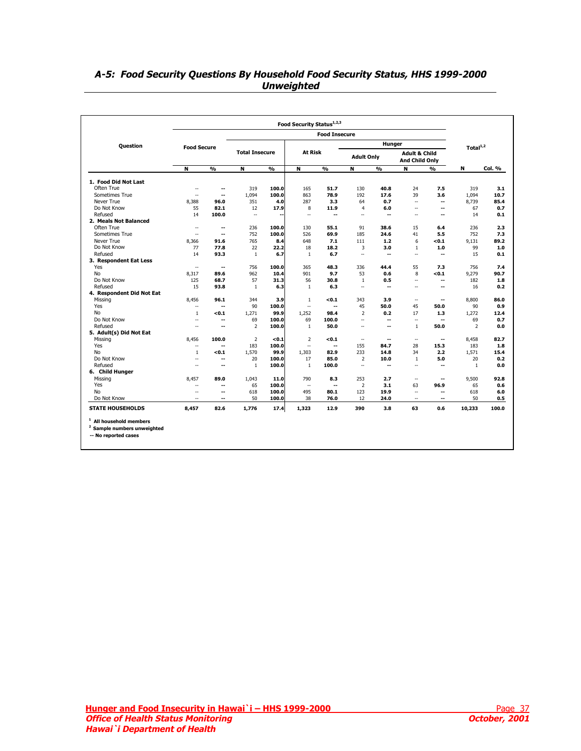## *A-5: Food Security Questions By Household Food Security Status, HHS 1999-2000 Unweighted*

| Question | Food Security Status[1,2,3] | | | | | | | | | | Total[1,2] | |
|---|---|---|---|---|---|---|---|---|---|---|---|---|
| | | | Food Insecure | | | | | | | | | |
| | | | | | | | Hunger | | | | | |
| | Food Secure | | Total Insecure | | At Risk | | Adult Only | | Adult & Child And Child Only | | | |
| | N | % | N | % | N | % | N | % | N | % | N | Col. % |
| **1. Food Did Not Last** | | | | | | | | | | | | |
| Often True | -- | -- | 319 | 100.0 | 165 | 51.7 | 130 | 40.8 | 24 | 7.5 | 319 | 3.1 |
| Sometimes True | -- | -- | 1,094 | 100.0 | 863 | 78.9 | 192 | 17.6 | 39 | 3.6 | 1,094 | 10.7 |
| Never True | 8,388 | 96.0 | 351 | 4.0 | 287 | 3.3 | 64 | 0.7 | -- | -- | 8,739 | 85.4 |
| Do Not Know | 55 | 82.1 | 12 | 17.9 | 8 | 11.9 | 4 | 6.0 | -- | -- | 67 | 0.7 |
| Refused | 14 | 100.0 | -- | -- | -- | -- | -- | -- | -- | -- | 14 | 0.1 |
| **2. Meals Not Balanced** | | | | | | | | | | | | |
| Often True | -- | -- | 236 | 100.0 | 130 | 55.1 | 91 | 38.6 | 15 | 6.4 | 236 | 2.3 |
| Sometimes True | -- | -- | 752 | 100.0 | 526 | 69.9 | 185 | 24.6 | 41 | 5.5 | 752 | 7.3 |
| Never True | 8,366 | 91.6 | 765 | 8.4 | 648 | 7.1 | 111 | 1.2 | 6 | <0.1 | 9,131 | 89.2 |
| Do Not Know | 77 | 77.8 | 22 | 22.2 | 18 | 18.2 | 3 | 3.0 | 1 | 1.0 | 99 | 1.0 |
| Refused | 14 | 93.3 | 1 | 6.7 | 1 | 6.7 | -- | -- | -- | -- | 15 | 0.1 |
| **3. Respondent Eat Less** | | | | | | | | | | | | |
| Yes | -- | -- | 756 | 100.0 | 365 | 48.3 | 336 | 44.4 | 55 | 7.3 | 756 | 7.4 |
| No | 8,317 | 89.6 | 962 | 10.4 | 901 | 9.7 | 53 | 0.6 | 8 | <0.1 | 9,279 | 90.7 |
| Do Not Know | 125 | 68.7 | 57 | 31.3 | 56 | 30.8 | 1 | 0.5 | -- | -- | 182 | 1.8 |
| Refused | 15 | 93.8 | 1 | 6.3 | 1 | 6.3 | -- | -- | -- | -- | 16 | 0.2 |
| **4. Respondent Did Not Eat** | | | | | | | | | | | | |
| Missing | 8,456 | 96.1 | 344 | 3.9 | 1 | <0.1 | 343 | 3.9 | -- | -- | 8,800 | 86.0 |
| Yes | -- | -- | 90 | 100.0 | -- | -- | 45 | 50.0 | 45 | 50.0 | 90 | 0.9 |
| No | 1 | <0.1 | 1,271 | 99.9 | 1,252 | 98.4 | 2 | 0.2 | 17 | 1.3 | 1,272 | 12.4 |
| Do Not Know | -- | -- | 69 | 100.0 | 69 | 100.0 | -- | -- | -- | -- | 69 | 0.7 |
| Refused | -- | -- | 2 | 100.0 | 1 | 50.0 | -- | -- | 1 | 50.0 | 2 | 0.0 |
| **5. Adult(s) Did Not Eat** | | | | | | | | | | | | |
| Missing | 8,456 | 100.0 | 2 | <0.1 | 2 | <0.1 | -- | -- | -- | -- | 8,458 | 82.7 |
| Yes | -- | -- | 183 | 100.0 | -- | -- | 155 | 84.7 | 28 | 15.3 | 183 | 1.8 |
| No | 1 | <0.1 | 1,570 | 99.9 | 1,303 | 82.9 | 233 | 14.8 | 34 | 2.2 | 1,571 | 15.4 |
| Do Not Know | -- | -- | 20 | 100.0 | 17 | 85.0 | 2 | 10.0 | 1 | 5.0 | 20 | 0.2 |
| Refused | -- | -- | 1 | 100.0 | 1 | 100.0 | -- | -- | -- | -- | 1 | 0.0 |
| **6. Child Hunger** | | | | | | | | | | | | |
| Missing | 8,457 | 89.0 | 1,043 | 11.0 | 790 | 8.3 | 253 | 2.7 | -- | -- | 9,500 | 92.8 |
| Yes | -- | -- | 65 | 100.0 | -- | -- | 2 | 3.1 | 63 | 96.9 | 65 | 0.6 |
| No | -- | -- | 618 | 100.0 | 495 | 80.1 | 123 | 19.9 | -- | -- | 618 | 6.0 |
| Do Not Know | -- | -- | 50 | 100.0 | 38 | 76.0 | 12 | 24.0 | -- | -- | 50 | 0.5 |
| **STATE HOUSEHOLDS** | **8,457** | **82.6** | **1,776** | **17.4** | **1,323** | **12.9** | **390** | **3.8** | **63** | **0.6** | **10,233** | **100.0** |

[1] All household members
[2] Sample numbers unweighted
-- No reported cases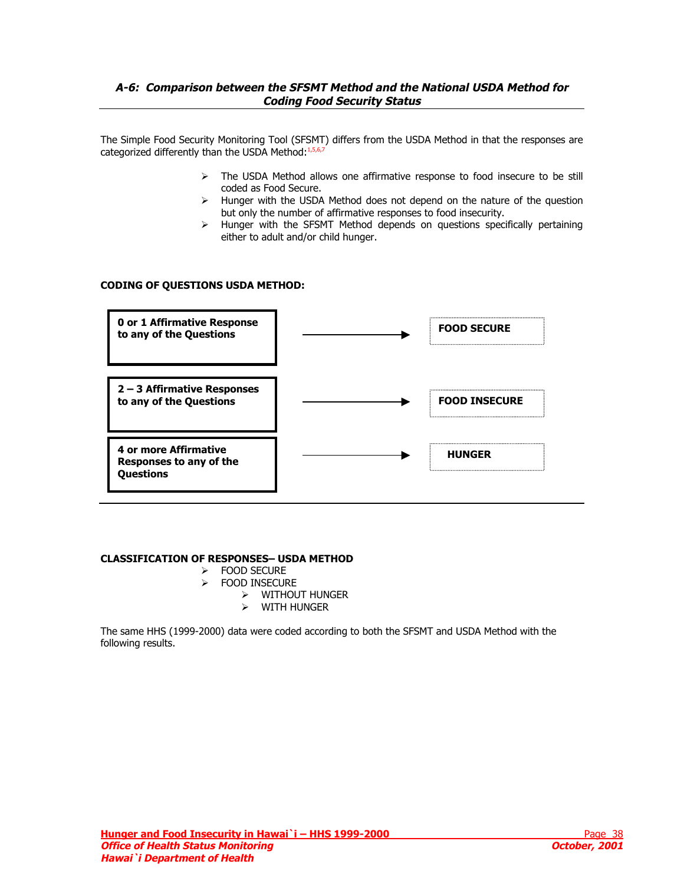### *A-6: Comparison between the SFSMT Method and the National USDA Method for Coding Food Security Status*

The Simple Food Security Monitoring Tool (SFSMT) differs from the USDA Method in that the responses are categorized differently than the USDA Method:[1,5,6,7]

- The USDA Method allows one affirmative response to food insecure to be still coded as Food Secure.
- Hunger with the USDA Method does not depend on the nature of the question but only the number of affirmative responses to food insecurity.
- Hunger with the SFSMT Method depends on questions specifically pertaining either to adult and/or child hunger.

**CODING OF QUESTIONS USDA METHOD:**

| Responses | | Status |
|---|---|---|
| **0 or 1 Affirmative Response to any of the Questions** | → | **FOOD SECURE** |
| **2 – 3 Affirmative Responses to any of the Questions** | → | **FOOD INSECURE** |
| **4 or more Affirmative Responses to any of the Questions** | → | **HUNGER** |

**CLASSIFICATION OF RESPONSES– USDA METHOD**

- FOOD SECURE
- FOOD INSECURE
  - WITHOUT HUNGER
  - WITH HUNGER

The same HHS (1999-2000) data were coded according to both the SFSMT and USDA Method with the following results.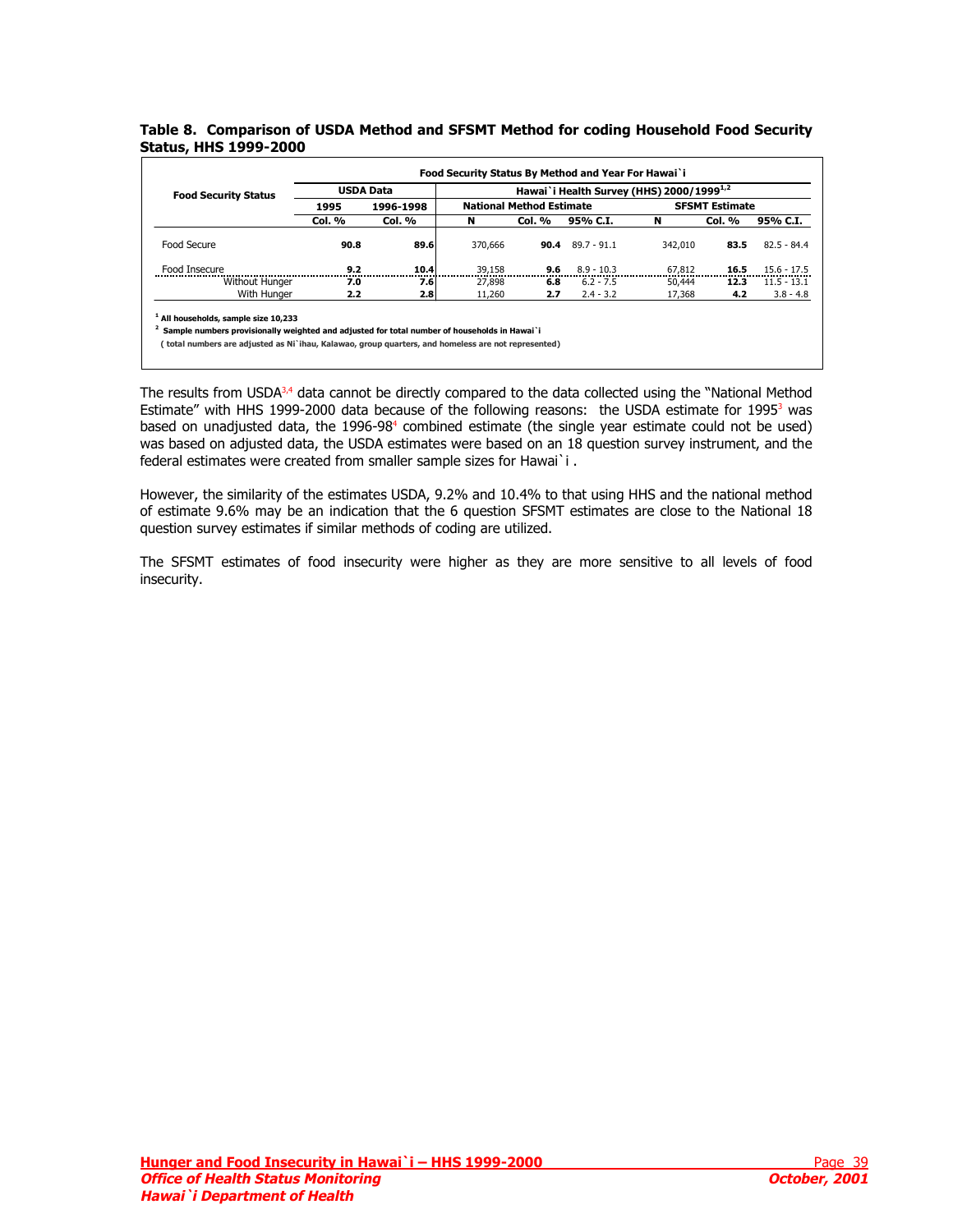**Table 8. Comparison of USDA Method and SFSMT Method for coding Household Food Security Status, HHS 1999-2000**

| Food Security Status | Food Security Status By Method and Year For Hawai`i | | | | | | | | |
|---|---|---|---|---|---|---|---|---|---|
| | USDA Data | | Hawai`i Health Survey (HHS) 2000/1999[1,2] | | | | | | |
| | 1995 | 1996-1998 | National Method Estimate | | | SFSMT Estimate | | | |
| | Col. % | Col. % | N | Col. % | 95% C.I. | N | Col. % | 95% C.I. | |
| Food Secure | **90.8** | **89.6** | 370,666 | **90.4** | 89.7 - 91.1 | 342,010 | **83.5** | 82.5 - 84.4 | |
| Food Insecure | **9.2** | **10.4** | 39,158 | **9.6** | 8.9 - 10.3 | 67,812 | **16.5** | 15.6 - 17.5 | |
| Without Hunger | **7.0** | **7.6** | 27,898 | **6.8** | 6.2 - 7.5 | 50,444 | **12.3** | 11.5 - 13.1 | |
| With Hunger | **2.2** | **2.8** | 11,260 | **2.7** | 2.4 - 3.2 | 17,368 | **4.2** | 3.8 - 4.8 | |

[1] All households, sample size 10,233

[2] Sample numbers provisionally weighted and adjusted for total number of households in Hawai`i

( total numbers are adjusted as Ni`ihau, Kalawao, group quarters, and homeless are not represented)

The results from USDA[3,4] data cannot be directly compared to the data collected using the "National Method Estimate" with HHS 1999-2000 data because of the following reasons: the USDA estimate for 1995[3] was based on unadjusted data, the 1996-98[4] combined estimate (the single year estimate could not be used) was based on adjusted data, the USDA estimates were based on an 18 question survey instrument, and the federal estimates were created from smaller sample sizes for Hawai`i .

However, the similarity of the estimates USDA, 9.2% and 10.4% to that using HHS and the national method of estimate 9.6% may be an indication that the 6 question SFSMT estimates are close to the National 18 question survey estimates if similar methods of coding are utilized.

The SFSMT estimates of food insecurity were higher as they are more sensitive to all levels of food insecurity.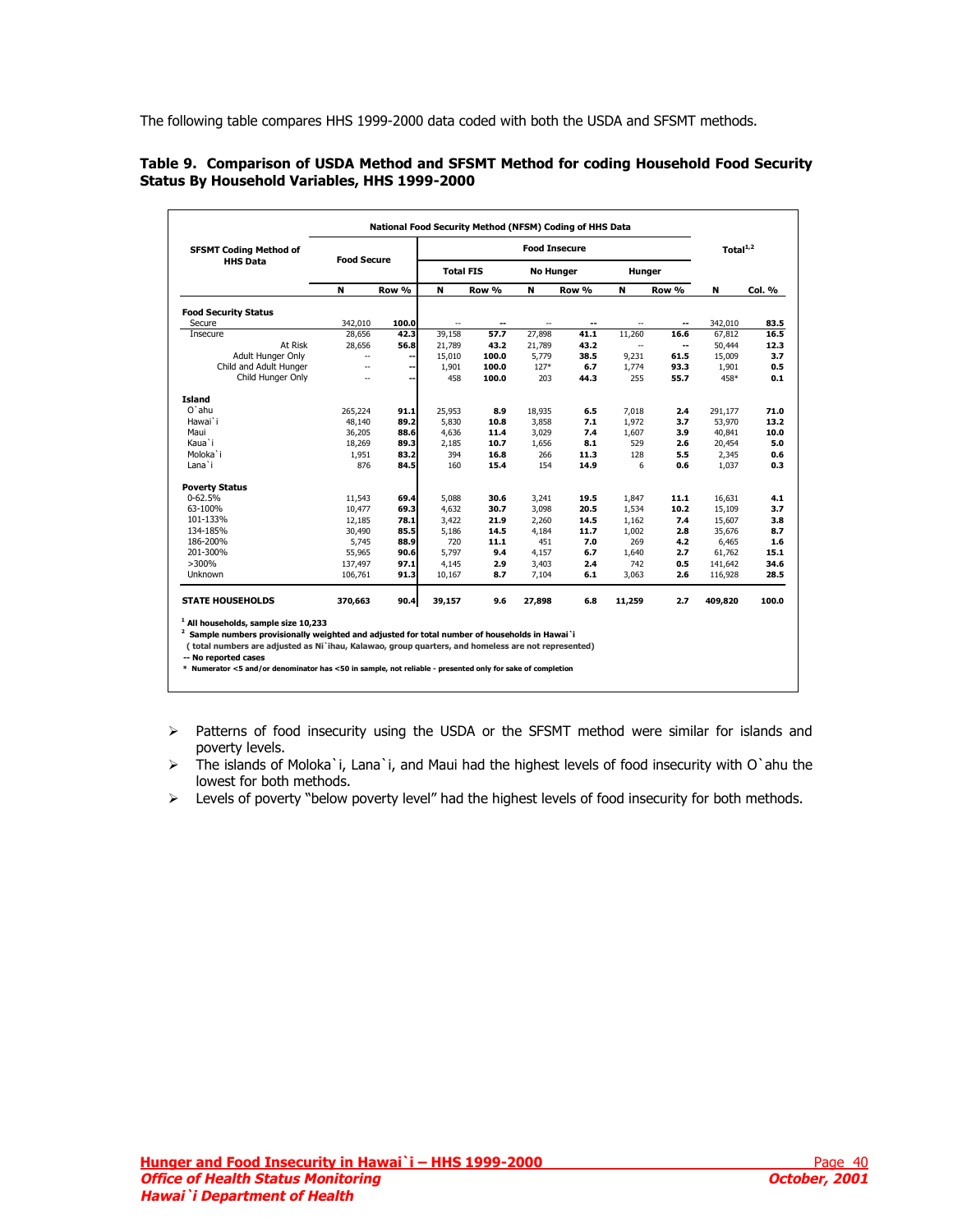The following table compares HHS 1999-2000 data coded with both the USDA and SFSMT methods.

**Table 9. Comparison of USDA Method and SFSMT Method for coding Household Food Security Status By Household Variables, HHS 1999-2000**

| SFSMT Coding Method of HHS Data | National Food Security Method (NFSM) Coding of HHS Data | | | | | | | | Total[1,2] | |
|---|---|---|---|---|---|---|---|---|---|---|
| | Food Secure | | Food Insecure | | | | | | | |
| | | | Total FIS | | No Hunger | | Hunger | | | |
| | N | Row % | N | Row % | N | Row % | N | Row % | N | Col. % |
| **Food Security Status** | | | | | | | | | | |
| Secure | 342,010 | **100.0** | -- | **--** | -- | **--** | -- | **--** | 342,010 | **83.5** |
| Insecure | 28,656 | **42.3** | 39,158 | **57.7** | 27,898 | **41.1** | 11,260 | **16.6** | 67,812 | **16.5** |
| At Risk | 28,656 | **56.8** | 21,789 | **43.2** | 21,789 | **43.2** | -- | **--** | 50,444 | **12.3** |
| Adult Hunger Only | -- | **--** | 15,010 | **100.0** | 5,779 | **38.5** | 9,231 | **61.5** | 15,009 | **3.7** |
| Child and Adult Hunger | -- | **--** | 1,901 | **100.0** | 127* | **6.7** | 1,774 | **93.3** | 1,901 | **0.5** |
| Child Hunger Only | -- | **--** | 458 | **100.0** | 203 | **44.3** | 255 | **55.7** | 458* | **0.1** |
| **Island** | | | | | | | | | | |
| O`ahu | 265,224 | **91.1** | 25,953 | **8.9** | 18,935 | **6.5** | 7,018 | **2.4** | 291,177 | **71.0** |
| Hawai`i | 48,140 | **89.2** | 5,830 | **10.8** | 3,858 | **7.1** | 1,972 | **3.7** | 53,970 | **13.2** |
| Maui | 36,205 | **88.6** | 4,636 | **11.4** | 3,029 | **7.4** | 1,607 | **3.9** | 40,841 | **10.0** |
| Kaua`i | 18,269 | **89.3** | 2,185 | **10.7** | 1,656 | **8.1** | 529 | **2.6** | 20,454 | **5.0** |
| Moloka`i | 1,951 | **83.2** | 394 | **16.8** | 266 | **11.3** | 128 | **5.5** | 2,345 | **0.6** |
| Lana`i | 876 | **84.5** | 160 | **15.4** | 154 | **14.9** | 6 | **0.6** | 1,037 | **0.3** |
| **Poverty Status** | | | | | | | | | | |
| 0-62.5% | 11,543 | **69.4** | 5,088 | **30.6** | 3,241 | **19.5** | 1,847 | **11.1** | 16,631 | **4.1** |
| 63-100% | 10,477 | **69.3** | 4,632 | **30.7** | 3,098 | **20.5** | 1,534 | **10.2** | 15,109 | **3.7** |
| 101-133% | 12,185 | **78.1** | 3,422 | **21.9** | 2,260 | **14.5** | 1,162 | **7.4** | 15,607 | **3.8** |
| 134-185% | 30,490 | **85.5** | 5,186 | **14.5** | 4,184 | **11.7** | 1,002 | **2.8** | 35,676 | **8.7** |
| 186-200% | 5,745 | **88.9** | 720 | **11.1** | 451 | **7.0** | 269 | **4.2** | 6,465 | **1.6** |
| 201-300% | 55,965 | **90.6** | 5,797 | **9.4** | 4,157 | **6.7** | 1,640 | **2.7** | 61,762 | **15.1** |
| >300% | 137,497 | **97.1** | 4,145 | **2.9** | 3,403 | **2.4** | 742 | **0.5** | 141,642 | **34.6** |
| Unknown | 106,761 | **91.3** | 10,167 | **8.7** | 7,104 | **6.1** | 3,063 | **2.6** | 116,928 | **28.5** |
| **STATE HOUSEHOLDS** | **370,663** | **90.4** | **39,157** | **9.6** | **27,898** | **6.8** | **11,259** | **2.7** | **409,820** | **100.0** |

[1] **All households, sample size 10,233**
[2] **Sample numbers provisionally weighted and adjusted for total number of households in Hawai`i**
**( total numbers are adjusted as Ni`ihau, Kalawao, group quarters, and homeless are not represented)**
**-- No reported cases**
**\* Numerator <5 and/or denominator has <50 in sample, not reliable - presented only for sake of completion**

- Patterns of food insecurity using the USDA or the SFSMT method were similar for islands and poverty levels.
- The islands of Moloka`i, Lana`i, and Maui had the highest levels of food insecurity with O`ahu the lowest for both methods.
- Levels of poverty "below poverty level" had the highest levels of food insecurity for both methods.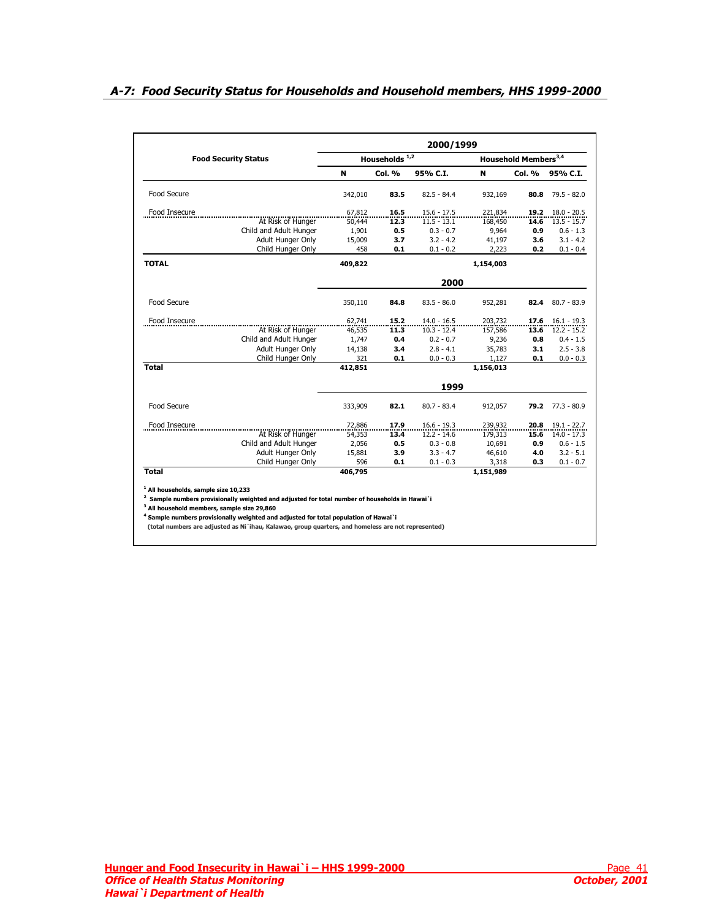## A-7: Food Security Status for Households and Household members, HHS 1999-2000

| Food Security Status | Households [1,2] | | | Household Members [3,4] | | |
|---|---|---|---|---|---|---|
| | N | Col. % | 95% C.I. | N | Col. % | 95% C.I. |
| **2000/1999** | | | | | | |
| Food Secure | 342,010 | **83.5** | 82.5 - 84.4 | 932,169 | **80.8** | 79.5 - 82.0 |
| Food Insecure | 67,812 | **16.5** | 15.6 - 17.5 | 221,834 | **19.2** | 18.0 - 20.5 |
| At Risk of Hunger | 50,444 | **12.3** | 11.5 - 13.1 | 168,450 | **14.6** | 13.5 - 15.7 |
| Child and Adult Hunger | 1,901 | **0.5** | 0.3 - 0.7 | 9,964 | **0.9** | 0.6 - 1.3 |
| Adult Hunger Only | 15,009 | **3.7** | 3.2 - 4.2 | 41,197 | **3.6** | 3.1 - 4.2 |
| Child Hunger Only | 458 | **0.1** | 0.1 - 0.2 | 2,223 | **0.2** | 0.1 - 0.4 |
| **TOTAL** | **409,822** | | | **1,154,003** | | |
| **2000** | | | | | | |
| Food Secure | 350,110 | **84.8** | 83.5 - 86.0 | 952,281 | **82.4** | 80.7 - 83.9 |
| Food Insecure | 62,741 | **15.2** | 14.0 - 16.5 | 203,732 | **17.6** | 16.1 - 19.3 |
| At Risk of Hunger | 46,535 | **11.3** | 10.3 - 12.4 | 157,586 | **13.6** | 12.2 - 15.2 |
| Child and Adult Hunger | 1,747 | **0.4** | 0.2 - 0.7 | 9,236 | **0.8** | 0.4 - 1.5 |
| Adult Hunger Only | 14,138 | **3.4** | 2.8 - 4.1 | 35,783 | **3.1** | 2.5 - 3.8 |
| Child Hunger Only | 321 | **0.1** | 0.0 - 0.3 | 1,127 | **0.1** | 0.0 - 0.3 |
| **Total** | **412,851** | | | **1,156,013** | | |
| **1999** | | | | | | |
| Food Secure | 333,909 | **82.1** | 80.7 - 83.4 | 912,057 | **79.2** | 77.3 - 80.9 |
| Food Insecure | 72,886 | **17.9** | 16.6 - 19.3 | 239,932 | **20.8** | 19.1 - 22.7 |
| At Risk of Hunger | 54,353 | **13.4** | 12.2 - 14.6 | 179,313 | **15.6** | 14.0 - 17.3 |
| Child and Adult Hunger | 2,056 | **0.5** | 0.3 - 0.8 | 10,691 | **0.9** | 0.6 - 1.5 |
| Adult Hunger Only | 15,881 | **3.9** | 3.3 - 4.7 | 46,610 | **4.0** | 3.2 - 5.1 |
| Child Hunger Only | 596 | **0.1** | 0.1 - 0.3 | 3,318 | **0.3** | 0.1 - 0.7 |
| **Total** | **406,795** | | | **1,151,989** | | |

[1] All households, sample size 10,233

[2] Sample numbers provisionally weighted and adjusted for total number of households in Hawai`i

[3] All household members, sample size 29,860

[4] Sample numbers provisionally weighted and adjusted for total population of Hawai`i

(total numbers are adjusted as Ni`ihau, Kalawao, group quarters, and homeless are not represented)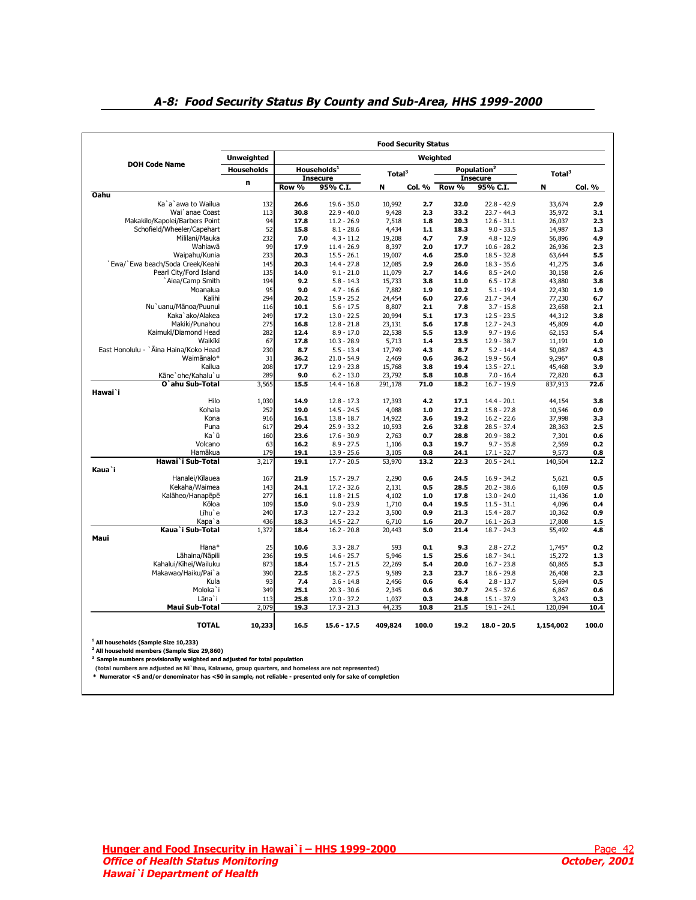## A-8: Food Security Status By County and Sub-Area, HHS 1999-2000

| DOH Code Name | Unweighted Households n | Weighted Households[1] Insecure Row % | Households[1] Insecure 95% C.I. | Total[3] N | Total[3] Col. % | Population[2] Insecure Row % | Population[2] Insecure 95% C.I. | Total[3] N | Total[3] Col. % |
|---|---|---|---|---|---|---|---|---|---|
| **Oahu** | | | | | | | | | |
| Ka`a`awa to Wailua | 132 | **26.6** | 19.6 - 35.0 | 10,992 | **2.7** | **32.0** | 22.8 - 42.9 | 33,674 | **2.9** |
| Wai`anae Coast | 113 | **30.8** | 22.9 - 40.0 | 9,428 | **2.3** | **33.2** | 23.7 - 44.3 | 35,972 | **3.1** |
| Makakilo/Kapolei/Barbers Point | 94 | **17.8** | 11.2 - 26.9 | 7,518 | **1.8** | **20.3** | 12.6 - 31.1 | 26,037 | **2.3** |
| Schofield/Wheeler/Capehart | 52 | **15.8** | 8.1 - 28.6 | 4,434 | **1.1** | **18.3** | 9.0 - 33.5 | 14,987 | **1.3** |
| Mililani/Mauka | 232 | **7.0** | 4.3 - 11.2 | 19,208 | **4.7** | **7.9** | 4.8 - 12.9 | 56,896 | **4.9** |
| Wahiawā | 99 | **17.9** | 11.4 - 26.9 | 8,397 | **2.0** | **17.7** | 10.6 - 28.2 | 26,936 | **2.3** |
| Waipahu/Kunia | 233 | **20.3** | 15.5 - 26.1 | 19,007 | **4.6** | **25.0** | 18.5 - 32.8 | 63,644 | **5.5** |
| `Ewa/`Ewa beach/Soda Creek/Keahi | 145 | **20.3** | 14.4 - 27.8 | 12,085 | **2.9** | **26.0** | 18.3 - 35.6 | 41,275 | **3.6** |
| Pearl City/Ford Island | 135 | **14.0** | 9.1 - 21.0 | 11,079 | **2.7** | **14.6** | 8.5 - 24.0 | 30,158 | **2.6** |
| `Aiea/Camp Smith | 194 | **9.2** | 5.8 - 14.3 | 15,733 | **3.8** | **11.0** | 6.5 - 17.8 | 43,880 | **3.8** |
| Moanalua | 95 | **9.0** | 4.7 - 16.6 | 7,882 | **1.9** | **10.2** | 5.1 - 19.4 | 22,430 | **1.9** |
| Kalihi | 294 | **20.2** | 15.9 - 25.2 | 24,454 | **6.0** | **27.6** | 21.7 - 34.4 | 77,230 | **6.7** |
| Nu`uanu/Mānoa/Puunui | 116 | **10.1** | 5.6 - 17.5 | 8,807 | **2.1** | **7.8** | 3.7 - 15.8 | 23,658 | **2.1** |
| Kaka`ako/Alakea | 249 | **17.2** | 13.0 - 22.5 | 20,994 | **5.1** | **17.3** | 12.5 - 23.5 | 44,312 | **3.8** |
| Makiki/Punahou | 275 | **16.8** | 12.8 - 21.8 | 23,131 | **5.6** | **17.8** | 12.7 - 24.3 | 45,809 | **4.0** |
| Kaimukī/Diamond Head | 282 | **12.4** | 8.9 - 17.0 | 22,538 | **5.5** | **13.9** | 9.7 - 19.6 | 62,153 | **5.4** |
| Waikīkī | 67 | **17.8** | 10.3 - 28.9 | 5,713 | **1.4** | **23.5** | 12.9 - 38.7 | 11,191 | **1.0** |
| East Honolulu - `Āina Haina/Koko Head | 230 | **8.7** | 5.5 - 13.4 | 17,749 | **4.3** | **8.7** | 5.2 - 14.4 | 50,087 | **4.3** |
| Waimānalo* | 31 | **36.2** | 21.0 - 54.9 | 2,469 | **0.6** | **36.2** | 19.9 - 56.4 | 9,296* | **0.8** |
| Kailua | 208 | **17.7** | 12.9 - 23.8 | 15,768 | **3.8** | **19.4** | 13.5 - 27.1 | 45,468 | **3.9** |
| Kāne`ohe/Kahalu`u | 289 | **9.0** | 6.2 - 13.0 | 23,792 | **5.8** | **10.8** | 7.0 - 16.4 | 72,820 | **6.3** |
| **O`ahu Sub-Total** | 3,565 | **15.5** | 14.4 - 16.8 | 291,178 | **71.0** | **18.2** | 16.7 - 19.9 | 837,913 | **72.6** |
| **Hawai`i** | | | | | | | | | |
| Hilo | 1,030 | **14.9** | 12.8 - 17.3 | 17,393 | **4.2** | **17.1** | 14.4 - 20.1 | 44,154 | **3.8** |
| Kohala | 252 | **19.0** | 14.5 - 24.5 | 4,088 | **1.0** | **21.2** | 15.8 - 27.8 | 10,546 | **0.9** |
| Kona | 916 | **16.1** | 13.8 - 18.7 | 14,922 | **3.6** | **19.2** | 16.2 - 22.6 | 37,998 | **3.3** |
| Puna | 617 | **29.4** | 25.9 - 33.2 | 10,593 | **2.6** | **32.8** | 28.5 - 37.4 | 28,363 | **2.5** |
| Ka`ū | 160 | **23.6** | 17.6 - 30.9 | 2,763 | **0.7** | **28.8** | 20.9 - 38.2 | 7,301 | **0.6** |
| Volcano | 63 | **16.2** | 8.9 - 27.5 | 1,106 | **0.3** | **19.7** | 9.7 - 35.8 | 2,569 | **0.2** |
| Hamākua | 179 | **19.1** | 13.9 - 25.6 | 3,105 | **0.8** | **24.1** | 17.1 - 32.7 | 9,573 | **0.8** |
| **Hawai`i Sub-Total** | 3,217 | **19.1** | 17.7 - 20.5 | 53,970 | **13.2** | **22.3** | 20.5 - 24.1 | 140,504 | **12.2** |
| **Kaua`i** | | | | | | | | | |
| Hanalei/Kīlauea | 167 | **21.9** | 15.7 - 29.7 | 2,290 | **0.6** | **24.5** | 16.9 - 34.2 | 5,621 | **0.5** |
| Kekaha/Waimea | 143 | **24.1** | 17.2 - 32.6 | 2,131 | **0.5** | **28.5** | 20.2 - 38.6 | 6,169 | **0.5** |
| Kalāheo/Hanapēpē | 277 | **16.1** | 11.8 - 21.5 | 4,102 | **1.0** | **17.8** | 13.0 - 24.0 | 11,436 | **1.0** |
| Kōloa | 109 | **15.0** | 9.0 - 23.9 | 1,710 | **0.4** | **19.5** | 11.5 - 31.1 | 4,096 | **0.4** |
| Līhu`e | 240 | **17.3** | 12.7 - 23.2 | 3,500 | **0.9** | **21.3** | 15.4 - 28.7 | 10,362 | **0.9** |
| Kapa`a | 436 | **18.3** | 14.5 - 22.7 | 6,710 | **1.6** | **20.7** | 16.1 - 26.3 | 17,808 | **1.5** |
| **Kaua`i Sub-Total** | 1,372 | **18.4** | 16.2 - 20.8 | 20,443 | **5.0** | **21.4** | 18.7 - 24.3 | 55,492 | **4.8** |
| **Maui** | | | | | | | | | |
| Hana* | 25 | **10.6** | 3.3 - 28.7 | 593 | **0.1** | **9.3** | 2.8 - 27.2 | 1,745* | **0.2** |
| Lāhaina/Nāpili | 236 | **19.5** | 14.6 - 25.7 | 5,946 | **1.5** | **25.6** | 18.7 - 34.1 | 15,272 | **1.3** |
| Kahalui/Kīhei/Wailuku | 873 | **18.4** | 15.7 - 21.5 | 22,269 | **5.4** | **20.0** | 16.7 - 23.8 | 60,865 | **5.3** |
| Makawao/Haiku/Pai`a | 390 | **22.5** | 18.2 - 27.5 | 9,589 | **2.3** | **23.7** | 18.6 - 29.8 | 26,408 | **2.3** |
| Kula | 93 | **7.4** | 3.6 - 14.8 | 2,456 | **0.6** | **6.4** | 2.8 - 13.7 | 5,694 | **0.5** |
| Moloka`i | 349 | **25.1** | 20.3 - 30.6 | 2,345 | **0.6** | **30.7** | 24.5 - 37.6 | 6,867 | **0.6** |
| Lāna`i | 113 | **25.8** | 17.0 - 37.2 | 1,037 | **0.3** | **24.8** | 15.1 - 37.9 | 3,243 | **0.3** |
| **Maui Sub-Total** | 2,079 | **19.3** | 17.3 - 21.3 | 44,235 | **10.8** | **21.5** | 19.1 - 24.1 | 120,094 | **10.4** |
| **TOTAL** | **10,233** | **16.5** | **15.6 - 17.5** | **409,824** | **100.0** | **19.2** | **18.0 - 20.5** | **1,154,002** | **100.0** |

[1] All households (Sample Size 10,233)
[2] All household members (Sample Size 29,860)
[3] Sample numbers provisionally weighted and adjusted for total population
(total numbers are adjusted as Ni`ihau, Kalawao, group quarters, and homeless are not represented)
\* Numerator <5 and/or denominator has <50 in sample, not reliable - presented only for sake of completion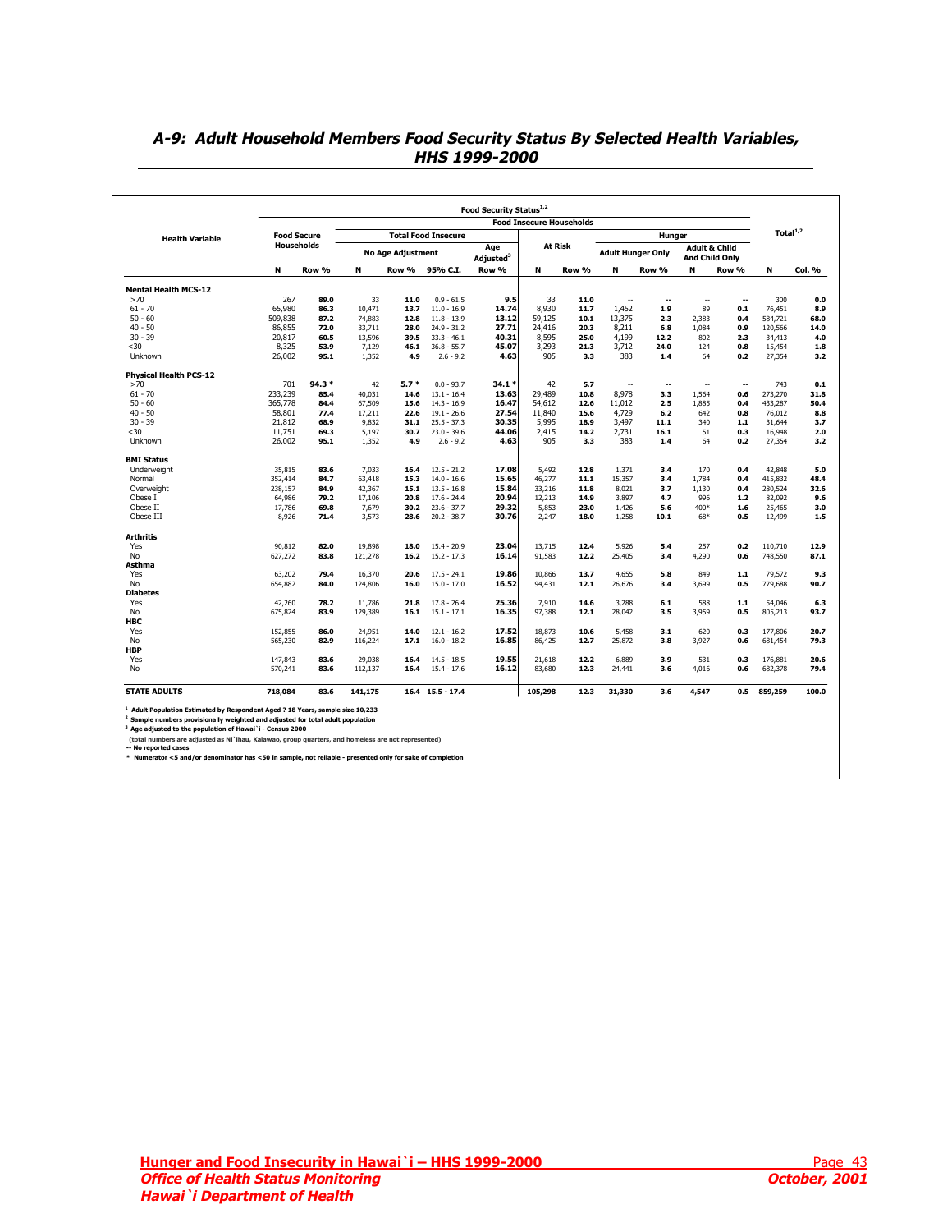## A-9: Adult Household Members Food Security Status By Selected Health Variables, HHS 1999-2000

| Health Variable | Food Security Status[1,2] | | | | | | | | | | | | | | | |
|---|---|---|---|---|---|---|---|---|---|---|---|---|---|---|---|---|
| | Food Secure Households | | Food Insecure Households | | | | | | | | | | | | Total[1,2] | |
| | | | Total Food Insecure | | | | At Risk | | Hunger | | | | | | | |
| | | | No Age Adjustment | | | Age Adjusted[3] | | | Adult Hunger Only | | Adult & Child And Child Only | | | | | |
| | N | Row % | N | Row % | 95% C.I. | Row % | N | Row % | N | Row % | N | Row % | | | N | Col. % |
| **Mental Health MCS-12** | | | | | | | | | | | | | | | | |
| >70 | 267 | 89.0 | 33 | 11.0 | 0.9 - 61.5 | 9.5 | 33 | 11.0 | -- | -- | -- | -- | | | 300 | 0.0 |
| 61 - 70 | 65,980 | 86.3 | 10,471 | 13.7 | 11.0 - 16.9 | 14.74 | 8,930 | 11.7 | 1,452 | 1.9 | 89 | 0.1 | | | 76,451 | 8.9 |
| 50 - 60 | 509,838 | 87.2 | 74,883 | 12.8 | 11.8 - 13.9 | 13.12 | 59,125 | 10.1 | 13,375 | 2.3 | 2,383 | 0.4 | | | 584,721 | 68.0 |
| 40 - 50 | 86,855 | 72.0 | 33,711 | 28.0 | 24.9 - 31.2 | 27.71 | 24,416 | 20.3 | 8,211 | 6.8 | 1,084 | 0.9 | | | 120,566 | 14.0 |
| 30 - 39 | 20,817 | 60.5 | 13,596 | 39.5 | 33.3 - 46.1 | 40.31 | 8,595 | 25.0 | 4,199 | 12.2 | 802 | 2.3 | | | 34,413 | 4.0 |
| <30 | 8,325 | 53.9 | 7,129 | 46.1 | 36.8 - 55.7 | 45.07 | 3,293 | 21.3 | 3,712 | 24.0 | 124 | 0.8 | | | 15,454 | 1.8 |
| Unknown | 26,002 | 95.1 | 1,352 | 4.9 | 2.6 - 9.2 | 4.63 | 905 | 3.3 | 383 | 1.4 | 64 | 0.2 | | | 27,354 | 3.2 |
| **Physical Health PCS-12** | | | | | | | | | | | | | | | | |
| >70 | 701 | 94.3 * | 42 | 5.7 * | 0.0 - 93.7 | 34.1 * | 42 | 5.7 | -- | -- | -- | -- | | | 743 | 0.1 |
| 61 - 70 | 233,239 | 85.4 | 40,031 | 14.6 | 13.1 - 16.4 | 13.63 | 29,489 | 10.8 | 8,978 | 3.3 | 1,564 | 0.6 | | | 273,270 | 31.8 |
| 50 - 60 | 365,778 | 84.4 | 67,509 | 15.6 | 14.3 - 16.9 | 16.47 | 54,612 | 12.6 | 11,012 | 2.5 | 1,885 | 0.4 | | | 433,287 | 50.4 |
| 40 - 50 | 58,801 | 77.4 | 17,211 | 22.6 | 19.1 - 26.6 | 27.54 | 11,840 | 15.6 | 4,729 | 6.2 | 642 | 0.8 | | | 76,012 | 8.8 |
| 30 - 39 | 21,812 | 68.9 | 9,832 | 31.1 | 25.5 - 37.3 | 30.35 | 5,995 | 18.9 | 3,497 | 11.1 | 340 | 1.1 | | | 31,644 | 3.7 |
| <30 | 11,751 | 69.3 | 5,197 | 30.7 | 23.0 - 39.6 | 44.06 | 2,415 | 14.2 | 2,731 | 16.1 | 51 | 0.3 | | | 16,948 | 2.0 |
| Unknown | 26,002 | 95.1 | 1,352 | 4.9 | 2.6 - 9.2 | 4.63 | 905 | 3.3 | 383 | 1.4 | 64 | 0.2 | | | 27,354 | 3.2 |
| **BMI Status** | | | | | | | | | | | | | | | | |
| Underweight | 35,815 | 83.6 | 7,033 | 16.4 | 12.5 - 21.2 | 17.08 | 5,492 | 12.8 | 1,371 | 3.4 | 170 | 0.4 | | | 42,848 | 5.0 |
| Normal | 352,414 | 84.7 | 63,418 | 15.3 | 14.0 - 16.6 | 15.65 | 46,277 | 11.1 | 15,357 | 3.4 | 1,784 | 0.4 | | | 415,832 | 48.4 |
| Overweight | 238,157 | 84.9 | 42,367 | 15.1 | 13.5 - 16.8 | 15.84 | 33,216 | 11.8 | 8,021 | 3.7 | 1,130 | 0.4 | | | 280,524 | 32.6 |
| Obese I | 64,986 | 79.2 | 17,106 | 20.8 | 17.6 - 24.4 | 20.94 | 12,213 | 14.9 | 3,897 | 4.7 | 996 | 1.2 | | | 82,092 | 9.6 |
| Obese II | 17,786 | 69.8 | 7,679 | 30.2 | 23.6 - 37.7 | 29.32 | 5,853 | 23.0 | 1,426 | 5.6 | 400* | 1.6 | | | 25,465 | 3.0 |
| Obese III | 8,926 | 71.4 | 3,573 | 28.6 | 20.2 - 38.7 | 30.76 | 2,247 | 18.0 | 1,258 | 10.1 | 68* | 0.5 | | | 12,499 | 1.5 |
| **Arthritis** | | | | | | | | | | | | | | | | |
| Yes | 90,812 | 82.0 | 19,898 | 18.0 | 15.4 - 20.9 | 23.04 | 13,715 | 12.4 | 5,926 | 5.4 | 257 | 0.2 | | | 110,710 | 12.9 |
| No | 627,272 | 83.8 | 121,278 | 16.2 | 15.2 - 17.3 | 16.14 | 91,583 | 12.2 | 25,405 | 3.4 | 4,290 | 0.6 | | | 748,550 | 87.1 |
| **Asthma** | | | | | | | | | | | | | | | | |
| Yes | 63,202 | 79.4 | 16,370 | 20.6 | 17.5 - 24.1 | 19.86 | 10,866 | 13.7 | 4,655 | 5.8 | 849 | 1.1 | | | 79,572 | 9.3 |
| No | 654,882 | 84.0 | 124,806 | 16.0 | 15.0 - 17.0 | 16.52 | 94,431 | 12.1 | 26,676 | 3.4 | 3,699 | 0.5 | | | 779,688 | 90.7 |
| **Diabetes** | | | | | | | | | | | | | | | | |
| Yes | 42,260 | 78.2 | 11,786 | 21.8 | 17.8 - 26.4 | 25.36 | 7,910 | 14.6 | 3,288 | 6.1 | 588 | 1.1 | | | 54,046 | 6.3 |
| No | 675,824 | 83.9 | 129,389 | 16.1 | 15.1 - 17.1 | 16.35 | 97,388 | 12.1 | 28,042 | 3.5 | 3,959 | 0.5 | | | 805,213 | 93.7 |
| **HBC** | | | | | | | | | | | | | | | | |
| Yes | 152,855 | 86.0 | 24,951 | 14.0 | 12.1 - 16.2 | 17.52 | 18,873 | 10.6 | 5,458 | 3.1 | 620 | 0.3 | | | 177,806 | 20.7 |
| No | 565,230 | 82.9 | 116,224 | 17.1 | 16.0 - 18.2 | 16.85 | 86,425 | 12.7 | 25,872 | 3.8 | 3,927 | 0.6 | | | 681,454 | 79.3 |
| **HBP** | | | | | | | | | | | | | | | | |
| Yes | 147,843 | 83.6 | 29,038 | 16.4 | 14.5 - 18.5 | 19.55 | 21,618 | 12.2 | 6,889 | 3.9 | 531 | 0.3 | | | 176,881 | 20.6 |
| No | 570,241 | 83.6 | 112,137 | 16.4 | 15.4 - 17.6 | 16.12 | 83,680 | 12.3 | 24,441 | 3.6 | 4,016 | 0.6 | | | 682,378 | 79.4 |
| **STATE ADULTS** | **718,084** | **83.6** | **141,175** | **16.4** | **15.5 - 17.4** | | **105,298** | **12.3** | **31,330** | **3.6** | **4,547** | **0.5** | | | **859,259** | **100.0** |

[1] Adult Population Estimated by Respondent Aged ? 18 Years, sample size 10,233
[2] Sample numbers provisionally weighted and adjusted for total adult population
[3] Age adjusted to the population of Hawai`i - Census 2000
(total numbers are adjusted as Ni`ihau, Kalawao, group quarters, and homeless are not represented)
-- No reported cases
\* Numerator <5 and/or denominator has <50 in sample, not reliable - presented only for sake of completion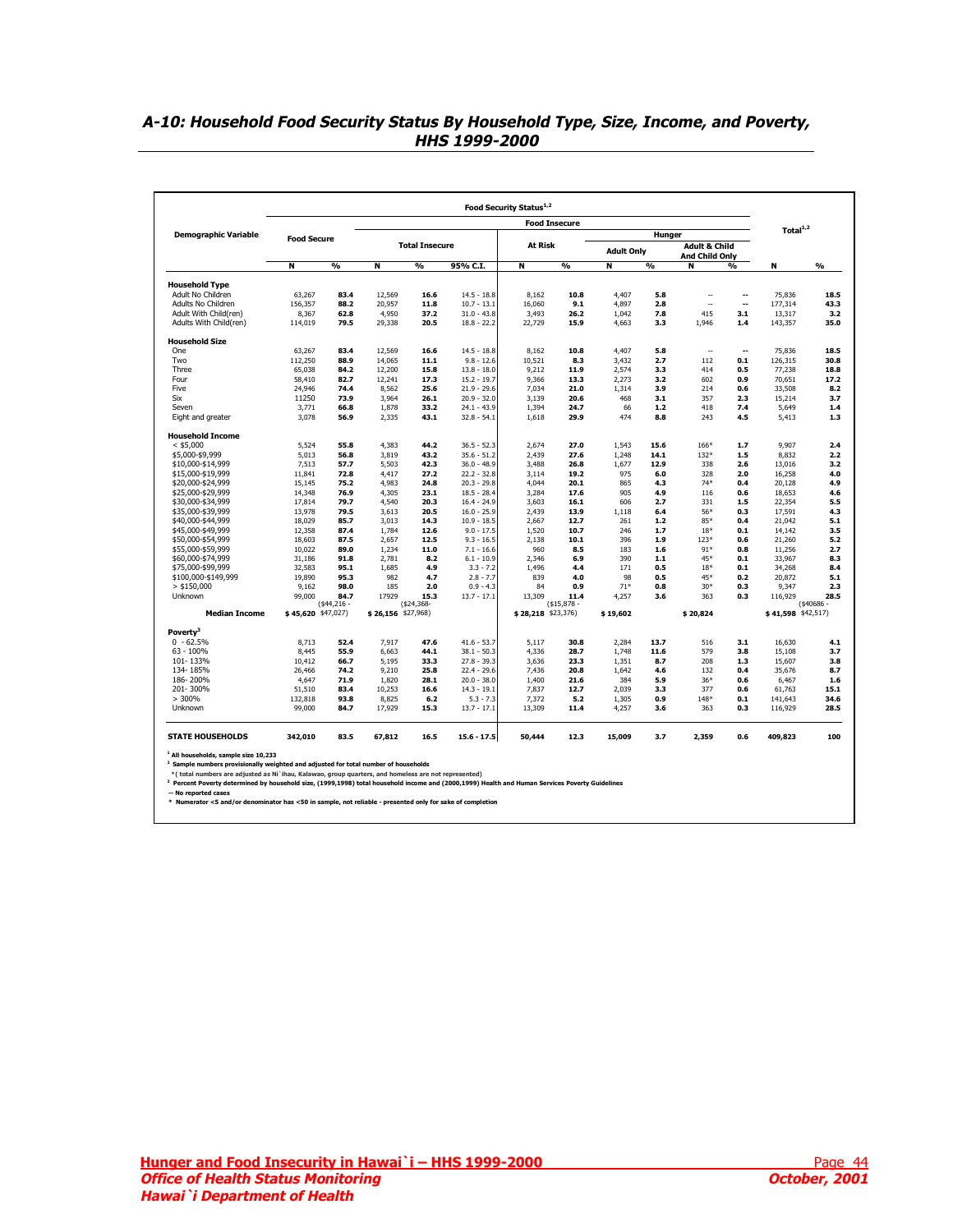## A-10: Household Food Security Status By Household Type, Size, Income, and Poverty, HHS 1999-2000

| Demographic Variable | Food Security Status[1,2] | | | | | | | | | | | | |
|---|---|---|---|---|---|---|---|---|---|---|---|---|---|
| | Food Secure | | Food Insecure | | | | | | | | | Total[1,2] | |
| | | | Total Insecure | | | At Risk | | Hunger | | | | | |
| | | | | | | | | Adult Only | | Adult & Child And Child Only | | | |
| | N | % | N | % | 95% C.I. | N | % | N | % | N | % | N | % |
| **Household Type** | | | | | | | | | | | | | |
| Adult No Children | 63,267 | **83.4** | 12,569 | **16.6** | 14.5 - 18.8 | 8,162 | **10.8** | 4,407 | **5.8** | -- | **--** | 75,836 | **18.5** |
| Adults No Children | 156,357 | **88.2** | 20,957 | **11.8** | 10.7 - 13.1 | 16,060 | **9.1** | 4,897 | **2.8** | -- | **--** | 177,314 | **43.3** |
| Adult With Child(ren) | 8,367 | **62.8** | 4,950 | **37.2** | 31.0 - 43.8 | 3,493 | **26.2** | 1,042 | **7.8** | 415 | **3.1** | 13,317 | **3.2** |
| Adults With Child(ren) | 114,019 | **79.5** | 29,338 | **20.5** | 18.8 - 22.2 | 22,729 | **15.9** | 4,663 | **3.3** | 1,946 | **1.4** | 143,357 | **35.0** |
| **Household Size** | | | | | | | | | | | | | |
| One | 63,267 | **83.4** | 12,569 | **16.6** | 14.5 - 18.8 | 8,162 | **10.8** | 4,407 | **5.8** | -- | **--** | 75,836 | **18.5** |
| Two | 112,250 | **88.9** | 14,065 | **11.1** | 9.8 - 12.6 | 10,521 | **8.3** | 3,432 | **2.7** | 112 | **0.1** | 126,315 | **30.8** |
| Three | 65,038 | **84.2** | 12,200 | **15.8** | 13.8 - 18.0 | 9,212 | **11.9** | 2,574 | **3.3** | 414 | **0.5** | 77,238 | **18.8** |
| Four | 58,410 | **82.7** | 12,241 | **17.3** | 15.2 - 19.7 | 9,366 | **13.3** | 2,273 | **3.2** | 602 | **0.9** | 70,651 | **17.2** |
| Five | 24,946 | **74.4** | 8,562 | **25.6** | 21.9 - 29.6 | 7,034 | **21.0** | 1,314 | **3.9** | 214 | **0.6** | 33,508 | **8.2** |
| Six | 11250 | **73.9** | 3,964 | **26.1** | 20.9 - 32.0 | 3,139 | **20.6** | 468 | **3.1** | 357 | **2.3** | 15,214 | **3.7** |
| Seven | 3,771 | **66.8** | 1,878 | **33.2** | 24.1 - 43.9 | 1,394 | **24.7** | 66 | **1.2** | 418 | **7.4** | 5,649 | **1.4** |
| Eight and greater | 3,078 | **56.9** | 2,335 | **43.1** | 32.8 - 54.1 | 1,618 | **29.9** | 474 | **8.8** | 243 | **4.5** | 5,413 | **1.3** |
| **Household Income** | | | | | | | | | | | | | |
| < $5,000 | 5,524 | **55.8** | 4,383 | **44.2** | 36.5 - 52.3 | 2,674 | **27.0** | 1,543 | **15.6** | 166* | **1.7** | 9,907 | **2.4** |
| $5,000-$9,999 | 5,013 | **56.8** | 3,819 | **43.2** | 35.6 - 51.2 | 2,439 | **27.6** | 1,248 | **14.1** | 132* | **1.5** | 8,832 | **2.2** |
| $10,000-$14,999 | 7,513 | **57.7** | 5,503 | **42.3** | 36.0 - 48.9 | 3,488 | **26.8** | 1,677 | **12.9** | 338 | **2.6** | 13,016 | **3.2** |
| $15,000-$19,999 | 11,841 | **72.8** | 4,417 | **27.2** | 22.2 - 32.8 | 3,114 | **19.2** | 975 | **6.0** | 328 | **2.0** | 16,258 | **4.0** |
| $20,000-$24,999 | 15,145 | **75.2** | 4,983 | **24.8** | 20.3 - 29.8 | 4,044 | **20.1** | 865 | **4.3** | 74* | **0.4** | 20,128 | **4.9** |
| $25,000-$29,999 | 14,348 | **76.9** | 4,305 | **23.1** | 18.5 - 28.4 | 3,284 | **17.6** | 905 | **4.9** | 116 | **0.6** | 18,653 | **4.6** |
| $30,000-$34,999 | 17,814 | **79.7** | 4,540 | **20.3** | 16.4 - 24.9 | 3,603 | **16.1** | 606 | **2.7** | 331 | **1.5** | 22,354 | **5.5** |
| $35,000-$39,999 | 13,978 | **79.5** | 3,613 | **20.5** | 16.0 - 25.9 | 2,439 | **13.9** | 1,118 | **6.4** | 56* | **0.3** | 17,591 | **4.3** |
| $40,000-$44,999 | 18,029 | **85.7** | 3,013 | **14.3** | 10.9 - 18.5 | 2,667 | **12.7** | 261 | **1.2** | 85* | **0.4** | 21,042 | **5.1** |
| $45,000-$49,999 | 12,358 | **87.4** | 1,784 | **12.6** | 9.0 - 17.5 | 1,520 | **10.7** | 246 | **1.7** | 18* | **0.1** | 14,142 | **3.5** |
| $50,000-$54,999 | 18,603 | **87.5** | 2,657 | **12.5** | 9.3 - 16.5 | 2,138 | **10.1** | 396 | **1.9** | 123* | **0.6** | 21,260 | **5.2** |
| $55,000-$59,999 | 10,022 | **89.0** | 1,234 | **11.0** | 7.1 - 16.6 | 960 | **8.5** | 183 | **1.6** | 91* | **0.8** | 11,256 | **2.7** |
| $60,000-$74,999 | 31,186 | **91.8** | 2,781 | **8.2** | 6.1 - 10.9 | 2,346 | **6.9** | 390 | **1.1** | 45* | **0.1** | 33,967 | **8.3** |
| $75,000-$99,999 | 32,583 | **95.1** | 1,685 | **4.9** | 3.3 - 7.2 | 1,496 | **4.4** | 171 | **0.5** | 18* | **0.1** | 34,268 | **8.4** |
| $100,000-$149,999 | 19,890 | **95.3** | 982 | **4.7** | 2.8 - 7.7 | 839 | **4.0** | 98 | **0.5** | 45* | **0.2** | 20,872 | **5.1** |
| > $150,000 | 9,162 | **98.0** | 185 | **2.0** | 0.9 - 4.3 | 84 | **0.9** | 71* | **0.8** | 30* | **0.3** | 9,347 | **2.3** |
| Unknown | 99,000 | **84.7** | 17929 | **15.3** | 13.7 - 17.1 | 13,309 | **11.4** | 4,257 | **3.6** | 363 | **0.3** | 116,929 | **28.5** |
| **Median Income** | **$ 45,620** | ($44,216 - $47,027) | **$ 26,156** | ($24,368- $27,968) | | **$ 28,218** | ($15,878 - $23,376) | **$ 19,602** | | **$ 20,824** | | **$ 41,598** | ($40686 - $42,517) |
| **Poverty[3]** | | | | | | | | | | | | | |
| 0 - 62.5% | 8,713 | **52.4** | 7,917 | **47.6** | 41.6 - 53.7 | 5,117 | **30.8** | 2,284 | **13.7** | 516 | **3.1** | 16,630 | **4.1** |
| 63 - 100% | 8,445 | **55.9** | 6,663 | **44.1** | 38.1 - 50.3 | 4,336 | **28.7** | 1,748 | **11.6** | 579 | **3.8** | 15,108 | **3.7** |
| 101- 133% | 10,412 | **66.7** | 5,195 | **33.3** | 27.8 - 39.3 | 3,636 | **23.3** | 1,351 | **8.7** | 208 | **1.3** | 15,607 | **3.8** |
| 134- 185% | 26,466 | **74.2** | 9,210 | **25.8** | 22.4 - 29.6 | 7,436 | **20.8** | 1,642 | **4.6** | 132 | **0.4** | 35,676 | **8.7** |
| 186- 200% | 4,647 | **71.9** | 1,820 | **28.1** | 20.0 - 38.0 | 1,400 | **21.6** | 384 | **5.9** | 36* | **0.6** | 6,467 | **1.6** |
| 201- 300% | 51,510 | **83.4** | 10,253 | **16.6** | 14.3 - 19.1 | 7,837 | **12.7** | 2,039 | **3.3** | 377 | **0.6** | 61,763 | **15.1** |
| > 300% | 132,818 | **93.8** | 8,825 | **6.2** | 5.3 - 7.3 | 7,372 | **5.2** | 1,305 | **0.9** | 148* | **0.1** | 141,643 | **34.6** |
| Unknown | 99,000 | **84.7** | 17,929 | **15.3** | 13.7 - 17.1 | 13,309 | **11.4** | 4,257 | **3.6** | 363 | **0.3** | 116,929 | **28.5** |
| **STATE HOUSEHOLDS** | **342,010** | **83.5** | **67,812** | **16.5** | **15.6 - 17.5** | **50,444** | **12.3** | **15,009** | **3.7** | **2,359** | **0.6** | **409,823** | **100** |

[1] All households, sample size 10,233
[2] Sample numbers provisionally weighted and adjusted for total number of households
*( total numbers are adjusted as Ni`ihau, Kalawao, group quarters, and homeless are not represented)
[3] Percent Poverty determined by household size, (1999,1998) total household income and (2000,1999) Health and Human Services Poverty Guidelines
-- No reported cases
\* Numerator <5 and/or denominator has <50 in sample, not reliable - presented only for sake of completion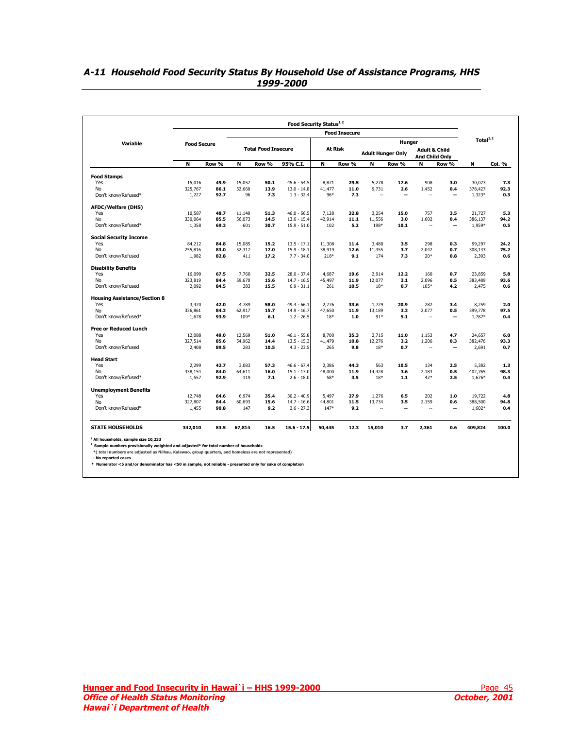## A-11 Household Food Security Status By Household Use of Assistance Programs, HHS 1999-2000

| Variable | Food Security Status[1,2] | | | | | | | | | | | | Total[1,2] | |
|---|---|---|---|---|---|---|---|---|---|---|---|---|---|---|
| | | | Food Insecure | | | | | | | | | | | |
| | Food Secure | | Total Food Insecure | | | At Risk | | Hunger | | | | | | |
| | | | | | | | | Adult Hunger Only | | Adult & Child And Child Only | | | | |
| | N | Row % | N | Row % | 95% C.I. | N | Row % | N | Row % | N | Row % | N | Col. % |
| **Food Stamps** | | | | | | | | | | | | | |
| Yes | 15,016 | **49.9** | 15,057 | **50.1** | 45.6 - 54.5 | 8,871 | **29.5** | 5,278 | **17.6** | 908 | **3.0** | 30,073 | **7.3** |
| No | 325,767 | **86.1** | 52,660 | **13.9** | 13.0 - 14.8 | 41,477 | **11.0** | 9,731 | **2.6** | 1,452 | **0.4** | 378,427 | **92.3** |
| Don't know/Refused* | 1,227 | **92.7** | 96 | **7.3** | 1.3 - 32.4 | 96* | **7.3** | -- | **--** | -- | **--** | 1,323* | **0.3** |
| **AFDC/Welfare (DHS)** | | | | | | | | | | | | | |
| Yes | 10,587 | **48.7** | 11,140 | **51.3** | 46.0 - 56.5 | 7,128 | **32.8** | 3,254 | **15.0** | 757 | **3.5** | 21,727 | **5.3** |
| No | 330,064 | **85.5** | 56,073 | **14.5** | 13.6 - 15.4 | 42,914 | **11.1** | 11,556 | **3.0** | 1,602 | **0.4** | 386,137 | **94.2** |
| Don't know/Refused* | 1,358 | **69.3** | 601 | **30.7** | 15.9 - 51.0 | 102 | **5.2** | 198* | **10.1** | -- | **--** | 1,959* | **0.5** |
| **Social Security Income** | | | | | | | | | | | | | |
| Yes | 84,212 | **84.8** | 15,085 | **15.2** | 13.5 - 17.1 | 11,308 | **11.4** | 3,480 | **3.5** | 298 | **0.3** | 99,297 | **24.2** |
| No | 255,816 | **83.0** | 52,317 | **17.0** | 15.9 - 18.1 | 38,919 | **12.6** | 11,355 | **3.7** | 2,042 | **0.7** | 308,133 | **75.2** |
| Don't know/Refused | 1,982 | **82.8** | 411 | **17.2** | 7.7 - 34.0 | 218* | **9.1** | 174 | **7.3** | 20* | **0.8** | 2,393 | **0.6** |
| **Disability Benefits** | | | | | | | | | | | | | |
| Yes | 16,099 | **67.5** | 7,760 | **32.5** | 28.0 - 37.4 | 4,687 | **19.6** | 2,914 | **12.2** | 160 | **0.7** | 23,859 | **5.8** |
| No | 323,819 | **84.4** | 59,670 | **15.6** | 14.7 - 16.5 | 45,497 | **11.9** | 12,077 | **3.1** | 2,096 | **0.5** | 383,489 | **93.6** |
| Don't know/Refused | 2,092 | **84.5** | 383 | **15.5** | 6.9 - 31.1 | 261 | **10.5** | 18* | **0.7** | 105* | **4.2** | 2,475 | **0.6** |
| **Housing Assistance/Section 8** | | | | | | | | | | | | | |
| Yes | 3,470 | **42.0** | 4,789 | **58.0** | 49.4 - 66.1 | 2,776 | **33.6** | 1,729 | **20.9** | 282 | **3.4** | 8,259 | **2.0** |
| No | 336,861 | **84.3** | 62,917 | **15.7** | 14.9 - 16.7 | 47,650 | **11.9** | 13,189 | **3.3** | 2,077 | **0.5** | 399,778 | **97.5** |
| Don't know/Refused* | 1,678 | **93.9** | 109* | **6.1** | 1.2 - 26.5 | 18* | **1.0** | 91* | **5.1** | -- | **--** | 1,787* | **0.4** |
| **Free or Reduced Lunch** | | | | | | | | | | | | | |
| Yes | 12,088 | **49.0** | 12,569 | **51.0** | 46.1 - 55.8 | 8,700 | **35.3** | 2,715 | **11.0** | 1,153 | **4.7** | 24,657 | **6.0** |
| No | 327,514 | **85.6** | 54,962 | **14.4** | 13.5 - 15.3 | 41,479 | **10.8** | 12,276 | **3.2** | 1,206 | **0.3** | 382,476 | **93.3** |
| Don't know/Refused | 2,408 | **89.5** | 283 | **10.5** | 4.3 - 23.5 | 265 | **9.8** | 18* | **0.7** | -- | **--** | 2,691 | **0.7** |
| **Head Start** | | | | | | | | | | | | | |
| Yes | 2,299 | **42.7** | 3,083 | **57.3** | 46.6 - 67.4 | 2,386 | **44.3** | 563 | **10.5** | 134 | **2.5** | 5,382 | **1.3** |
| No | 338,154 | **84.0** | 64,611 | **16.0** | 15.1 - 17.0 | 48,000 | **11.9** | 14,428 | **3.6** | 2,183 | **0.5** | 402,765 | **98.3** |
| Don't know/Refused* | 1,557 | **92.9** | 119 | **7.1** | 2.6 - 18.0 | 58* | **3.5** | 18* | **1.1** | 42* | **2.5** | 1,676* | **0.4** |
| **Unemployment Benefits** | | | | | | | | | | | | | |
| Yes | 12,748 | **64.6** | 6,974 | **35.4** | 30.2 - 40.9 | 5,497 | **27.9** | 1,276 | **6.5** | 202 | **1.0** | 19,722 | **4.8** |
| No | 327,807 | **84.4** | 60,693 | **15.6** | 14.7 - 16.6 | 44,801 | **11.5** | 13,734 | **3.5** | 2,159 | **0.6** | 388,500 | **94.8** |
| Don't know/Refused* | 1,455 | **90.8** | 147 | **9.2** | 2.6 - 27.3 | 147* | **9.2** | -- | **--** | -- | **--** | 1,602* | **0.4** |
| **STATE HOUSEHOLDS** | **342,010** | **83.5** | **67,814** | **16.5** | **15.6 - 17.5** | **50,445** | **12.3** | **15,010** | **3.7** | **2,361** | **0.6** | **409,824** | **100.0** |

[1] All households, sample size 10,233
[2] Sample numbers provisionally weighted and adjusted* for total number of households
*( total numbers are adjusted as Niihau, Kalawao, group quarters, and homeless are not represented)
-- No reported cases
* Numerator <5 and/or denominator has <50 in sample, not reliable - presented only for sake of completion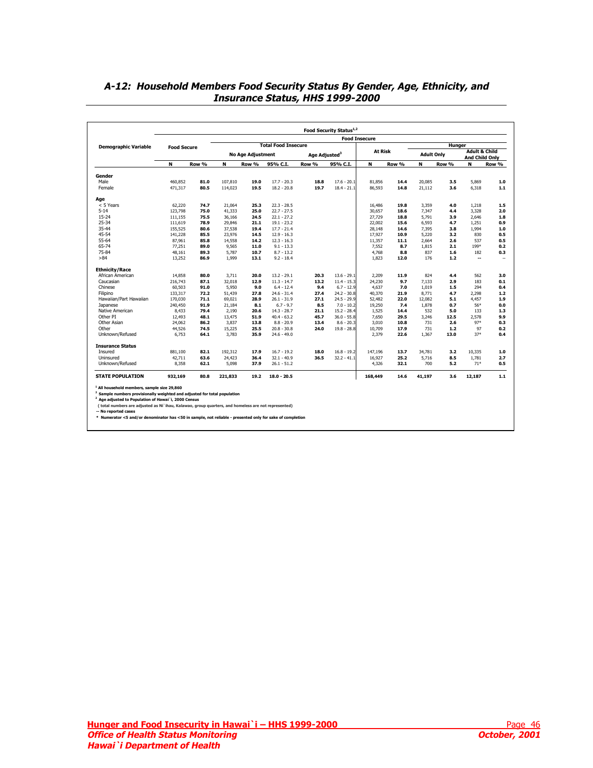## A-12: Household Members Food Security Status By Gender, Age, Ethnicity, and Insurance Status, HHS 1999-2000

| Demographic Variable | Food Security Status[1,2] | | | | | | | | | | | | | |
|---|---|---|---|---|---|---|---|---|---|---|---|---|---|---|
| | Food Secure | | Food Insecure | | | | | | | | | | | |
| | | | Total Food Insecure | | | | | | | Hunger | | | | |
| | | | No Age Adjustment | | | Age Adjusted[3] | | At Risk | | Adult Only | | Adult & Child And Child Only | |
| | N | Row % | N | Row % | 95% C.I. | Row % | 95% C.I. | N | Row % | N | Row % | N | Row % |
| **Gender** | | | | | | | | | | | | | |
| Male | 460,852 | **81.0** | 107,810 | **19.0** | 17.7 - 20.3 | **18.8** | 17.6 - 20.1 | 81,856 | **14.4** | 20,085 | **3.5** | 5,869 | **1.0** |
| Female | 471,317 | **80.5** | 114,023 | **19.5** | 18.2 - 20.8 | **19.7** | 18.4 - 21.1 | 86,593 | **14.8** | 21,112 | **3.6** | 6,318 | **1.1** |
| **Age** | | | | | | | | | | | | | |
| < 5 Years | 62,220 | **74.7** | 21,064 | **25.3** | 22.3 - 28.5 | | | 16,486 | **19.8** | 3,359 | **4.0** | 1,218 | **1.5** |
| 5-14 | 123,798 | **75.0** | 41,333 | **25.0** | 22.7 - 27.5 | | | 30,657 | **18.6** | 7,347 | **4.4** | 3,328 | **2.0** |
| 15-24 | 111,155 | **75.5** | 36,166 | **24.5** | 22.1 - 27.2 | | | 27,729 | **18.8** | 5,791 | **3.9** | 2,646 | **1.8** |
| 25-34 | 111,619 | **78.9** | 29,846 | **21.1** | 19.1 - 23.2 | | | 22,002 | **15.6** | 6,593 | **4.7** | 1,251 | **0.9** |
| 35-44 | 155,525 | **80.6** | 37,538 | **19.4** | 17.7 - 21.4 | | | 28,148 | **14.6** | 7,395 | **3.8** | 1,994 | **1.0** |
| 45-54 | 141,228 | **85.5** | 23,976 | **14.5** | 12.9 - 16.3 | | | 17,927 | **10.9** | 5,220 | **3.2** | 830 | **0.5** |
| 55-64 | 87,961 | **85.8** | 14,558 | **14.2** | 12.3 - 16.3 | | | 11,357 | **11.1** | 2,664 | **2.6** | 537 | **0.5** |
| 65-74 | 77,251 | **89.0** | 9,565 | **11.0** | 9.1 - 13.3 | | | 7,552 | **8.7** | 1,815 | **2.1** | 199* | **0.2** |
| 75-84 | 48,161 | **89.3** | 5,787 | **10.7** | 8.7 - 13.2 | | | 4,768 | **8.8** | 837 | **1.6** | 182 | **0.3** |
| >84 | 13,252 | **86.9** | 1,999 | **13.1** | 9.2 - 18.4 | | | 1,823 | **12.0** | 176 | **1.2** | -- | -- |
| **Ethnicity/Race** | | | | | | | | | | | | | |
| African American | 14,858 | **80.0** | 3,711 | **20.0** | 13.2 - 29.1 | **20.3** | 13.6 - 29.1 | 2,209 | **11.9** | 824 | **4.4** | 562 | **3.0** |
| Caucasian | 216,743 | **87.1** | 32,018 | **12.9** | 11.3 - 14.7 | **13.2** | 11.4 - 15.3 | 24,230 | **9.7** | 7,133 | **2.9** | 183 | **0.1** |
| Chinese | 60,503 | **91.0** | 5,950 | **9.0** | 6.4 - 12.4 | **9.4** | 6.7 - 12.9 | 4,637 | **7.0** | 1,019 | **1.5** | 294 | **0.4** |
| Filipino | 133,317 | **72.2** | 51,439 | **27.8** | 24.6 - 31.4 | **27.4** | 24.2 - 30.8 | 40,370 | **21.9** | 8,771 | **4.7** | 2,298 | **1.2** |
| Hawaiian/Part Hawaiian | 170,030 | **71.1** | 69,021 | **28.9** | 26.1 - 31.9 | **27.1** | 24.5 - 29.9 | 52,482 | **22.0** | 12,082 | **5.1** | 4,457 | **1.9** |
| Japanese | 240,450 | **91.9** | 21,184 | **8.1** | 6.7 - 9.7 | **8.5** | 7.0 - 10.2 | 19,250 | **7.4** | 1,878 | **0.7** | 56* | **0.0** |
| Native American | 8,433 | **79.4** | 2,190 | **20.6** | 14.3 - 28.7 | **21.1** | 15.2 - 28.4 | 1,525 | **14.4** | 532 | **5.0** | 133 | **1.3** |
| Other PI | 12,493 | **48.1** | 13,475 | **51.9** | 40.4 - 63.2 | **45.7** | 36.0 - 55.8 | 7,650 | **29.5** | 3,246 | **12.5** | 2,578 | **9.9** |
| Other Asian | 24,062 | **86.2** | 3,837 | **13.8** | 8.8 - 20.9 | **13.4** | 8.6 - 20.3 | 3,010 | **10.8** | 731 | **2.6** | 97* | **0.3** |
| Other | 44,526 | **74.5** | 15,225 | **25.5** | 20.8 - 30.8 | **24.0** | 19.8 - 28.8 | 10,709 | **17.9** | 731 | **1.2** | 97 | **0.2** |
| Unknown/Refused | 6,753 | **64.1** | 3,783 | **35.9** | 24.6 - 49.0 | | | 2,379 | **22.6** | 1,367 | **13.0** | 37* | **0.4** |
| **Insurance Status** | | | | | | | | | | | | | |
| Insured | 881,100 | **82.1** | 192,312 | **17.9** | 16.7 - 19.2 | **18.0** | 16.8 - 19.2 | 147,196 | **13.7** | 34,781 | **3.2** | 10,335 | **1.0** |
| Uninsured | 42,711 | **63.6** | 24,423 | **36.4** | 32.1 - 40.9 | **36.5** | 32.2 - 41.1 | 16,927 | **25.2** | 5,716 | **8.5** | 1,781 | **2.7** |
| Unknown/Refused | 8,358 | **62.1** | 5,098 | **37.9** | 26.1 - 51.2 | | | 4,326 | **32.1** | 700 | **5.2** | 71* | **0.5** |
| **STATE POPULATION** | **932,169** | **80.8** | **221,833** | **19.2** | **18.0 - 20.5** | | | **168,449** | **14.6** | **41,197** | **3.6** | **12,187** | **1.1** |

[1] All household members, sample size 29,860
[2] Sample numbers provisionally weighted and adjusted for total population
[3] Age adjusted to Population of Hawai`i, 2000 Census
(total numbers are adjusted as Ni`ihau, Kalawao, group quarters, and homeless are not represented)
-- No reported cases
\* Numerator <5 and/or denominator has <50 in sample, not reliable - presented only for sake of completion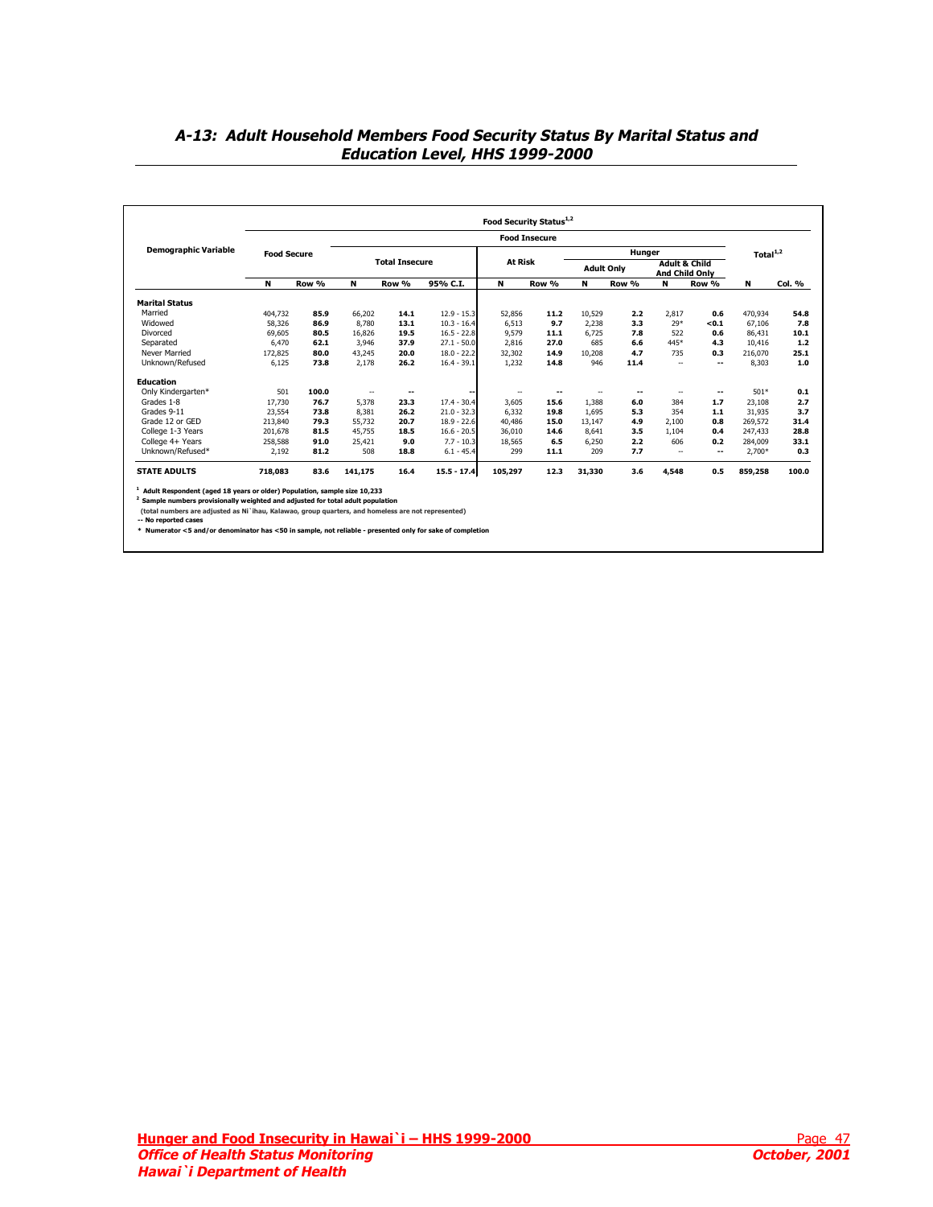# A-13: Adult Household Members Food Security Status By Marital Status and Education Level, HHS 1999-2000

| Demographic Variable | Food Security Status[1,2] | | | | | | | | | | | | | |
|---|---|---|---|---|---|---|---|---|---|---|---|---|---|---|
| | Food Secure | | Food Insecure | | | | | | | | | | Total[1,2] | |
| | | | Total Insecure | | | At Risk | | Hunger | | | | | | |
| | | | | | | | | Adult Only | | Adult & Child And Child Only | | | | |
| | N | Row % | N | Row % | 95% C.I. | N | Row % | N | Row % | N | Row % | | N | Col. % |
| **Marital Status** | | | | | | | | | | | | | | |
| Married | 404,732 | **85.9** | 66,202 | **14.1** | 12.9 - 15.3 | 52,856 | **11.2** | 10,529 | **2.2** | 2,817 | **0.6** | | 470,934 | **54.8** |
| Widowed | 58,326 | **86.9** | 8,780 | **13.1** | 10.3 - 16.4 | 6,513 | **9.7** | 2,238 | **3.3** | 29* | **<0.1** | | 67,106 | **7.8** |
| Divorced | 69,605 | **80.5** | 16,826 | **19.5** | 16.5 - 22.8 | 9,579 | **11.1** | 6,725 | **7.8** | 522 | **0.6** | | 86,431 | **10.1** |
| Separated | 6,470 | **62.1** | 3,946 | **37.9** | 27.1 - 50.0 | 2,816 | **27.0** | 685 | **6.6** | 445* | **4.3** | | 10,416 | **1.2** |
| Never Married | 172,825 | **80.0** | 43,245 | **20.0** | 18.0 - 22.2 | 32,302 | **14.9** | 10,208 | **4.7** | 735 | **0.3** | | 216,070 | **25.1** |
| Unknown/Refused | 6,125 | **73.8** | 2,178 | **26.2** | 16.4 - 39.1 | 1,232 | **14.8** | 946 | **11.4** | -- | **--** | | 8,303 | **1.0** |
| **Education** | | | | | | | | | | | | | | |
| Only Kindergarten* | 501 | **100.0** | -- | **--** | -- | -- | **--** | -- | **--** | -- | **--** | | 501* | **0.1** |
| Grades 1-8 | 17,730 | **76.7** | 5,378 | **23.3** | 17.4 - 30.4 | 3,605 | **15.6** | 1,388 | **6.0** | 384 | **1.7** | | 23,108 | **2.7** |
| Grades 9-11 | 23,554 | **73.8** | 8,381 | **26.2** | 21.0 - 32.3 | 6,332 | **19.8** | 1,695 | **5.3** | 354 | **1.1** | | 31,935 | **3.7** |
| Grade 12 or GED | 213,840 | **79.3** | 55,732 | **20.7** | 18.9 - 22.6 | 40,486 | **15.0** | 13,147 | **4.9** | 2,100 | **0.8** | | 269,572 | **31.4** |
| College 1-3 Years | 201,678 | **81.5** | 45,755 | **18.5** | 16.6 - 20.5 | 36,010 | **14.6** | 8,641 | **3.5** | 1,104 | **0.4** | | 247,433 | **28.8** |
| College 4+ Years | 258,588 | **91.0** | 25,421 | **9.0** | 7.7 - 10.3 | 18,565 | **6.5** | 6,250 | **2.2** | 606 | **0.2** | | 284,009 | **33.1** |
| Unknown/Refused* | 2,192 | **81.2** | 508 | **18.8** | 6.1 - 45.4 | 299 | **11.1** | 209 | **7.7** | -- | **--** | | 2,700* | **0.3** |
| **STATE ADULTS** | **718,083** | **83.6** | **141,175** | **16.4** | **15.5 - 17.4** | **105,297** | **12.3** | **31,330** | **3.6** | **4,548** | **0.5** | | **859,258** | **100.0** |

**[1] Adult Respondent (aged 18 years or older) Population, sample size 10,233**
**[2] Sample numbers provisionally weighted and adjusted for total adult population**
**(total numbers are adjusted as Ni`ihau, Kalawao, group quarters, and homeless are not represented)**
**-- No reported cases**
**\* Numerator <5 and/or denominator has <50 in sample, not reliable - presented only for sake of completion**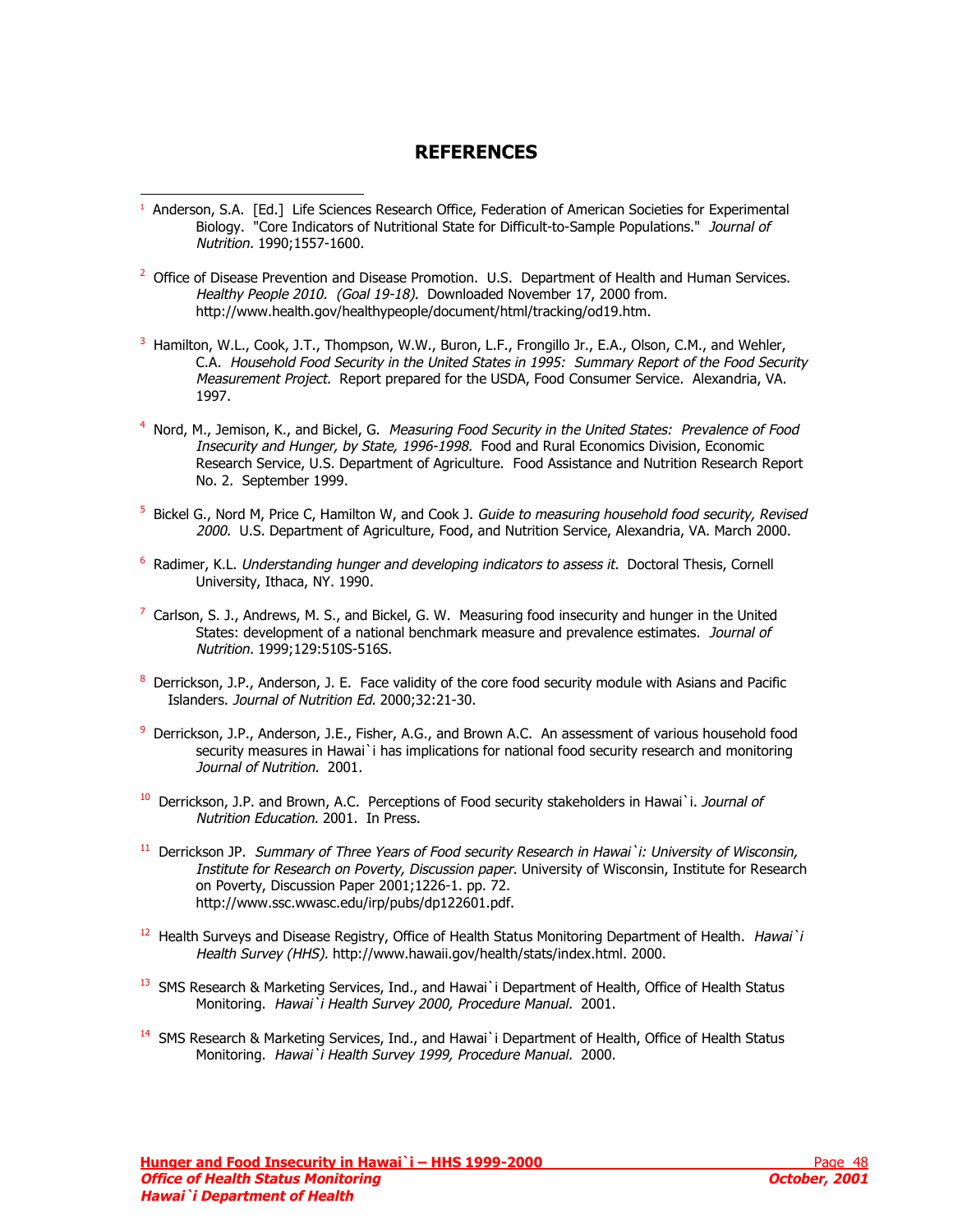# REFERENCES

[1] Anderson, S.A. [Ed.] Life Sciences Research Office, Federation of American Societies for Experimental Biology. "Core Indicators of Nutritional State for Difficult-to-Sample Populations." *Journal of Nutrition.* 1990;1557-1600.

[2] Office of Disease Prevention and Disease Promotion. U.S. Department of Health and Human Services. *Healthy People 2010. (Goal 19-18).* Downloaded November 17, 2000 from. http://www.health.gov/healthypeople/document/html/tracking/od19.htm.

[3] Hamilton, W.L., Cook, J.T., Thompson, W.W., Buron, L.F., Frongillo Jr., E.A., Olson, C.M., and Wehler, C.A. *Household Food Security in the United States in 1995: Summary Report of the Food Security Measurement Project.* Report prepared for the USDA, Food Consumer Service. Alexandria, VA. 1997.

[4] Nord, M., Jemison, K., and Bickel, G. *Measuring Food Security in the United States: Prevalence of Food Insecurity and Hunger, by State, 1996-1998.* Food and Rural Economics Division, Economic Research Service, U.S. Department of Agriculture. Food Assistance and Nutrition Research Report No. 2. September 1999.

[5] Bickel G., Nord M, Price C, Hamilton W, and Cook J. *Guide to measuring household food security, Revised 2000.* U.S. Department of Agriculture, Food, and Nutrition Service, Alexandria, VA. March 2000.

[6] Radimer, K.L. *Understanding hunger and developing indicators to assess it.* Doctoral Thesis, Cornell University, Ithaca, NY. 1990.

[7] Carlson, S. J., Andrews, M. S., and Bickel, G. W. Measuring food insecurity and hunger in the United States: development of a national benchmark measure and prevalence estimates. *Journal of Nutrition.* 1999;129:510S-516S.

[8] Derrickson, J.P., Anderson, J. E. Face validity of the core food security module with Asians and Pacific Islanders. *Journal of Nutrition Ed.* 2000;32:21-30.

[9] Derrickson, J.P., Anderson, J.E., Fisher, A.G., and Brown A.C. An assessment of various household food security measures in Hawai`i has implications for national food security research and monitoring *Journal of Nutrition.* 2001.

[10] Derrickson, J.P. and Brown, A.C. Perceptions of Food security stakeholders in Hawai`i. *Journal of Nutrition Education.* 2001. In Press.

[11] Derrickson JP. *Summary of Three Years of Food security Research in Hawai`i: University of Wisconsin, Institute for Research on Poverty, Discussion paper.* University of Wisconsin, Institute for Research on Poverty, Discussion Paper 2001;1226-1. pp. 72. http://www.ssc.wwasc.edu/irp/pubs/dp122601.pdf.

[12] Health Surveys and Disease Registry, Office of Health Status Monitoring Department of Health. *Hawai`i Health Survey (HHS).* http://www.hawaii.gov/health/stats/index.html. 2000.

[13] SMS Research & Marketing Services, Ind., and Hawai`i Department of Health, Office of Health Status Monitoring. *Hawai`i Health Survey 2000, Procedure Manual.* 2001.

[14] SMS Research & Marketing Services, Ind., and Hawai`i Department of Health, Office of Health Status Monitoring. *Hawai`i Health Survey 1999, Procedure Manual.* 2000.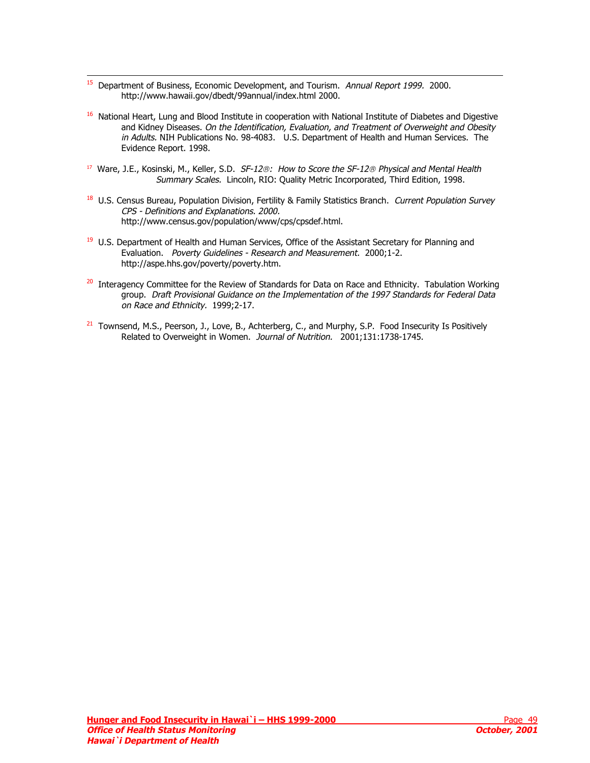[15] Department of Business, Economic Development, and Tourism. *Annual Report 1999.* 2000. http://www.hawaii.gov/dbedt/99annual/index.html 2000.

[16] National Heart, Lung and Blood Institute in cooperation with National Institute of Diabetes and Digestive and Kidney Diseases. *On the Identification, Evaluation, and Treatment of Overweight and Obesity in Adults.* NIH Publications No. 98-4083. U.S. Department of Health and Human Services. The Evidence Report. 1998.

[17] Ware, J.E., Kosinski, M., Keller, S.D. *SF-12®: How to Score the SF-12® Physical and Mental Health Summary Scales.* Lincoln, RIO: Quality Metric Incorporated, Third Edition, 1998.

[18] U.S. Census Bureau, Population Division, Fertility & Family Statistics Branch. *Current Population Survey CPS - Definitions and Explanations. 2000.* http://www.census.gov/population/www/cps/cpsdef.html.

[19] U.S. Department of Health and Human Services, Office of the Assistant Secretary for Planning and Evaluation. *Poverty Guidelines - Research and Measurement.* 2000;1-2. http://aspe.hhs.gov/poverty/poverty.htm.

[20] Interagency Committee for the Review of Standards for Data on Race and Ethnicity. Tabulation Working group. *Draft Provisional Guidance on the Implementation of the 1997 Standards for Federal Data on Race and Ethnicity.* 1999;2-17.

[21] Townsend, M.S., Peerson, J., Love, B., Achterberg, C., and Murphy, S.P. Food Insecurity Is Positively Related to Overweight in Women. *Journal of Nutrition.* 2001;131:1738-1745.